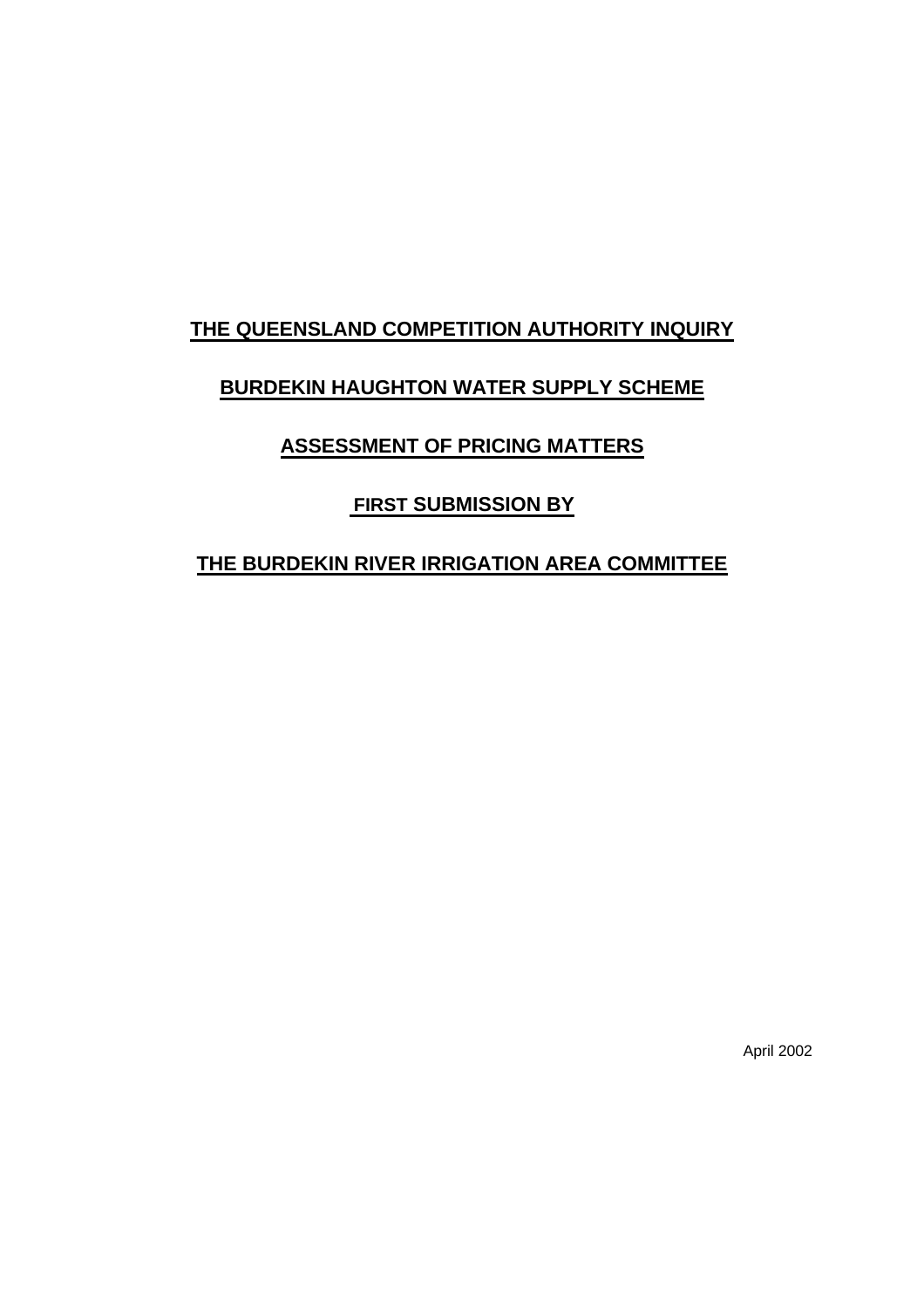# THE QUEENSLAND COMPETITION AUTHORITY INQUIRY

## BURDEKIN HAUGHTON WATER SUPPLY SCHEME

## ASSESSMENT OF PRICING MATTERS

## FIRST SUBMISSION BY

## THE BURDEKIN RIVER IRRIGATION AREA COMMITTEE

April 2002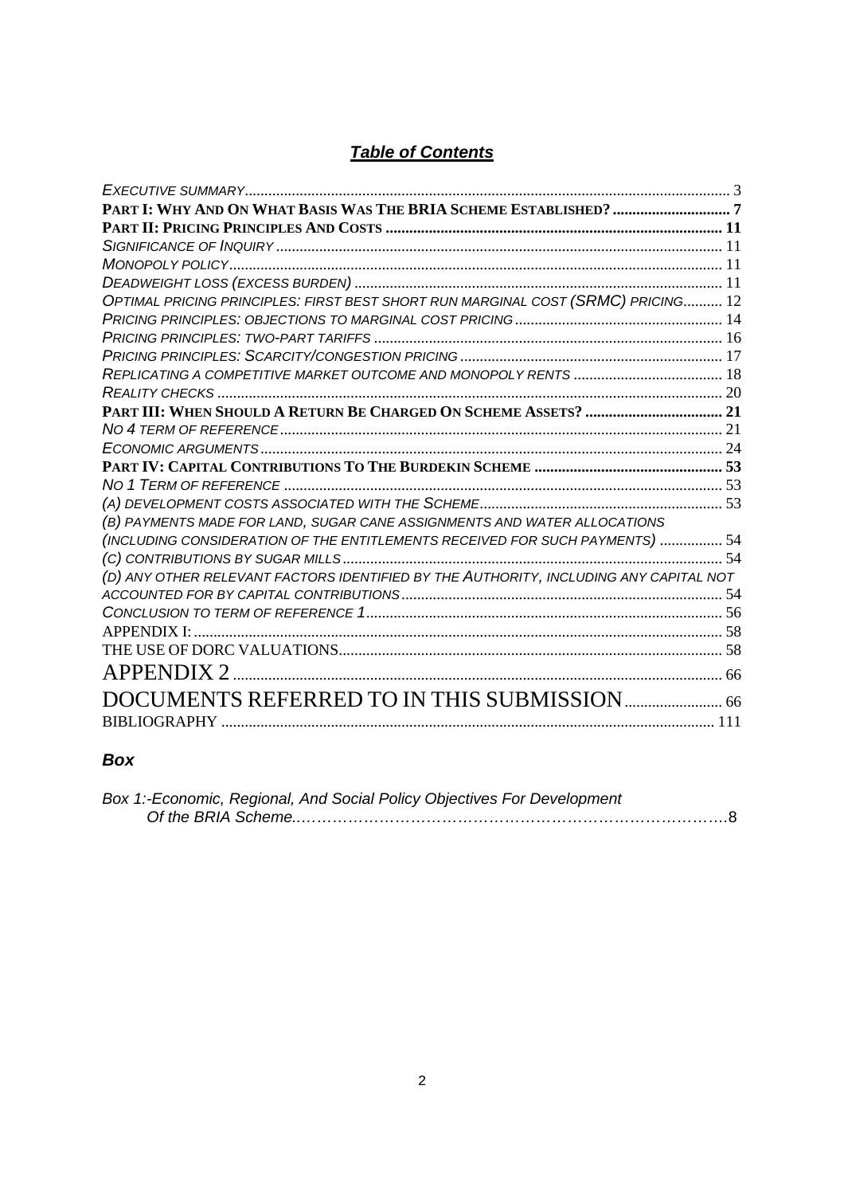# ***Table of Contents***

| | |
|---|---|
| *EXECUTIVE SUMMARY* | 3 |
| **PART I: WHY AND ON WHAT BASIS WAS THE BRIA SCHEME ESTABLISHED?** | **7** |
| **PART II: PRICING PRINCIPLES AND COSTS** | **11** |
| *SIGNIFICANCE OF INQUIRY* | 11 |
| *MONOPOLY POLICY* | 11 |
| *DEADWEIGHT LOSS (EXCESS BURDEN)* | 11 |
| *OPTIMAL PRICING PRINCIPLES: FIRST BEST SHORT RUN MARGINAL COST (SRMC) PRICING* | 12 |
| *PRICING PRINCIPLES: OBJECTIONS TO MARGINAL COST PRICING* | 14 |
| *PRICING PRINCIPLES: TWO-PART TARIFFS* | 16 |
| *PRICING PRINCIPLES: SCARCITY/CONGESTION PRICING* | 17 |
| *REPLICATING A COMPETITIVE MARKET OUTCOME AND MONOPOLY RENTS* | 18 |
| *REALITY CHECKS* | 20 |
| **PART III: WHEN SHOULD A RETURN BE CHARGED ON SCHEME ASSETS?** | **21** |
| *NO 4 TERM OF REFERENCE* | 21 |
| *ECONOMIC ARGUMENTS* | 24 |
| **PART IV: CAPITAL CONTRIBUTIONS TO THE BURDEKIN SCHEME** | **53** |
| *NO 1 TERM OF REFERENCE* | 53 |
| *(A) DEVELOPMENT COSTS ASSOCIATED WITH THE SCHEME* | 53 |
| *(B) PAYMENTS MADE FOR LAND, SUGAR CANE ASSIGNMENTS AND WATER ALLOCATIONS (INCLUDING CONSIDERATION OF THE ENTITLEMENTS RECEIVED FOR SUCH PAYMENTS)* | 54 |
| *(C) CONTRIBUTIONS BY SUGAR MILLS* | 54 |
| *(D) ANY OTHER RELEVANT FACTORS IDENTIFIED BY THE AUTHORITY, INCLUDING ANY CAPITAL NOT ACCOUNTED FOR BY CAPITAL CONTRIBUTIONS* | 54 |
| *CONCLUSION TO TERM OF REFERENCE 1* | 56 |
| APPENDIX I: | 58 |
| THE USE OF DORC VALUATIONS | 58 |
| APPENDIX 2 | 66 |
| DOCUMENTS REFERRED TO IN THIS SUBMISSION | 66 |
| BIBLIOGRAPHY | 111 |

### ***Box***

| | |
|---|---|
| *Box 1:-Economic, Regional, And Social Policy Objectives For Development Of the BRIA Scheme.* | 8 |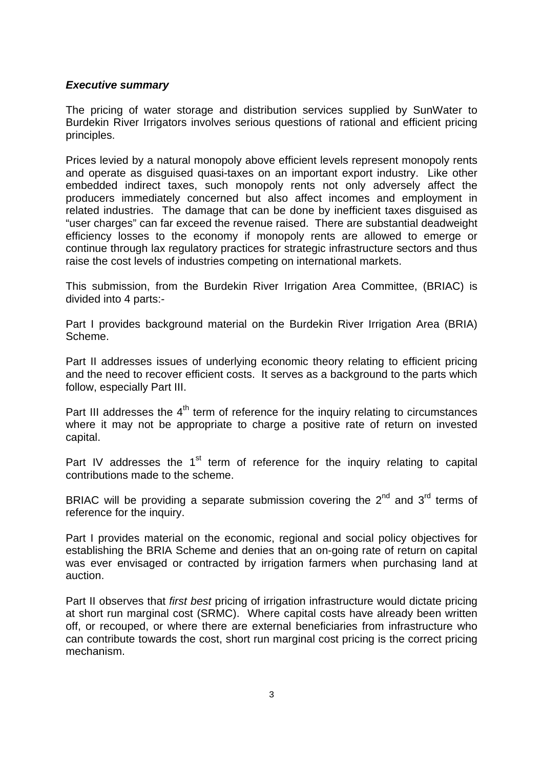### *Executive summary*

The pricing of water storage and distribution services supplied by SunWater to Burdekin River Irrigators involves serious questions of rational and efficient pricing principles.

Prices levied by a natural monopoly above efficient levels represent monopoly rents and operate as disguised quasi-taxes on an important export industry. Like other embedded indirect taxes, such monopoly rents not only adversely affect the producers immediately concerned but also affect incomes and employment in related industries. The damage that can be done by inefficient taxes disguised as "user charges" can far exceed the revenue raised. There are substantial deadweight efficiency losses to the economy if monopoly rents are allowed to emerge or continue through lax regulatory practices for strategic infrastructure sectors and thus raise the cost levels of industries competing on international markets.

This submission, from the Burdekin River Irrigation Area Committee, (BRIAC) is divided into 4 parts:-

Part I provides background material on the Burdekin River Irrigation Area (BRIA) Scheme.

Part II addresses issues of underlying economic theory relating to efficient pricing and the need to recover efficient costs. It serves as a background to the parts which follow, especially Part III.

Part III addresses the 4th term of reference for the inquiry relating to circumstances where it may not be appropriate to charge a positive rate of return on invested capital.

Part IV addresses the 1st term of reference for the inquiry relating to capital contributions made to the scheme.

BRIAC will be providing a separate submission covering the 2nd and 3rd terms of reference for the inquiry.

Part I provides material on the economic, regional and social policy objectives for establishing the BRIA Scheme and denies that an on-going rate of return on capital was ever envisaged or contracted by irrigation farmers when purchasing land at auction.

Part II observes that *first best* pricing of irrigation infrastructure would dictate pricing at short run marginal cost (SRMC). Where capital costs have already been written off, or recouped, or where there are external beneficiaries from infrastructure who can contribute towards the cost, short run marginal cost pricing is the correct pricing mechanism.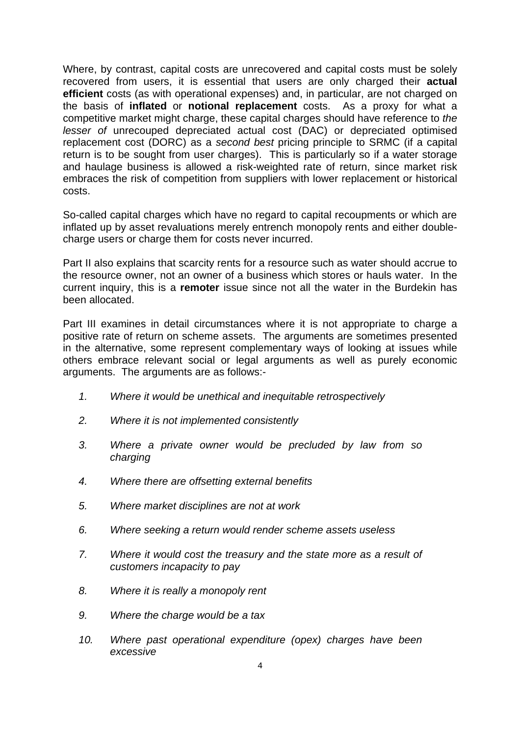Where, by contrast, capital costs are unrecovered and capital costs must be solely recovered from users, it is essential that users are only charged their **actual efficient** costs (as with operational expenses) and, in particular, are not charged on the basis of **inflated** or **notional replacement** costs. As a proxy for what a competitive market might charge, these capital charges should have reference to *the lesser of* unrecouped depreciated actual cost (DAC) or depreciated optimised replacement cost (DORC) as a *second best* pricing principle to SRMC (if a capital return is to be sought from user charges). This is particularly so if a water storage and haulage business is allowed a risk-weighted rate of return, since market risk embraces the risk of competition from suppliers with lower replacement or historical costs.

So-called capital charges which have no regard to capital recoupments or which are inflated up by asset revaluations merely entrench monopoly rents and either double-charge users or charge them for costs never incurred.

Part II also explains that scarcity rents for a resource such as water should accrue to the resource owner, not an owner of a business which stores or hauls water. In the current inquiry, this is a **remoter** issue since not all the water in the Burdekin has been allocated.

Part III examines in detail circumstances where it is not appropriate to charge a positive rate of return on scheme assets. The arguments are sometimes presented in the alternative, some represent complementary ways of looking at issues while others embrace relevant social or legal arguments as well as purely economic arguments. The arguments are as follows:-

1. *Where it would be unethical and inequitable retrospectively*
2. *Where it is not implemented consistently*
3. *Where a private owner would be precluded by law from so charging*
4. *Where there are offsetting external benefits*
5. *Where market disciplines are not at work*
6. *Where seeking a return would render scheme assets useless*
7. *Where it would cost the treasury and the state more as a result of customers incapacity to pay*
8. *Where it is really a monopoly rent*
9. *Where the charge would be a tax*
10. *Where past operational expenditure (opex) charges have been excessive*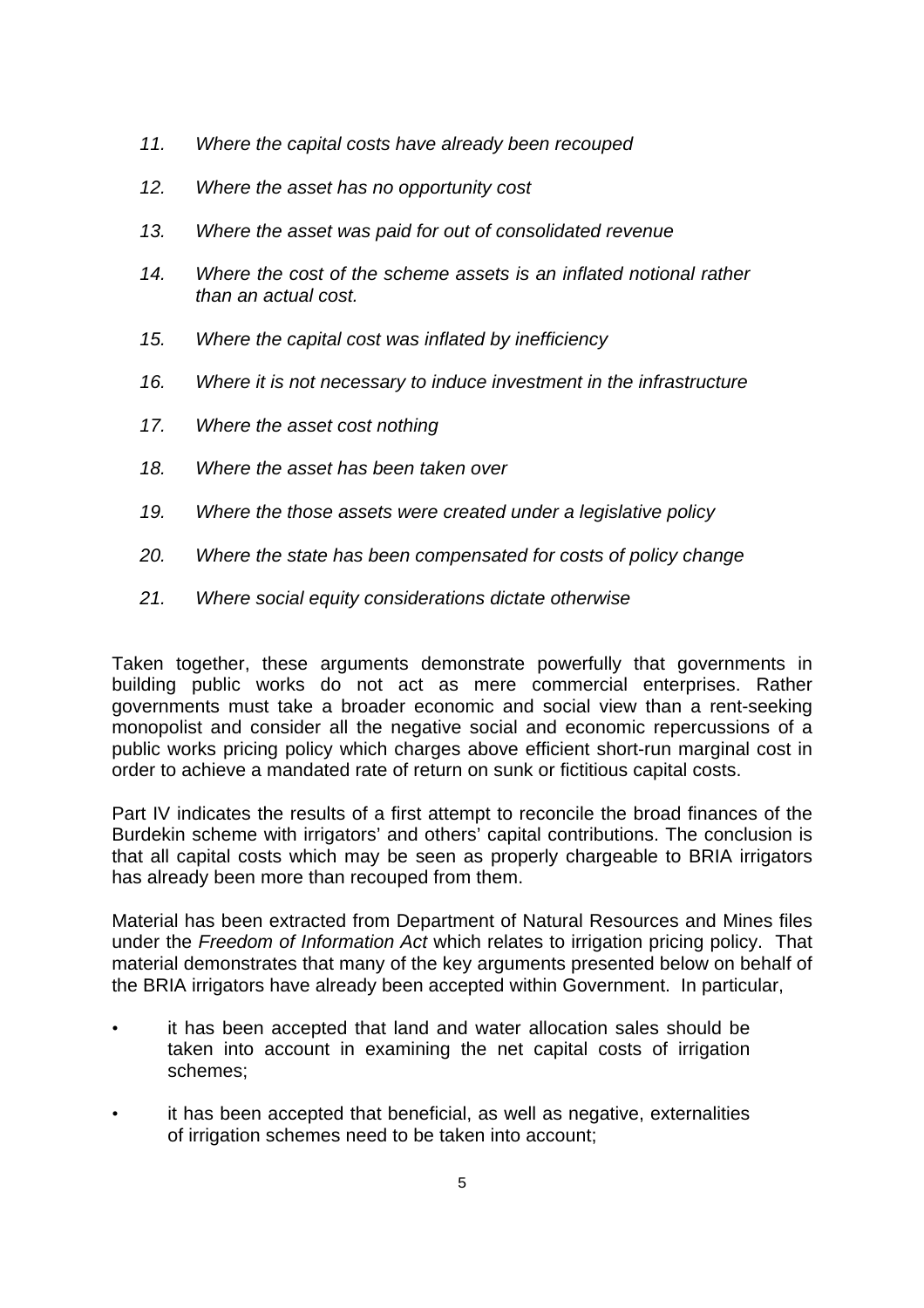11. *Where the capital costs have already been recouped*

12. *Where the asset has no opportunity cost*

13. *Where the asset was paid for out of consolidated revenue*

14. *Where the cost of the scheme assets is an inflated notional rather than an actual cost.*

15. *Where the capital cost was inflated by inefficiency*

16. *Where it is not necessary to induce investment in the infrastructure*

17. *Where the asset cost nothing*

18. *Where the asset has been taken over*

19. *Where the those assets were created under a legislative policy*

20. *Where the state has been compensated for costs of policy change*

21. *Where social equity considerations dictate otherwise*

Taken together, these arguments demonstrate powerfully that governments in building public works do not act as mere commercial enterprises. Rather governments must take a broader economic and social view than a rent-seeking monopolist and consider all the negative social and economic repercussions of a public works pricing policy which charges above efficient short-run marginal cost in order to achieve a mandated rate of return on sunk or fictitious capital costs.

Part IV indicates the results of a first attempt to reconcile the broad finances of the Burdekin scheme with irrigators' and others' capital contributions. The conclusion is that all capital costs which may be seen as properly chargeable to BRIA irrigators has already been more than recouped from them.

Material has been extracted from Department of Natural Resources and Mines files under the *Freedom of Information Act* which relates to irrigation pricing policy. That material demonstrates that many of the key arguments presented below on behalf of the BRIA irrigators have already been accepted within Government. In particular,

- it has been accepted that land and water allocation sales should be taken into account in examining the net capital costs of irrigation schemes;

- it has been accepted that beneficial, as well as negative, externalities of irrigation schemes need to be taken into account;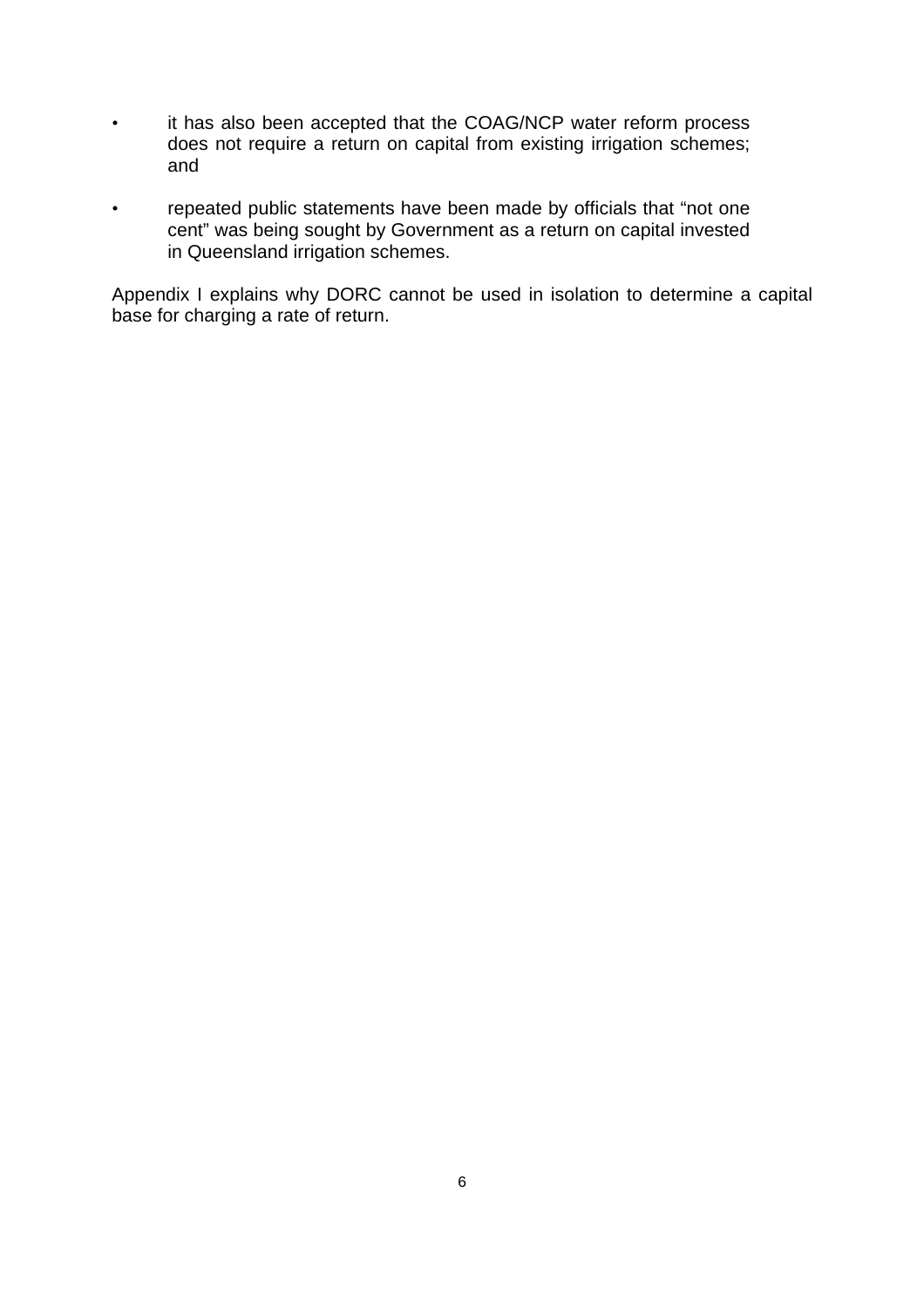- it has also been accepted that the COAG/NCP water reform process does not require a return on capital from existing irrigation schemes; and

- repeated public statements have been made by officials that "not one cent" was being sought by Government as a return on capital invested in Queensland irrigation schemes.

Appendix I explains why DORC cannot be used in isolation to determine a capital base for charging a rate of return.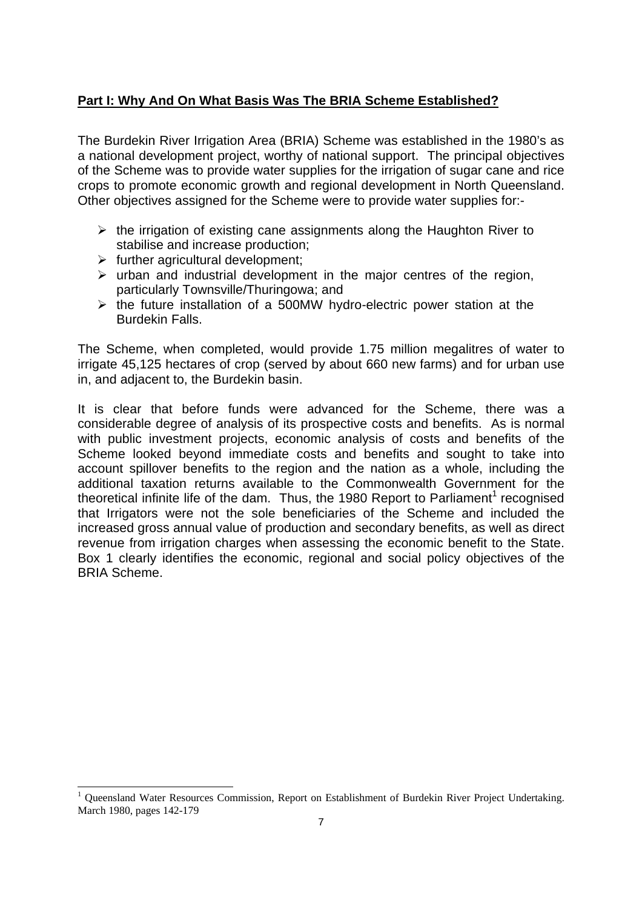## Part I: Why And On What Basis Was The BRIA Scheme Established?

The Burdekin River Irrigation Area (BRIA) Scheme was established in the 1980's as a national development project, worthy of national support. The principal objectives of the Scheme was to provide water supplies for the irrigation of sugar cane and rice crops to promote economic growth and regional development in North Queensland. Other objectives assigned for the Scheme were to provide water supplies for:-

- the irrigation of existing cane assignments along the Haughton River to stabilise and increase production;
- further agricultural development;
- urban and industrial development in the major centres of the region, particularly Townsville/Thuringowa; and
- the future installation of a 500MW hydro-electric power station at the Burdekin Falls.

The Scheme, when completed, would provide 1.75 million megalitres of water to irrigate 45,125 hectares of crop (served by about 660 new farms) and for urban use in, and adjacent to, the Burdekin basin.

It is clear that before funds were advanced for the Scheme, there was a considerable degree of analysis of its prospective costs and benefits. As is normal with public investment projects, economic analysis of costs and benefits of the Scheme looked beyond immediate costs and benefits and sought to take into account spillover benefits to the region and the nation as a whole, including the additional taxation returns available to the Commonwealth Government for the theoretical infinite life of the dam. Thus, the 1980 Report to Parliament[1] recognised that Irrigators were not the sole beneficiaries of the Scheme and included the increased gross annual value of production and secondary benefits, as well as direct revenue from irrigation charges when assessing the economic benefit to the State. Box 1 clearly identifies the economic, regional and social policy objectives of the BRIA Scheme.

[1] Queensland Water Resources Commission, Report on Establishment of Burdekin River Project Undertaking. March 1980, pages 142-179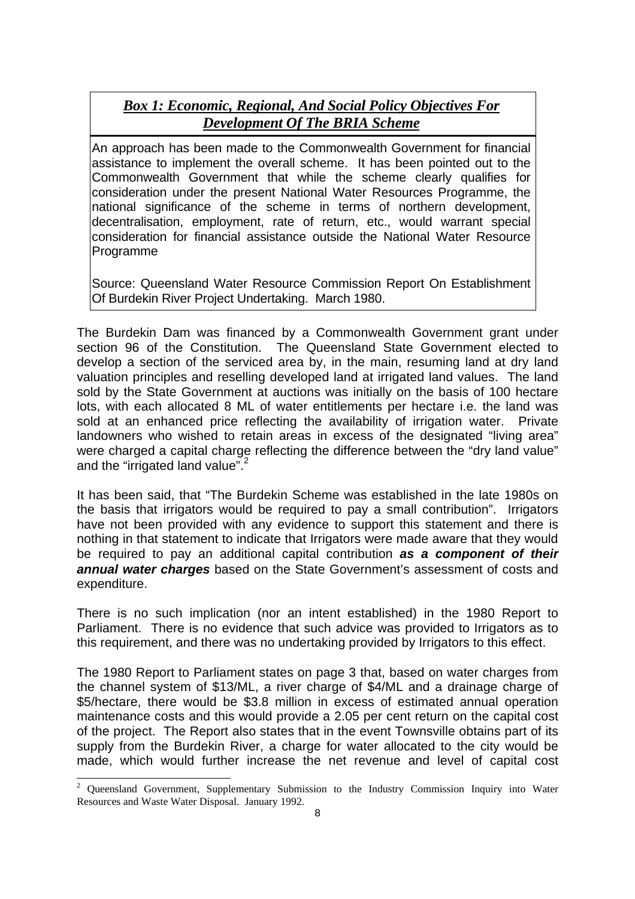***Box 1: Economic, Regional, And Social Policy Objectives For Development Of The BRIA Scheme***

An approach has been made to the Commonwealth Government for financial assistance to implement the overall scheme. It has been pointed out to the Commonwealth Government that while the scheme clearly qualifies for consideration under the present National Water Resources Programme, the national significance of the scheme in terms of northern development, decentralisation, employment, rate of return, etc., would warrant special consideration for financial assistance outside the National Water Resource Programme

Source: Queensland Water Resource Commission Report On Establishment Of Burdekin River Project Undertaking. March 1980.

The Burdekin Dam was financed by a Commonwealth Government grant under section 96 of the Constitution. The Queensland State Government elected to develop a section of the serviced area by, in the main, resuming land at dry land valuation principles and reselling developed land at irrigated land values. The land sold by the State Government at auctions was initially on the basis of 100 hectare lots, with each allocated 8 ML of water entitlements per hectare i.e. the land was sold at an enhanced price reflecting the availability of irrigation water. Private landowners who wished to retain areas in excess of the designated "living area" were charged a capital charge reflecting the difference between the "dry land value" and the "irrigated land value".[2]

It has been said, that "The Burdekin Scheme was established in the late 1980s on the basis that irrigators would be required to pay a small contribution". Irrigators have not been provided with any evidence to support this statement and there is nothing in that statement to indicate that Irrigators were made aware that they would be required to pay an additional capital contribution ***as a component of their annual water charges*** based on the State Government's assessment of costs and expenditure.

There is no such implication (nor an intent established) in the 1980 Report to Parliament. There is no evidence that such advice was provided to Irrigators as to this requirement, and there was no undertaking provided by Irrigators to this effect.

The 1980 Report to Parliament states on page 3 that, based on water charges from the channel system of $13/ML, a river charge of $4/ML and a drainage charge of $5/hectare, there would be $3.8 million in excess of estimated annual operation maintenance costs and this would provide a 2.05 per cent return on the capital cost of the project. The Report also states that in the event Townsville obtains part of its supply from the Burdekin River, a charge for water allocated to the city would be made, which would further increase the net revenue and level of capital cost

[2] Queensland Government, Supplementary Submission to the Industry Commission Inquiry into Water Resources and Waste Water Disposal. January 1992.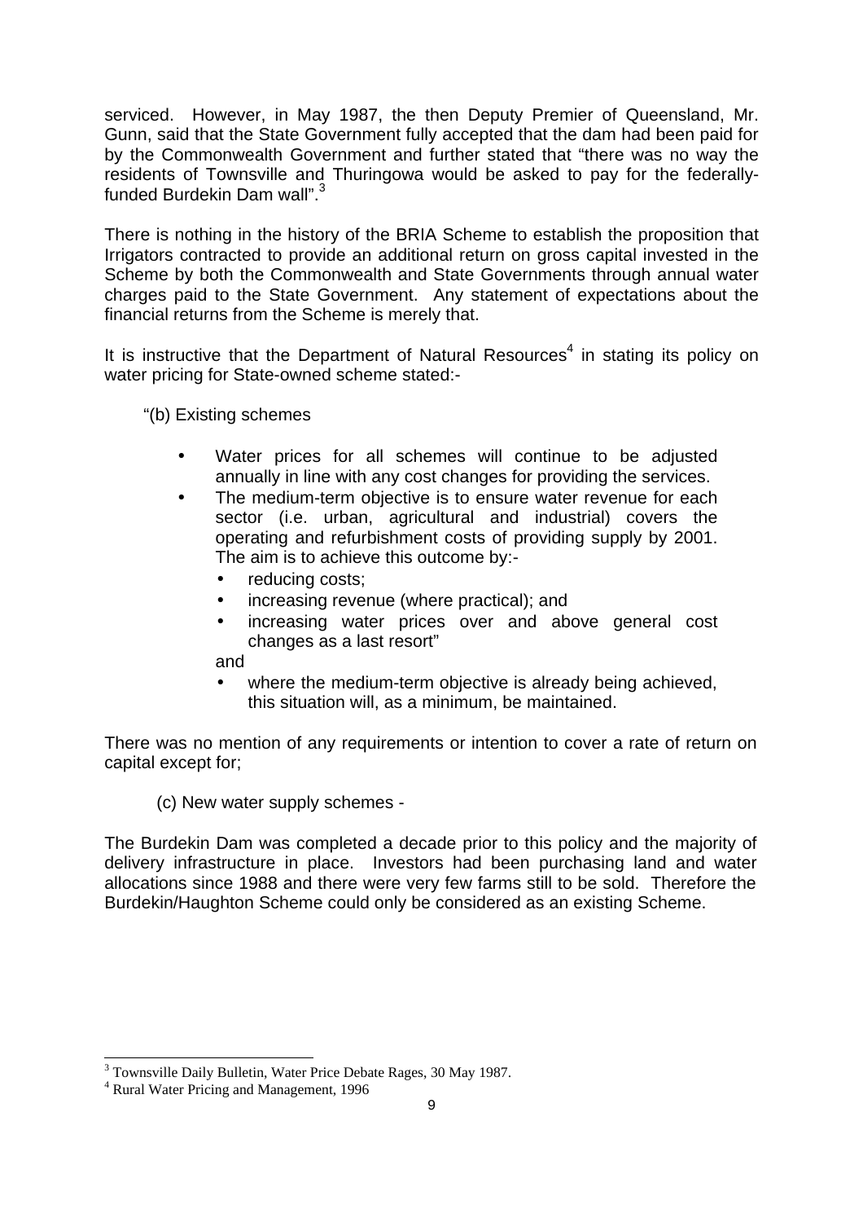serviced. However, in May 1987, the then Deputy Premier of Queensland, Mr. Gunn, said that the State Government fully accepted that the dam had been paid for by the Commonwealth Government and further stated that "there was no way the residents of Townsville and Thuringowa would be asked to pay for the federally-funded Burdekin Dam wall".[3]

There is nothing in the history of the BRIA Scheme to establish the proposition that Irrigators contracted to provide an additional return on gross capital invested in the Scheme by both the Commonwealth and State Governments through annual water charges paid to the State Government. Any statement of expectations about the financial returns from the Scheme is merely that.

It is instructive that the Department of Natural Resources[4] in stating its policy on water pricing for State-owned scheme stated:-

"(b) Existing schemes

- Water prices for all schemes will continue to be adjusted annually in line with any cost changes for providing the services.
- The medium-term objective is to ensure water revenue for each sector (i.e. urban, agricultural and industrial) covers the operating and refurbishment costs of providing supply by 2001. The aim is to achieve this outcome by:-
  - reducing costs;
  - increasing revenue (where practical); and
  - increasing water prices over and above general cost changes as a last resort"

  and

  - where the medium-term objective is already being achieved, this situation will, as a minimum, be maintained.

There was no mention of any requirements or intention to cover a rate of return on capital except for;

(c) New water supply schemes -

The Burdekin Dam was completed a decade prior to this policy and the majority of delivery infrastructure in place. Investors had been purchasing land and water allocations since 1988 and there were very few farms still to be sold. Therefore the Burdekin/Haughton Scheme could only be considered as an existing Scheme.

---

[3] Townsville Daily Bulletin, Water Price Debate Rages, 30 May 1987.

[4] Rural Water Pricing and Management, 1996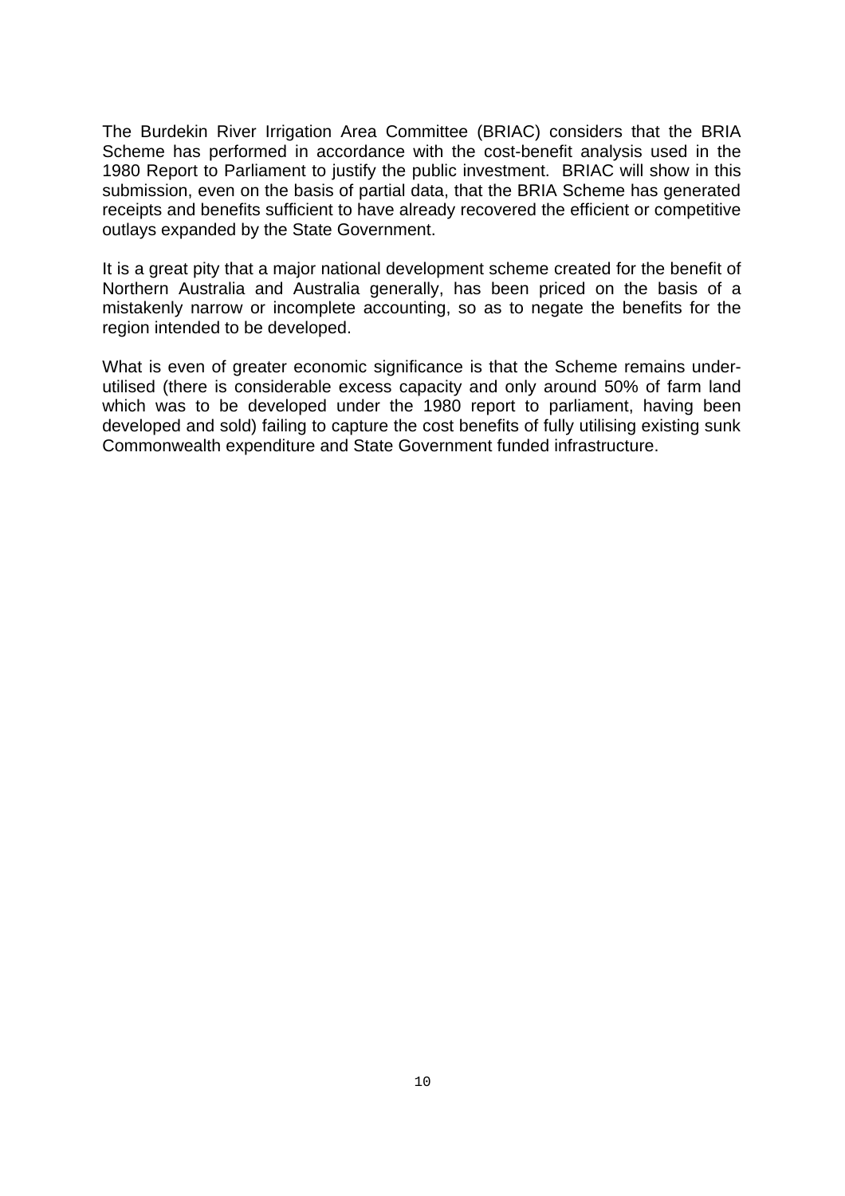The Burdekin River Irrigation Area Committee (BRIAC) considers that the BRIA Scheme has performed in accordance with the cost-benefit analysis used in the 1980 Report to Parliament to justify the public investment. BRIAC will show in this submission, even on the basis of partial data, that the BRIA Scheme has generated receipts and benefits sufficient to have already recovered the efficient or competitive outlays expanded by the State Government.

It is a great pity that a major national development scheme created for the benefit of Northern Australia and Australia generally, has been priced on the basis of a mistakenly narrow or incomplete accounting, so as to negate the benefits for the region intended to be developed.

What is even of greater economic significance is that the Scheme remains under-utilised (there is considerable excess capacity and only around 50% of farm land which was to be developed under the 1980 report to parliament, having been developed and sold) failing to capture the cost benefits of fully utilising existing sunk Commonwealth expenditure and State Government funded infrastructure.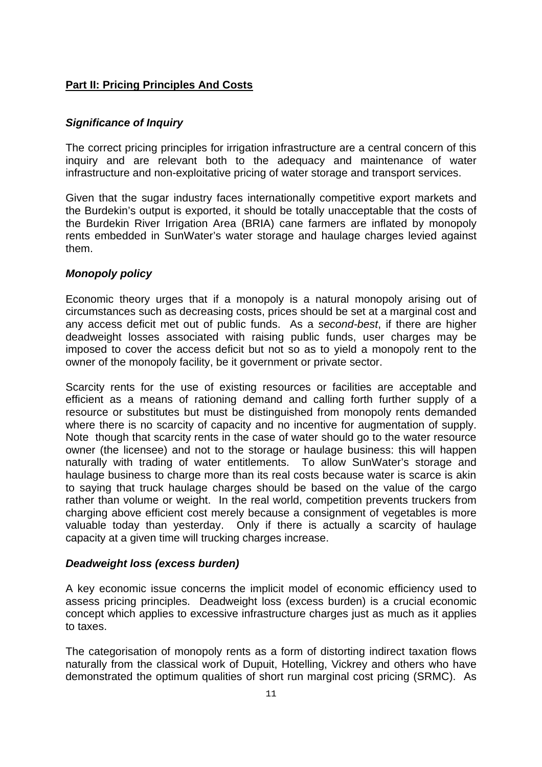## **Part II: Pricing Principles And Costs**

### ***Significance of Inquiry***

The correct pricing principles for irrigation infrastructure are a central concern of this inquiry and are relevant both to the adequacy and maintenance of water infrastructure and non-exploitative pricing of water storage and transport services.

Given that the sugar industry faces internationally competitive export markets and the Burdekin's output is exported, it should be totally unacceptable that the costs of the Burdekin River Irrigation Area (BRIA) cane farmers are inflated by monopoly rents embedded in SunWater's water storage and haulage charges levied against them.

### ***Monopoly policy***

Economic theory urges that if a monopoly is a natural monopoly arising out of circumstances such as decreasing costs, prices should be set at a marginal cost and any access deficit met out of public funds. As a *second-best*, if there are higher deadweight losses associated with raising public funds, user charges may be imposed to cover the access deficit but not so as to yield a monopoly rent to the owner of the monopoly facility, be it government or private sector.

Scarcity rents for the use of existing resources or facilities are acceptable and efficient as a means of rationing demand and calling forth further supply of a resource or substitutes but must be distinguished from monopoly rents demanded where there is no scarcity of capacity and no incentive for augmentation of supply. Note though that scarcity rents in the case of water should go to the water resource owner (the licensee) and not to the storage or haulage business: this will happen naturally with trading of water entitlements. To allow SunWater's storage and haulage business to charge more than its real costs because water is scarce is akin to saying that truck haulage charges should be based on the value of the cargo rather than volume or weight. In the real world, competition prevents truckers from charging above efficient cost merely because a consignment of vegetables is more valuable today than yesterday. Only if there is actually a scarcity of haulage capacity at a given time will trucking charges increase.

### ***Deadweight loss (excess burden)***

A key economic issue concerns the implicit model of economic efficiency used to assess pricing principles. Deadweight loss (excess burden) is a crucial economic concept which applies to excessive infrastructure charges just as much as it applies to taxes.

The categorisation of monopoly rents as a form of distorting indirect taxation flows naturally from the classical work of Dupuit, Hotelling, Vickrey and others who have demonstrated the optimum qualities of short run marginal cost pricing (SRMC). As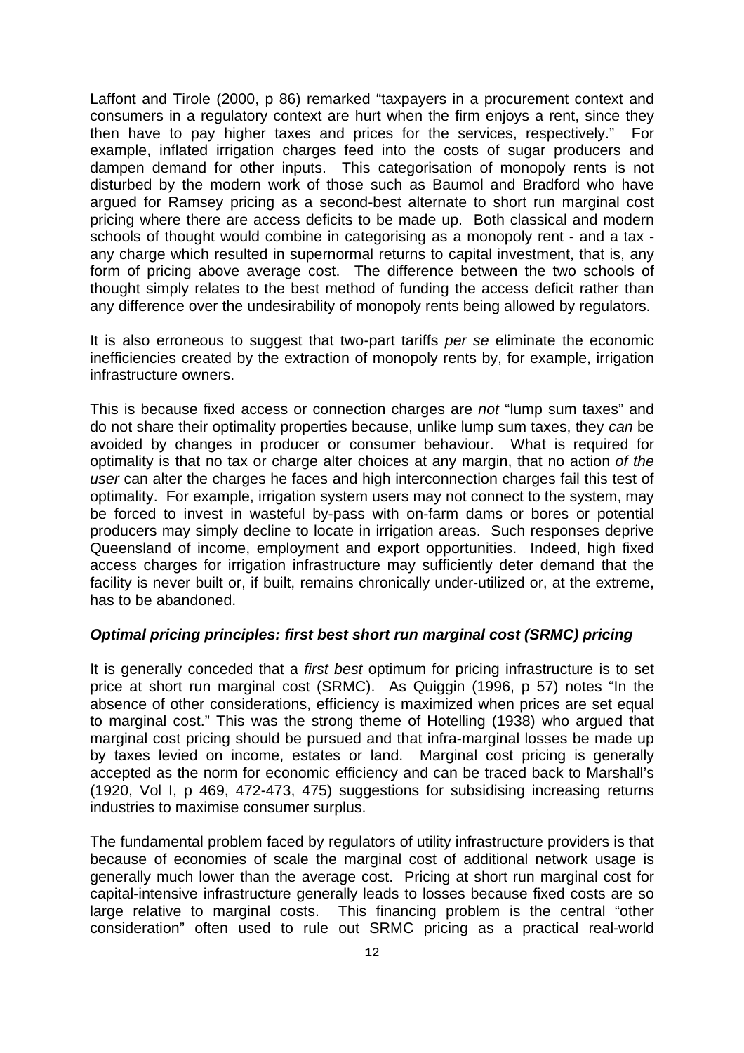Laffont and Tirole (2000, p 86) remarked "taxpayers in a procurement context and consumers in a regulatory context are hurt when the firm enjoys a rent, since they then have to pay higher taxes and prices for the services, respectively." For example, inflated irrigation charges feed into the costs of sugar producers and dampen demand for other inputs. This categorisation of monopoly rents is not disturbed by the modern work of those such as Baumol and Bradford who have argued for Ramsey pricing as a second-best alternate to short run marginal cost pricing where there are access deficits to be made up. Both classical and modern schools of thought would combine in categorising as a monopoly rent - and a tax - any charge which resulted in supernormal returns to capital investment, that is, any form of pricing above average cost. The difference between the two schools of thought simply relates to the best method of funding the access deficit rather than any difference over the undesirability of monopoly rents being allowed by regulators.

It is also erroneous to suggest that two-part tariffs *per se* eliminate the economic inefficiencies created by the extraction of monopoly rents by, for example, irrigation infrastructure owners.

This is because fixed access or connection charges are *not* "lump sum taxes" and do not share their optimality properties because, unlike lump sum taxes, they *can* be avoided by changes in producer or consumer behaviour. What is required for optimality is that no tax or charge alter choices at any margin, that no action *of the user* can alter the charges he faces and high interconnection charges fail this test of optimality. For example, irrigation system users may not connect to the system, may be forced to invest in wasteful by-pass with on-farm dams or bores or potential producers may simply decline to locate in irrigation areas. Such responses deprive Queensland of income, employment and export opportunities. Indeed, high fixed access charges for irrigation infrastructure may sufficiently deter demand that the facility is never built or, if built, remains chronically under-utilized or, at the extreme, has to be abandoned.

### *Optimal pricing principles: first best short run marginal cost (SRMC) pricing*

It is generally conceded that a *first best* optimum for pricing infrastructure is to set price at short run marginal cost (SRMC). As Quiggin (1996, p 57) notes "In the absence of other considerations, efficiency is maximized when prices are set equal to marginal cost." This was the strong theme of Hotelling (1938) who argued that marginal cost pricing should be pursued and that infra-marginal losses be made up by taxes levied on income, estates or land. Marginal cost pricing is generally accepted as the norm for economic efficiency and can be traced back to Marshall's (1920, Vol I, p 469, 472-473, 475) suggestions for subsidising increasing returns industries to maximise consumer surplus.

The fundamental problem faced by regulators of utility infrastructure providers is that because of economies of scale the marginal cost of additional network usage is generally much lower than the average cost. Pricing at short run marginal cost for capital-intensive infrastructure generally leads to losses because fixed costs are so large relative to marginal costs. This financing problem is the central "other consideration" often used to rule out SRMC pricing as a practical real-world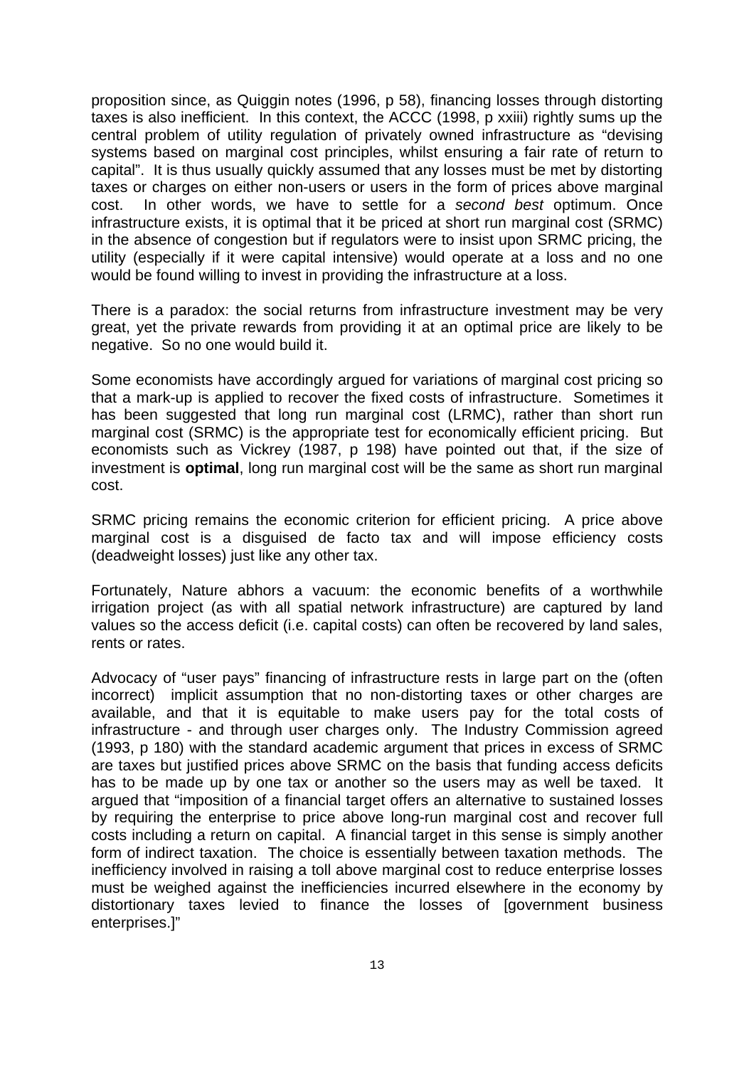proposition since, as Quiggin notes (1996, p 58), financing losses through distorting taxes is also inefficient. In this context, the ACCC (1998, p xxiii) rightly sums up the central problem of utility regulation of privately owned infrastructure as "devising systems based on marginal cost principles, whilst ensuring a fair rate of return to capital". It is thus usually quickly assumed that any losses must be met by distorting taxes or charges on either non-users or users in the form of prices above marginal cost. In other words, we have to settle for a *second best* optimum. Once infrastructure exists, it is optimal that it be priced at short run marginal cost (SRMC) in the absence of congestion but if regulators were to insist upon SRMC pricing, the utility (especially if it were capital intensive) would operate at a loss and no one would be found willing to invest in providing the infrastructure at a loss.

There is a paradox: the social returns from infrastructure investment may be very great, yet the private rewards from providing it at an optimal price are likely to be negative. So no one would build it.

Some economists have accordingly argued for variations of marginal cost pricing so that a mark-up is applied to recover the fixed costs of infrastructure. Sometimes it has been suggested that long run marginal cost (LRMC), rather than short run marginal cost (SRMC) is the appropriate test for economically efficient pricing. But economists such as Vickrey (1987, p 198) have pointed out that, if the size of investment is **optimal**, long run marginal cost will be the same as short run marginal cost.

SRMC pricing remains the economic criterion for efficient pricing. A price above marginal cost is a disguised de facto tax and will impose efficiency costs (deadweight losses) just like any other tax.

Fortunately, Nature abhors a vacuum: the economic benefits of a worthwhile irrigation project (as with all spatial network infrastructure) are captured by land values so the access deficit (i.e. capital costs) can often be recovered by land sales, rents or rates.

Advocacy of "user pays" financing of infrastructure rests in large part on the (often incorrect) implicit assumption that no non-distorting taxes or other charges are available, and that it is equitable to make users pay for the total costs of infrastructure - and through user charges only. The Industry Commission agreed (1993, p 180) with the standard academic argument that prices in excess of SRMC are taxes but justified prices above SRMC on the basis that funding access deficits has to be made up by one tax or another so the users may as well be taxed. It argued that "imposition of a financial target offers an alternative to sustained losses by requiring the enterprise to price above long-run marginal cost and recover full costs including a return on capital. A financial target in this sense is simply another form of indirect taxation. The choice is essentially between taxation methods. The inefficiency involved in raising a toll above marginal cost to reduce enterprise losses must be weighed against the inefficiencies incurred elsewhere in the economy by distortionary taxes levied to finance the losses of [government business enterprises.]"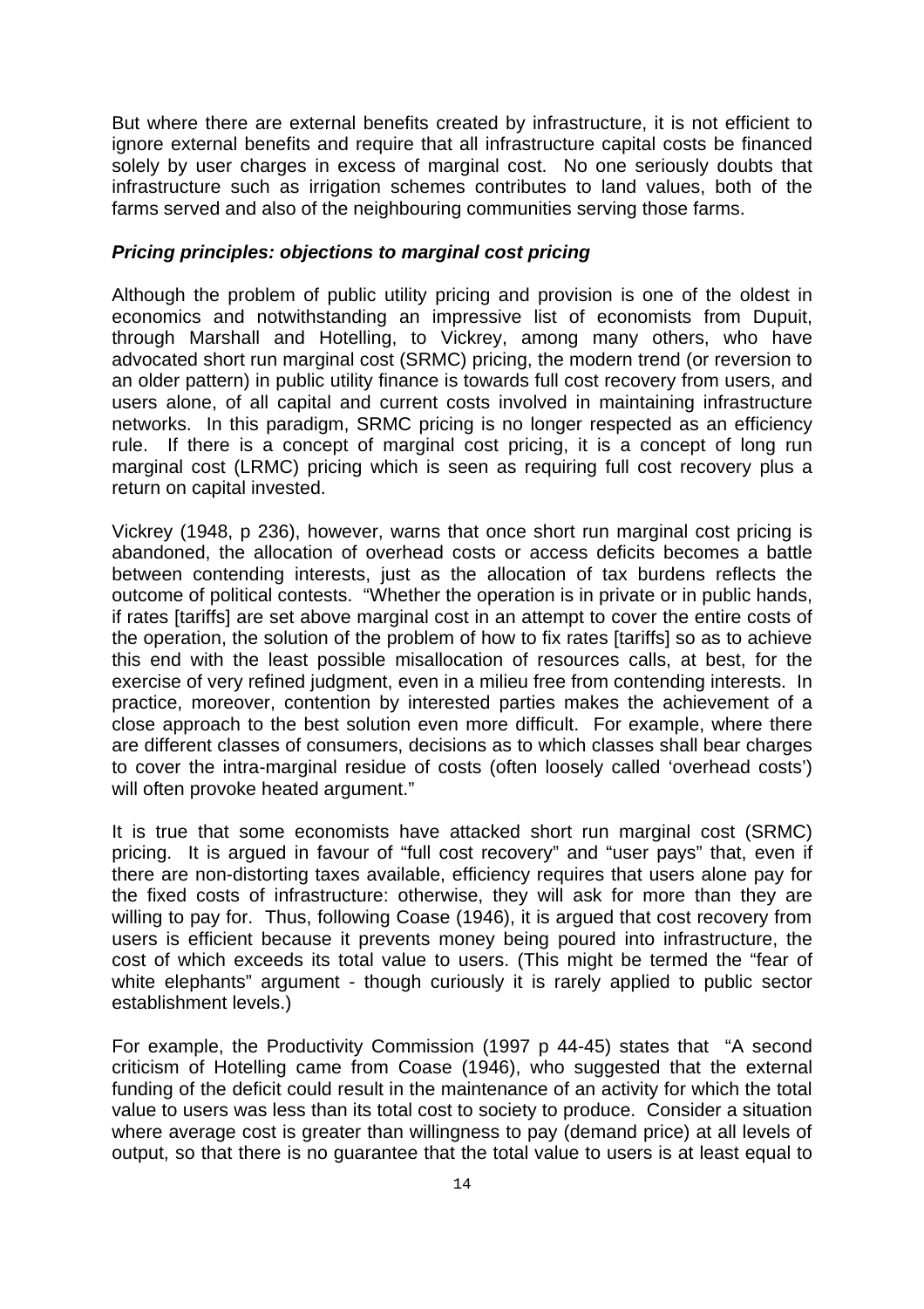But where there are external benefits created by infrastructure, it is not efficient to ignore external benefits and require that all infrastructure capital costs be financed solely by user charges in excess of marginal cost. No one seriously doubts that infrastructure such as irrigation schemes contributes to land values, both of the farms served and also of the neighbouring communities serving those farms.

### *Pricing principles: objections to marginal cost pricing*

Although the problem of public utility pricing and provision is one of the oldest in economics and notwithstanding an impressive list of economists from Dupuit, through Marshall and Hotelling, to Vickrey, among many others, who have advocated short run marginal cost (SRMC) pricing, the modern trend (or reversion to an older pattern) in public utility finance is towards full cost recovery from users, and users alone, of all capital and current costs involved in maintaining infrastructure networks. In this paradigm, SRMC pricing is no longer respected as an efficiency rule. If there is a concept of marginal cost pricing, it is a concept of long run marginal cost (LRMC) pricing which is seen as requiring full cost recovery plus a return on capital invested.

Vickrey (1948, p 236), however, warns that once short run marginal cost pricing is abandoned, the allocation of overhead costs or access deficits becomes a battle between contending interests, just as the allocation of tax burdens reflects the outcome of political contests. "Whether the operation is in private or in public hands, if rates [tariffs] are set above marginal cost in an attempt to cover the entire costs of the operation, the solution of the problem of how to fix rates [tariffs] so as to achieve this end with the least possible misallocation of resources calls, at best, for the exercise of very refined judgment, even in a milieu free from contending interests. In practice, moreover, contention by interested parties makes the achievement of a close approach to the best solution even more difficult. For example, where there are different classes of consumers, decisions as to which classes shall bear charges to cover the intra-marginal residue of costs (often loosely called 'overhead costs') will often provoke heated argument."

It is true that some economists have attacked short run marginal cost (SRMC) pricing. It is argued in favour of "full cost recovery" and "user pays" that, even if there are non-distorting taxes available, efficiency requires that users alone pay for the fixed costs of infrastructure: otherwise, they will ask for more than they are willing to pay for. Thus, following Coase (1946), it is argued that cost recovery from users is efficient because it prevents money being poured into infrastructure, the cost of which exceeds its total value to users. (This might be termed the "fear of white elephants" argument - though curiously it is rarely applied to public sector establishment levels.)

For example, the Productivity Commission (1997 p 44-45) states that "A second criticism of Hotelling came from Coase (1946), who suggested that the external funding of the deficit could result in the maintenance of an activity for which the total value to users was less than its total cost to society to produce. Consider a situation where average cost is greater than willingness to pay (demand price) at all levels of output, so that there is no guarantee that the total value to users is at least equal to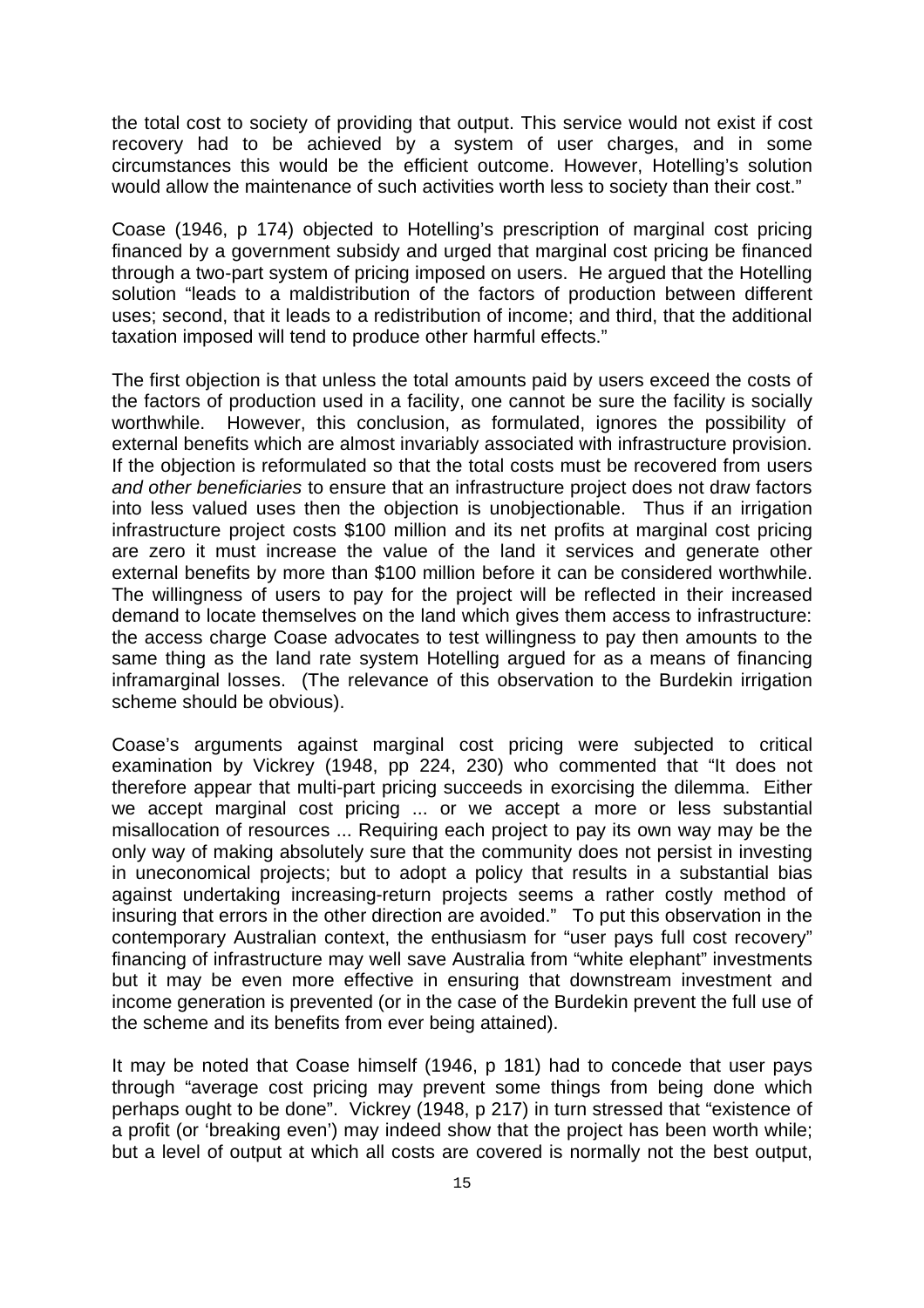the total cost to society of providing that output. This service would not exist if cost recovery had to be achieved by a system of user charges, and in some circumstances this would be the efficient outcome. However, Hotelling's solution would allow the maintenance of such activities worth less to society than their cost."

Coase (1946, p 174) objected to Hotelling's prescription of marginal cost pricing financed by a government subsidy and urged that marginal cost pricing be financed through a two-part system of pricing imposed on users. He argued that the Hotelling solution "leads to a maldistribution of the factors of production between different uses; second, that it leads to a redistribution of income; and third, that the additional taxation imposed will tend to produce other harmful effects."

The first objection is that unless the total amounts paid by users exceed the costs of the factors of production used in a facility, one cannot be sure the facility is socially worthwhile. However, this conclusion, as formulated, ignores the possibility of external benefits which are almost invariably associated with infrastructure provision. If the objection is reformulated so that the total costs must be recovered from users *and other beneficiaries* to ensure that an infrastructure project does not draw factors into less valued uses then the objection is unobjectionable. Thus if an irrigation infrastructure project costs $100 million and its net profits at marginal cost pricing are zero it must increase the value of the land it services and generate other external benefits by more than $100 million before it can be considered worthwhile. The willingness of users to pay for the project will be reflected in their increased demand to locate themselves on the land which gives them access to infrastructure: the access charge Coase advocates to test willingness to pay then amounts to the same thing as the land rate system Hotelling argued for as a means of financing inframarginal losses. (The relevance of this observation to the Burdekin irrigation scheme should be obvious).

Coase's arguments against marginal cost pricing were subjected to critical examination by Vickrey (1948, pp 224, 230) who commented that "It does not therefore appear that multi-part pricing succeeds in exorcising the dilemma. Either we accept marginal cost pricing ... or we accept a more or less substantial misallocation of resources ... Requiring each project to pay its own way may be the only way of making absolutely sure that the community does not persist in investing in uneconomical projects; but to adopt a policy that results in a substantial bias against undertaking increasing-return projects seems a rather costly method of insuring that errors in the other direction are avoided." To put this observation in the contemporary Australian context, the enthusiasm for "user pays full cost recovery" financing of infrastructure may well save Australia from "white elephant" investments but it may be even more effective in ensuring that downstream investment and income generation is prevented (or in the case of the Burdekin prevent the full use of the scheme and its benefits from ever being attained).

It may be noted that Coase himself (1946, p 181) had to concede that user pays through "average cost pricing may prevent some things from being done which perhaps ought to be done". Vickrey (1948, p 217) in turn stressed that "existence of a profit (or 'breaking even') may indeed show that the project has been worth while; but a level of output at which all costs are covered is normally not the best output,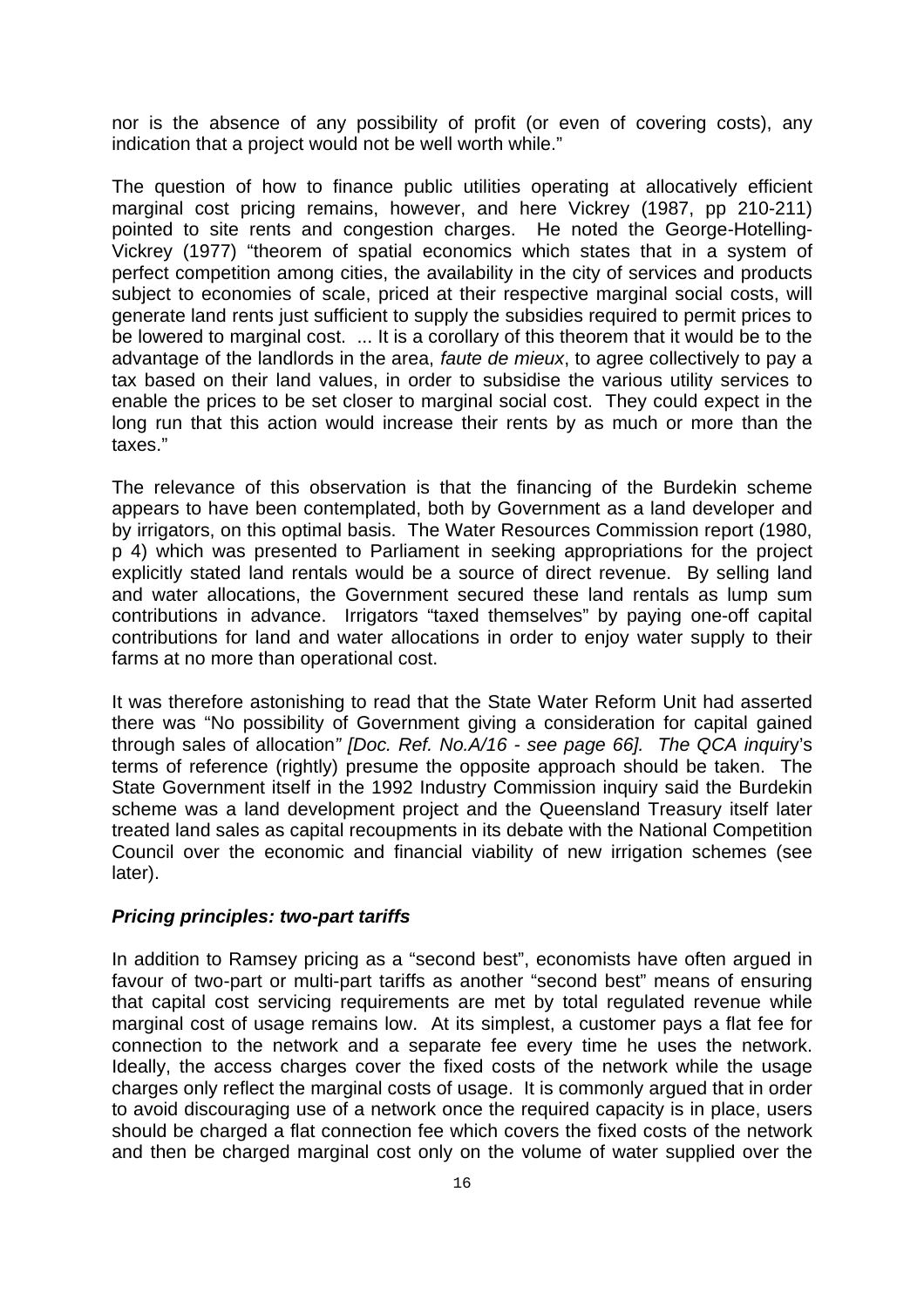nor is the absence of any possibility of profit (or even of covering costs), any indication that a project would not be well worth while."

The question of how to finance public utilities operating at allocatively efficient marginal cost pricing remains, however, and here Vickrey (1987, pp 210-211) pointed to site rents and congestion charges. He noted the George-Hotelling-Vickrey (1977) "theorem of spatial economics which states that in a system of perfect competition among cities, the availability in the city of services and products subject to economies of scale, priced at their respective marginal social costs, will generate land rents just sufficient to supply the subsidies required to permit prices to be lowered to marginal cost. ... It is a corollary of this theorem that it would be to the advantage of the landlords in the area, *faute de mieux*, to agree collectively to pay a tax based on their land values, in order to subsidise the various utility services to enable the prices to be set closer to marginal social cost. They could expect in the long run that this action would increase their rents by as much or more than the taxes."

The relevance of this observation is that the financing of the Burdekin scheme appears to have been contemplated, both by Government as a land developer and by irrigators, on this optimal basis. The Water Resources Commission report (1980, p 4) which was presented to Parliament in seeking appropriations for the project explicitly stated land rentals would be a source of direct revenue. By selling land and water allocations, the Government secured these land rentals as lump sum contributions in advance. Irrigators "taxed themselves" by paying one-off capital contributions for land and water allocations in order to enjoy water supply to their farms at no more than operational cost.

It was therefore astonishing to read that the State Water Reform Unit had asserted there was "No possibility of Government giving a consideration for capital gained through sales of allocation*" [Doc. Ref. No.A/16 - see page 66]. The QCA inqui*ry's terms of reference (rightly) presume the opposite approach should be taken. The State Government itself in the 1992 Industry Commission inquiry said the Burdekin scheme was a land development project and the Queensland Treasury itself later treated land sales as capital recoupments in its debate with the National Competition Council over the economic and financial viability of new irrigation schemes (see later).

#### *Pricing principles: two-part tariffs*

In addition to Ramsey pricing as a "second best", economists have often argued in favour of two-part or multi-part tariffs as another "second best" means of ensuring that capital cost servicing requirements are met by total regulated revenue while marginal cost of usage remains low. At its simplest, a customer pays a flat fee for connection to the network and a separate fee every time he uses the network. Ideally, the access charges cover the fixed costs of the network while the usage charges only reflect the marginal costs of usage. It is commonly argued that in order to avoid discouraging use of a network once the required capacity is in place, users should be charged a flat connection fee which covers the fixed costs of the network and then be charged marginal cost only on the volume of water supplied over the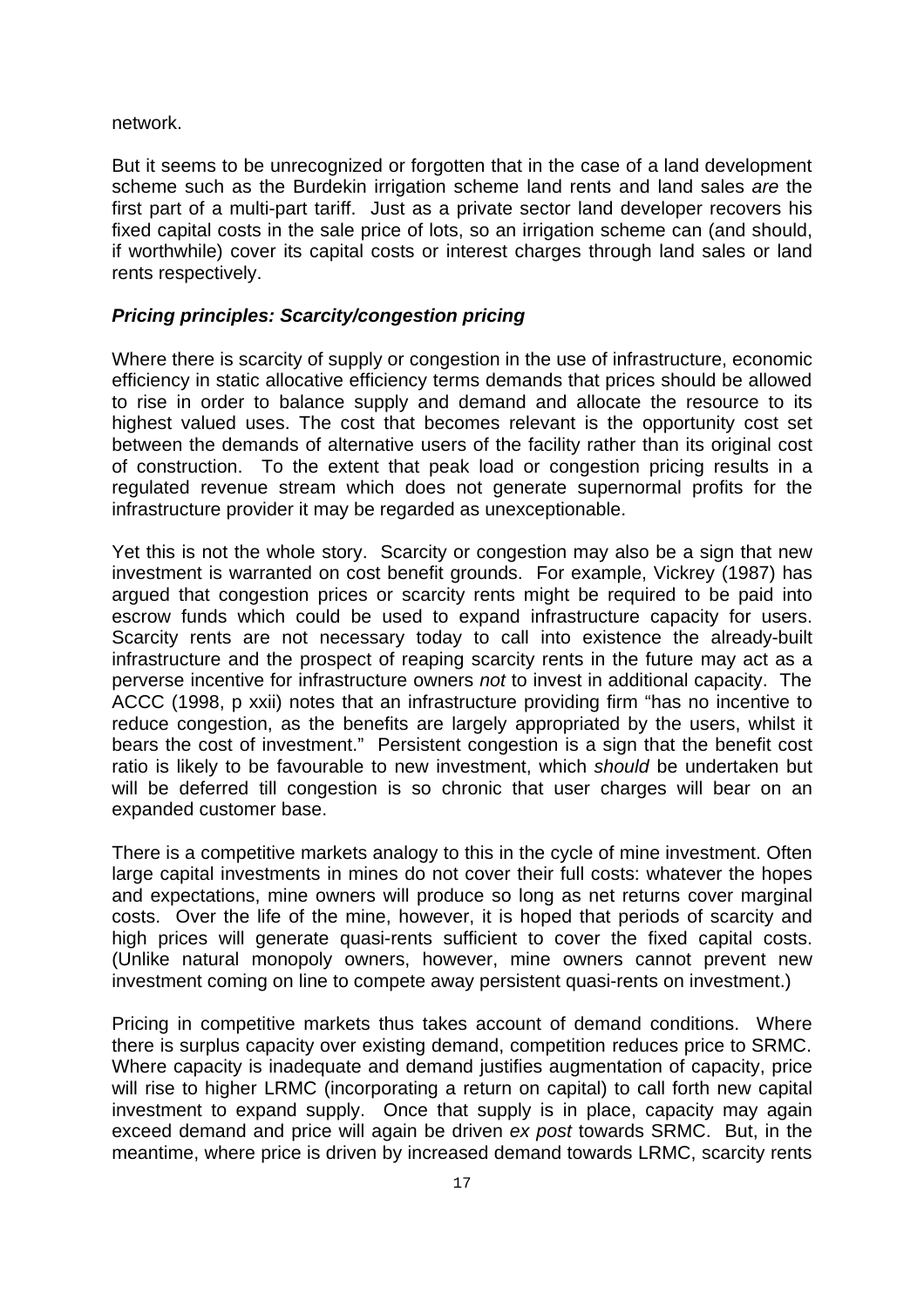network.

But it seems to be unrecognized or forgotten that in the case of a land development scheme such as the Burdekin irrigation scheme land rents and land sales *are* the first part of a multi-part tariff. Just as a private sector land developer recovers his fixed capital costs in the sale price of lots, so an irrigation scheme can (and should, if worthwhile) cover its capital costs or interest charges through land sales or land rents respectively.

### ***Pricing principles: Scarcity/congestion pricing***

Where there is scarcity of supply or congestion in the use of infrastructure, economic efficiency in static allocative efficiency terms demands that prices should be allowed to rise in order to balance supply and demand and allocate the resource to its highest valued uses. The cost that becomes relevant is the opportunity cost set between the demands of alternative users of the facility rather than its original cost of construction. To the extent that peak load or congestion pricing results in a regulated revenue stream which does not generate supernormal profits for the infrastructure provider it may be regarded as unexceptionable.

Yet this is not the whole story. Scarcity or congestion may also be a sign that new investment is warranted on cost benefit grounds. For example, Vickrey (1987) has argued that congestion prices or scarcity rents might be required to be paid into escrow funds which could be used to expand infrastructure capacity for users. Scarcity rents are not necessary today to call into existence the already-built infrastructure and the prospect of reaping scarcity rents in the future may act as a perverse incentive for infrastructure owners *not* to invest in additional capacity. The ACCC (1998, p xxii) notes that an infrastructure providing firm "has no incentive to reduce congestion, as the benefits are largely appropriated by the users, whilst it bears the cost of investment." Persistent congestion is a sign that the benefit cost ratio is likely to be favourable to new investment, which *should* be undertaken but will be deferred till congestion is so chronic that user charges will bear on an expanded customer base.

There is a competitive markets analogy to this in the cycle of mine investment. Often large capital investments in mines do not cover their full costs: whatever the hopes and expectations, mine owners will produce so long as net returns cover marginal costs. Over the life of the mine, however, it is hoped that periods of scarcity and high prices will generate quasi-rents sufficient to cover the fixed capital costs. (Unlike natural monopoly owners, however, mine owners cannot prevent new investment coming on line to compete away persistent quasi-rents on investment.)

Pricing in competitive markets thus takes account of demand conditions. Where there is surplus capacity over existing demand, competition reduces price to SRMC. Where capacity is inadequate and demand justifies augmentation of capacity, price will rise to higher LRMC (incorporating a return on capital) to call forth new capital investment to expand supply. Once that supply is in place, capacity may again exceed demand and price will again be driven *ex post* towards SRMC. But, in the meantime, where price is driven by increased demand towards LRMC, scarcity rents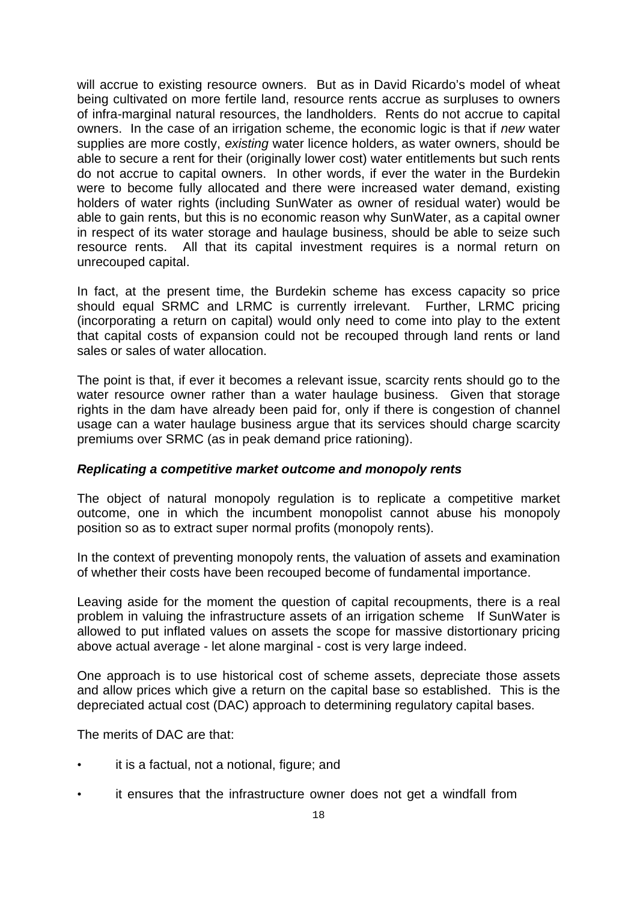will accrue to existing resource owners. But as in David Ricardo's model of wheat being cultivated on more fertile land, resource rents accrue as surpluses to owners of infra-marginal natural resources, the landholders. Rents do not accrue to capital owners. In the case of an irrigation scheme, the economic logic is that if *new* water supplies are more costly, *existing* water licence holders, as water owners, should be able to secure a rent for their (originally lower cost) water entitlements but such rents do not accrue to capital owners. In other words, if ever the water in the Burdekin were to become fully allocated and there were increased water demand, existing holders of water rights (including SunWater as owner of residual water) would be able to gain rents, but this is no economic reason why SunWater, as a capital owner in respect of its water storage and haulage business, should be able to seize such resource rents. All that its capital investment requires is a normal return on unrecouped capital.

In fact, at the present time, the Burdekin scheme has excess capacity so price should equal SRMC and LRMC is currently irrelevant. Further, LRMC pricing (incorporating a return on capital) would only need to come into play to the extent that capital costs of expansion could not be recouped through land rents or land sales or sales of water allocation.

The point is that, if ever it becomes a relevant issue, scarcity rents should go to the water resource owner rather than a water haulage business. Given that storage rights in the dam have already been paid for, only if there is congestion of channel usage can a water haulage business argue that its services should charge scarcity premiums over SRMC (as in peak demand price rationing).

### ***Replicating a competitive market outcome and monopoly rents***

The object of natural monopoly regulation is to replicate a competitive market outcome, one in which the incumbent monopolist cannot abuse his monopoly position so as to extract super normal profits (monopoly rents).

In the context of preventing monopoly rents, the valuation of assets and examination of whether their costs have been recouped become of fundamental importance.

Leaving aside for the moment the question of capital recoupments, there is a real problem in valuing the infrastructure assets of an irrigation scheme If SunWater is allowed to put inflated values on assets the scope for massive distortionary pricing above actual average - let alone marginal - cost is very large indeed.

One approach is to use historical cost of scheme assets, depreciate those assets and allow prices which give a return on the capital base so established. This is the depreciated actual cost (DAC) approach to determining regulatory capital bases.

The merits of DAC are that:

- it is a factual, not a notional, figure; and
- it ensures that the infrastructure owner does not get a windfall from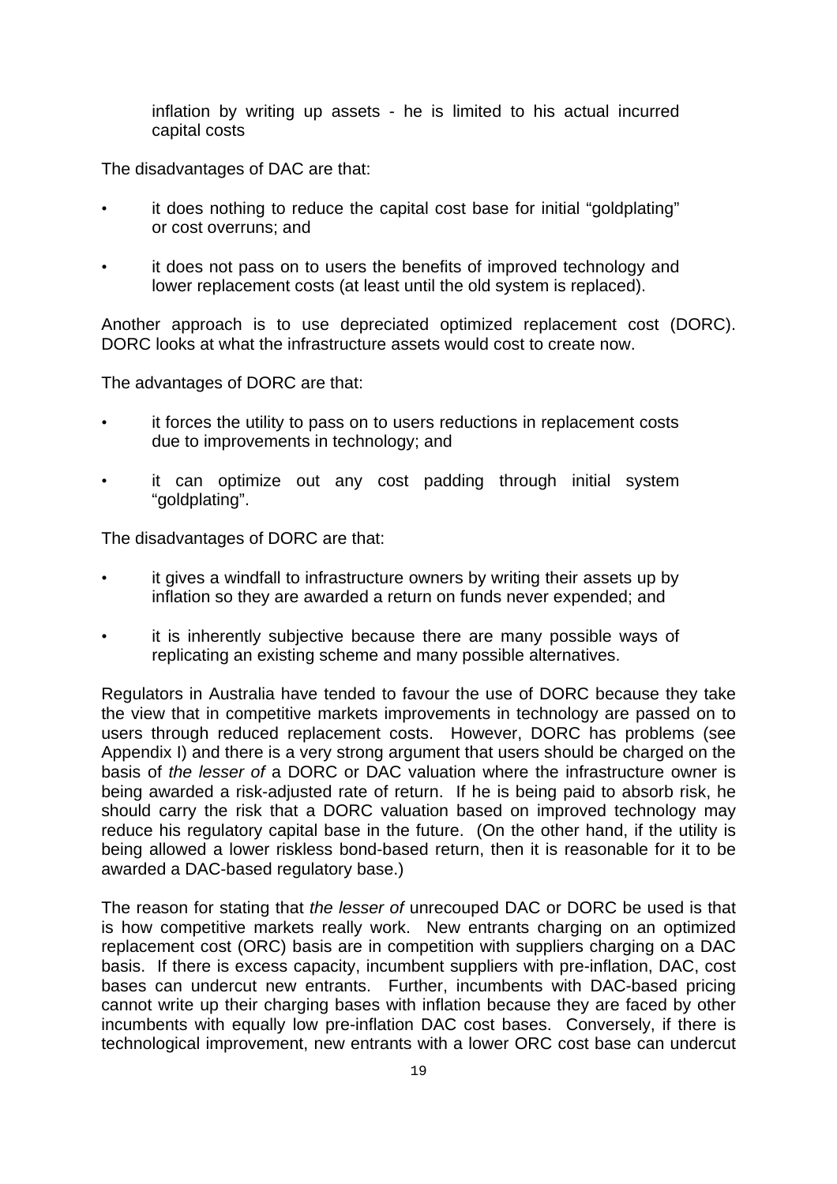inflation by writing up assets - he is limited to his actual incurred capital costs

The disadvantages of DAC are that:

- it does nothing to reduce the capital cost base for initial "goldplating" or cost overruns; and
- it does not pass on to users the benefits of improved technology and lower replacement costs (at least until the old system is replaced).

Another approach is to use depreciated optimized replacement cost (DORC). DORC looks at what the infrastructure assets would cost to create now.

The advantages of DORC are that:

- it forces the utility to pass on to users reductions in replacement costs due to improvements in technology; and
- it can optimize out any cost padding through initial system "goldplating".

The disadvantages of DORC are that:

- it gives a windfall to infrastructure owners by writing their assets up by inflation so they are awarded a return on funds never expended; and
- it is inherently subjective because there are many possible ways of replicating an existing scheme and many possible alternatives.

Regulators in Australia have tended to favour the use of DORC because they take the view that in competitive markets improvements in technology are passed on to users through reduced replacement costs. However, DORC has problems (see Appendix I) and there is a very strong argument that users should be charged on the basis of *the lesser of* a DORC or DAC valuation where the infrastructure owner is being awarded a risk-adjusted rate of return. If he is being paid to absorb risk, he should carry the risk that a DORC valuation based on improved technology may reduce his regulatory capital base in the future. (On the other hand, if the utility is being allowed a lower riskless bond-based return, then it is reasonable for it to be awarded a DAC-based regulatory base.)

The reason for stating that *the lesser of* unrecouped DAC or DORC be used is that is how competitive markets really work. New entrants charging on an optimized replacement cost (ORC) basis are in competition with suppliers charging on a DAC basis. If there is excess capacity, incumbent suppliers with pre-inflation, DAC, cost bases can undercut new entrants. Further, incumbents with DAC-based pricing cannot write up their charging bases with inflation because they are faced by other incumbents with equally low pre-inflation DAC cost bases. Conversely, if there is technological improvement, new entrants with a lower ORC cost base can undercut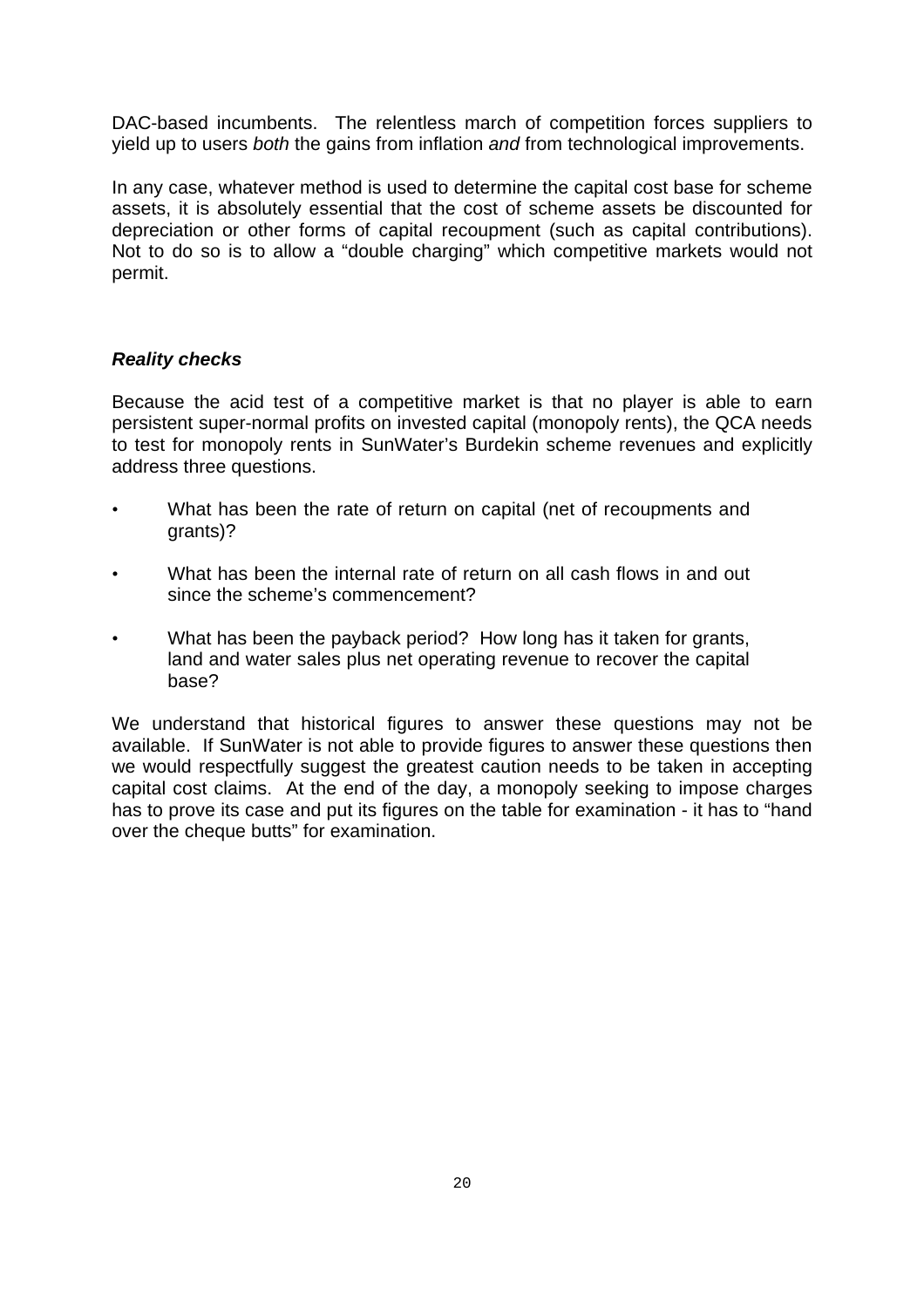DAC-based incumbents. The relentless march of competition forces suppliers to yield up to users *both* the gains from inflation *and* from technological improvements.

In any case, whatever method is used to determine the capital cost base for scheme assets, it is absolutely essential that the cost of scheme assets be discounted for depreciation or other forms of capital recoupment (such as capital contributions). Not to do so is to allow a "double charging" which competitive markets would not permit.

### *Reality checks*

Because the acid test of a competitive market is that no player is able to earn persistent super-normal profits on invested capital (monopoly rents), the QCA needs to test for monopoly rents in SunWater's Burdekin scheme revenues and explicitly address three questions.

- What has been the rate of return on capital (net of recoupments and grants)?
- What has been the internal rate of return on all cash flows in and out since the scheme's commencement?
- What has been the payback period? How long has it taken for grants, land and water sales plus net operating revenue to recover the capital base?

We understand that historical figures to answer these questions may not be available. If SunWater is not able to provide figures to answer these questions then we would respectfully suggest the greatest caution needs to be taken in accepting capital cost claims. At the end of the day, a monopoly seeking to impose charges has to prove its case and put its figures on the table for examination - it has to "hand over the cheque butts" for examination.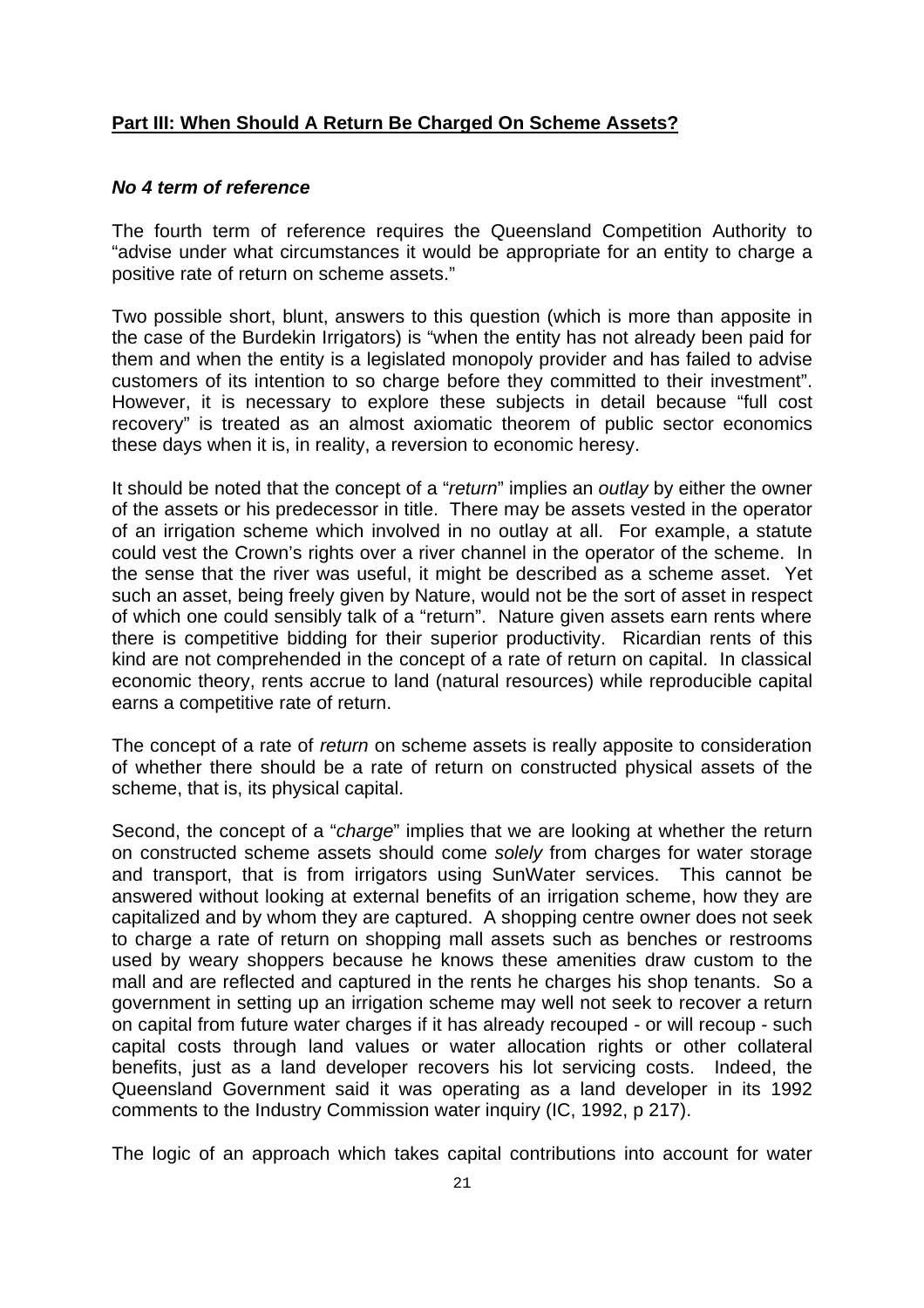**Part III: When Should A Return Be Charged On Scheme Assets?**

***No 4 term of reference***

The fourth term of reference requires the Queensland Competition Authority to "advise under what circumstances it would be appropriate for an entity to charge a positive rate of return on scheme assets."

Two possible short, blunt, answers to this question (which is more than apposite in the case of the Burdekin Irrigators) is "when the entity has not already been paid for them and when the entity is a legislated monopoly provider and has failed to advise customers of its intention to so charge before they committed to their investment". However, it is necessary to explore these subjects in detail because "full cost recovery" is treated as an almost axiomatic theorem of public sector economics these days when it is, in reality, a reversion to economic heresy.

It should be noted that the concept of a "*return*" implies an *outlay* by either the owner of the assets or his predecessor in title. There may be assets vested in the operator of an irrigation scheme which involved in no outlay at all. For example, a statute could vest the Crown's rights over a river channel in the operator of the scheme. In the sense that the river was useful, it might be described as a scheme asset. Yet such an asset, being freely given by Nature, would not be the sort of asset in respect of which one could sensibly talk of a "return". Nature given assets earn rents where there is competitive bidding for their superior productivity. Ricardian rents of this kind are not comprehended in the concept of a rate of return on capital. In classical economic theory, rents accrue to land (natural resources) while reproducible capital earns a competitive rate of return.

The concept of a rate of *return* on scheme assets is really apposite to consideration of whether there should be a rate of return on constructed physical assets of the scheme, that is, its physical capital.

Second, the concept of a "*charge*" implies that we are looking at whether the return on constructed scheme assets should come *solely* from charges for water storage and transport, that is from irrigators using SunWater services. This cannot be answered without looking at external benefits of an irrigation scheme, how they are capitalized and by whom they are captured. A shopping centre owner does not seek to charge a rate of return on shopping mall assets such as benches or restrooms used by weary shoppers because he knows these amenities draw custom to the mall and are reflected and captured in the rents he charges his shop tenants. So a government in setting up an irrigation scheme may well not seek to recover a return on capital from future water charges if it has already recouped - or will recoup - such capital costs through land values or water allocation rights or other collateral benefits, just as a land developer recovers his lot servicing costs. Indeed, the Queensland Government said it was operating as a land developer in its 1992 comments to the Industry Commission water inquiry (IC, 1992, p 217).

The logic of an approach which takes capital contributions into account for water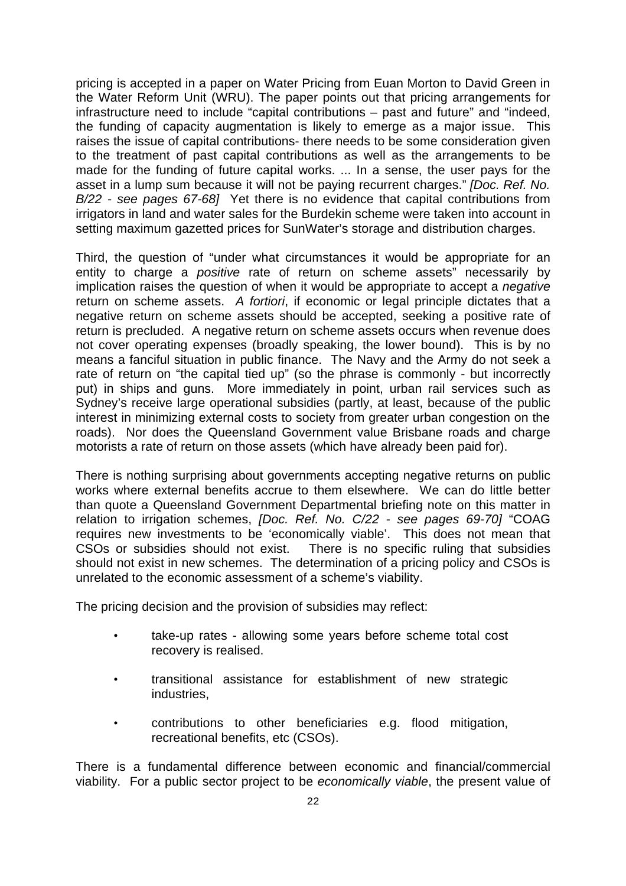pricing is accepted in a paper on Water Pricing from Euan Morton to David Green in the Water Reform Unit (WRU). The paper points out that pricing arrangements for infrastructure need to include "capital contributions – past and future" and "indeed, the funding of capacity augmentation is likely to emerge as a major issue. This raises the issue of capital contributions- there needs to be some consideration given to the treatment of past capital contributions as well as the arrangements to be made for the funding of future capital works. ... In a sense, the user pays for the asset in a lump sum because it will not be paying recurrent charges." *[Doc. Ref. No. B/22 - see pages 67-68]* Yet there is no evidence that capital contributions from irrigators in land and water sales for the Burdekin scheme were taken into account in setting maximum gazetted prices for SunWater's storage and distribution charges.

Third, the question of "under what circumstances it would be appropriate for an entity to charge a *positive* rate of return on scheme assets" necessarily by implication raises the question of when it would be appropriate to accept a *negative* return on scheme assets. *A fortiori*, if economic or legal principle dictates that a negative return on scheme assets should be accepted, seeking a positive rate of return is precluded. A negative return on scheme assets occurs when revenue does not cover operating expenses (broadly speaking, the lower bound). This is by no means a fanciful situation in public finance. The Navy and the Army do not seek a rate of return on "the capital tied up" (so the phrase is commonly - but incorrectly put) in ships and guns. More immediately in point, urban rail services such as Sydney's receive large operational subsidies (partly, at least, because of the public interest in minimizing external costs to society from greater urban congestion on the roads). Nor does the Queensland Government value Brisbane roads and charge motorists a rate of return on those assets (which have already been paid for).

There is nothing surprising about governments accepting negative returns on public works where external benefits accrue to them elsewhere. We can do little better than quote a Queensland Government Departmental briefing note on this matter in relation to irrigation schemes, *[Doc. Ref. No. C/22 - see pages 69-70]* "COAG requires new investments to be 'economically viable'. This does not mean that CSOs or subsidies should not exist. There is no specific ruling that subsidies should not exist in new schemes. The determination of a pricing policy and CSOs is unrelated to the economic assessment of a scheme's viability.

The pricing decision and the provision of subsidies may reflect:

- take-up rates - allowing some years before scheme total cost recovery is realised.
- transitional assistance for establishment of new strategic industries,
- contributions to other beneficiaries e.g. flood mitigation, recreational benefits, etc (CSOs).

There is a fundamental difference between economic and financial/commercial viability. For a public sector project to be *economically viable*, the present value of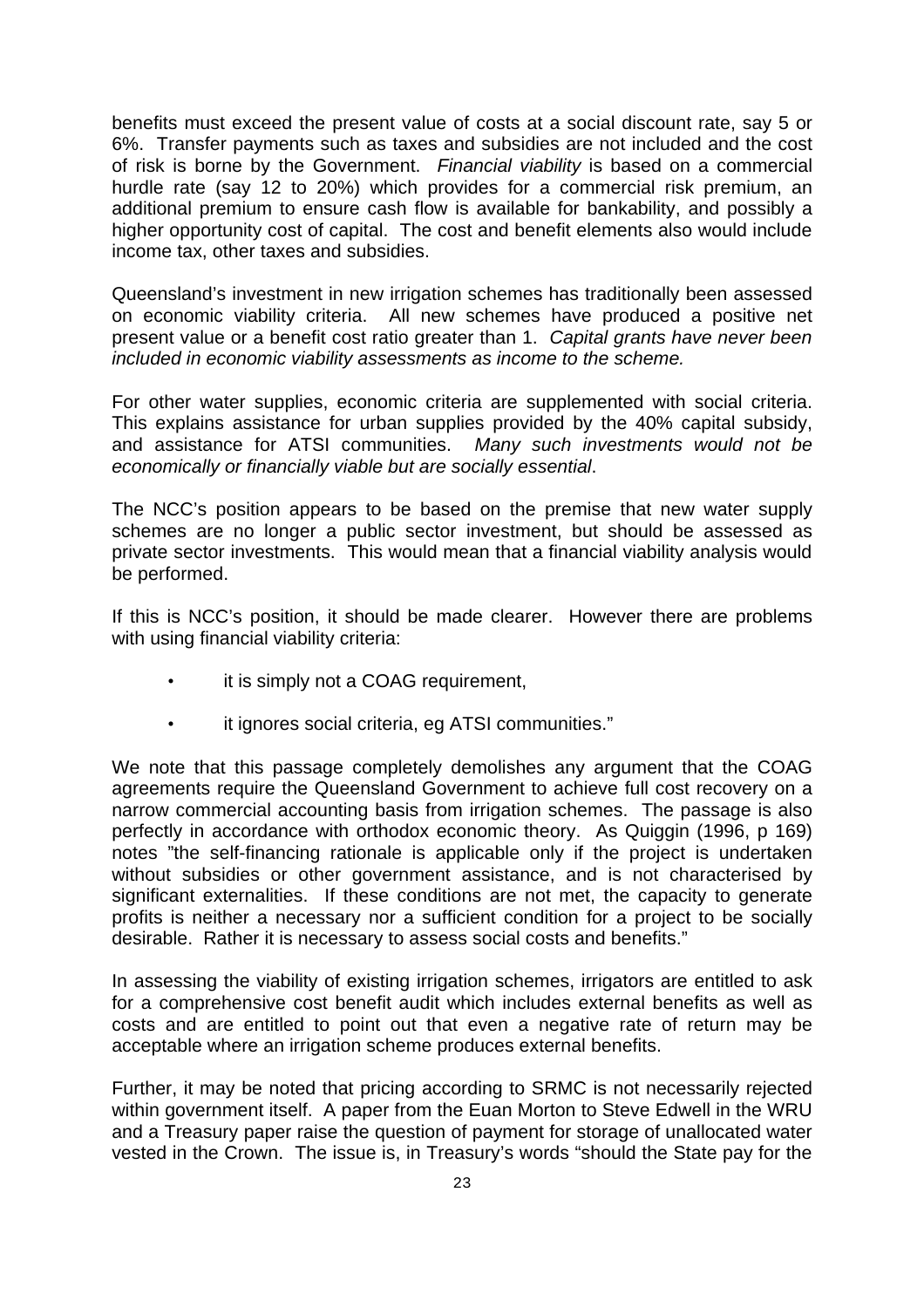benefits must exceed the present value of costs at a social discount rate, say 5 or 6%. Transfer payments such as taxes and subsidies are not included and the cost of risk is borne by the Government. *Financial viability* is based on a commercial hurdle rate (say 12 to 20%) which provides for a commercial risk premium, an additional premium to ensure cash flow is available for bankability, and possibly a higher opportunity cost of capital. The cost and benefit elements also would include income tax, other taxes and subsidies.

Queensland's investment in new irrigation schemes has traditionally been assessed on economic viability criteria. All new schemes have produced a positive net present value or a benefit cost ratio greater than 1. *Capital grants have never been included in economic viability assessments as income to the scheme.*

For other water supplies, economic criteria are supplemented with social criteria. This explains assistance for urban supplies provided by the 40% capital subsidy, and assistance for ATSI communities. *Many such investments would not be economically or financially viable but are socially essential*.

The NCC's position appears to be based on the premise that new water supply schemes are no longer a public sector investment, but should be assessed as private sector investments. This would mean that a financial viability analysis would be performed.

If this is NCC's position, it should be made clearer. However there are problems with using financial viability criteria:

- it is simply not a COAG requirement,
- it ignores social criteria, eg ATSI communities."

We note that this passage completely demolishes any argument that the COAG agreements require the Queensland Government to achieve full cost recovery on a narrow commercial accounting basis from irrigation schemes. The passage is also perfectly in accordance with orthodox economic theory. As Quiggin (1996, p 169) notes "the self-financing rationale is applicable only if the project is undertaken without subsidies or other government assistance, and is not characterised by significant externalities. If these conditions are not met, the capacity to generate profits is neither a necessary nor a sufficient condition for a project to be socially desirable. Rather it is necessary to assess social costs and benefits."

In assessing the viability of existing irrigation schemes, irrigators are entitled to ask for a comprehensive cost benefit audit which includes external benefits as well as costs and are entitled to point out that even a negative rate of return may be acceptable where an irrigation scheme produces external benefits.

Further, it may be noted that pricing according to SRMC is not necessarily rejected within government itself. A paper from the Euan Morton to Steve Edwell in the WRU and a Treasury paper raise the question of payment for storage of unallocated water vested in the Crown. The issue is, in Treasury's words "should the State pay for the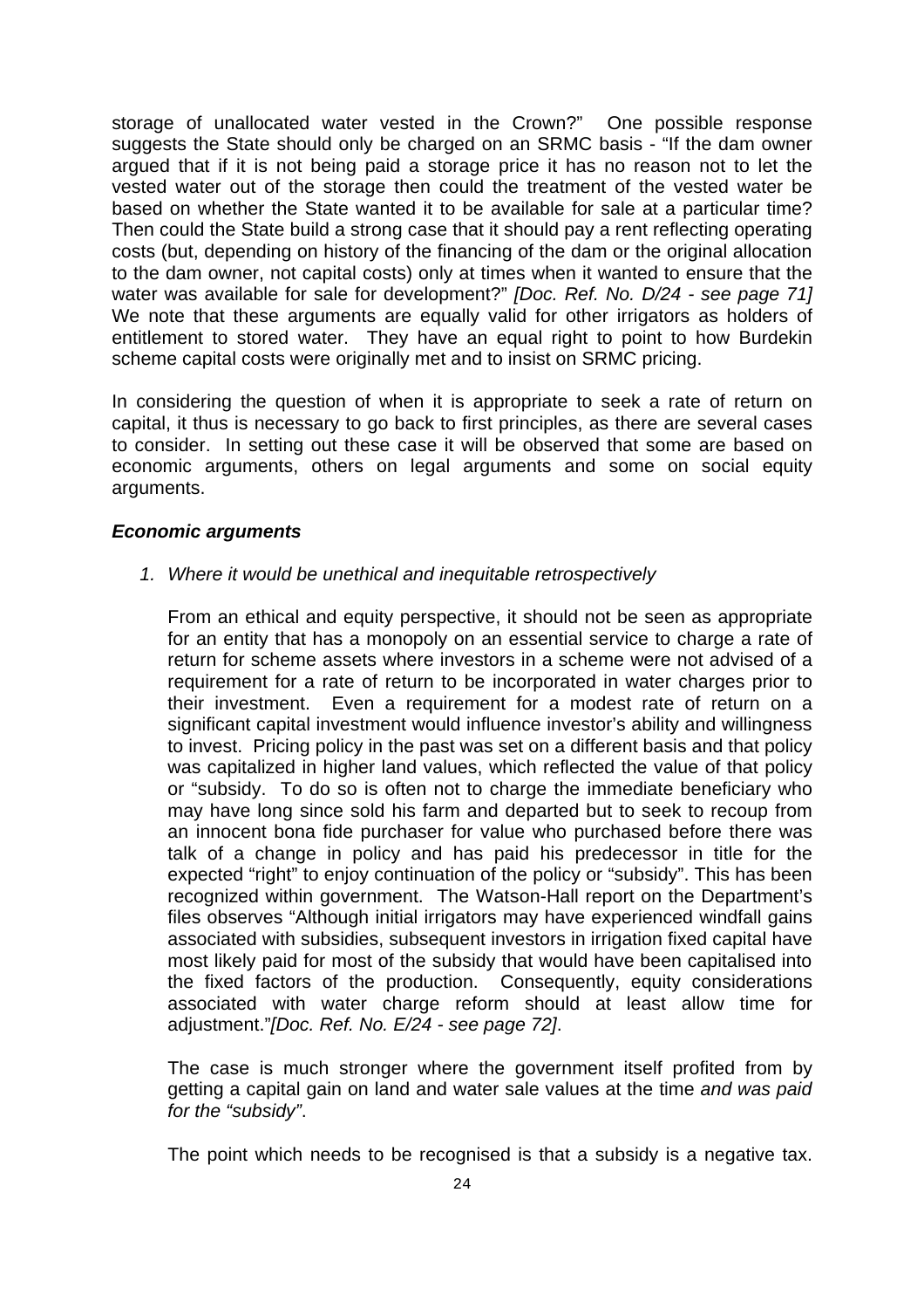storage of unallocated water vested in the Crown?" One possible response suggests the State should only be charged on an SRMC basis - "If the dam owner argued that if it is not being paid a storage price it has no reason not to let the vested water out of the storage then could the treatment of the vested water be based on whether the State wanted it to be available for sale at a particular time? Then could the State build a strong case that it should pay a rent reflecting operating costs (but, depending on history of the financing of the dam or the original allocation to the dam owner, not capital costs) only at times when it wanted to ensure that the water was available for sale for development?" *[Doc. Ref. No. D/24 - see page 71]* We note that these arguments are equally valid for other irrigators as holders of entitlement to stored water. They have an equal right to point to how Burdekin scheme capital costs were originally met and to insist on SRMC pricing.

In considering the question of when it is appropriate to seek a rate of return on capital, it thus is necessary to go back to first principles, as there are several cases to consider. In setting out these case it will be observed that some are based on economic arguments, others on legal arguments and some on social equity arguments.

***Economic arguments***

1. *Where it would be unethical and inequitable retrospectively*

   From an ethical and equity perspective, it should not be seen as appropriate for an entity that has a monopoly on an essential service to charge a rate of return for scheme assets where investors in a scheme were not advised of a requirement for a rate of return to be incorporated in water charges prior to their investment. Even a requirement for a modest rate of return on a significant capital investment would influence investor's ability and willingness to invest. Pricing policy in the past was set on a different basis and that policy was capitalized in higher land values, which reflected the value of that policy or "subsidy. To do so is often not to charge the immediate beneficiary who may have long since sold his farm and departed but to seek to recoup from an innocent bona fide purchaser for value who purchased before there was talk of a change in policy and has paid his predecessor in title for the expected "right" to enjoy continuation of the policy or "subsidy". This has been recognized within government. The Watson-Hall report on the Department's files observes "Although initial irrigators may have experienced windfall gains associated with subsidies, subsequent investors in irrigation fixed capital have most likely paid for most of the subsidy that would have been capitalised into the fixed factors of the production. Consequently, equity considerations associated with water charge reform should at least allow time for adjustment."*[Doc. Ref. No. E/24 - see page 72]*.

   The case is much stronger where the government itself profited from by getting a capital gain on land and water sale values at the time *and was paid for the "subsidy"*.

   The point which needs to be recognised is that a subsidy is a negative tax.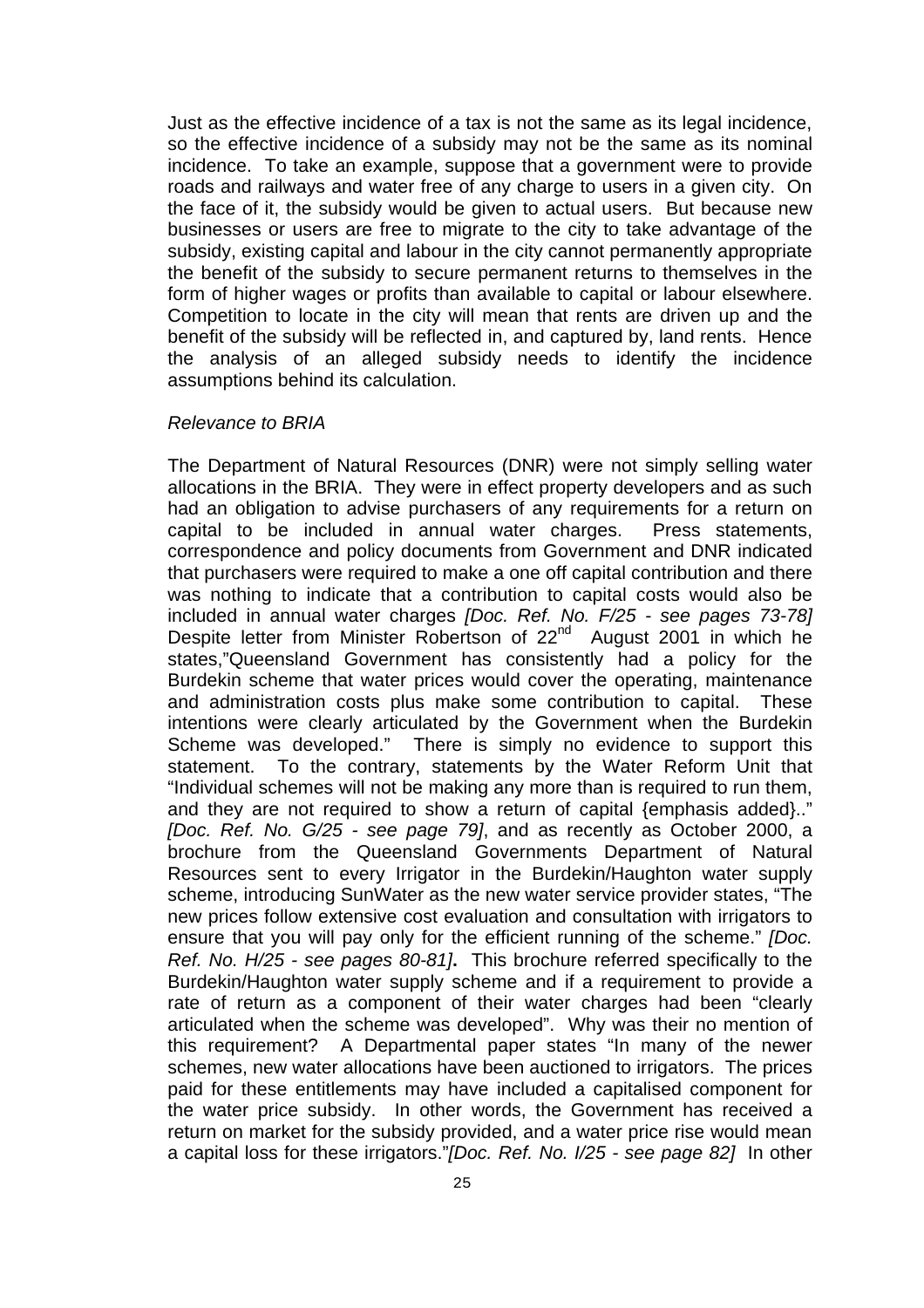Just as the effective incidence of a tax is not the same as its legal incidence, so the effective incidence of a subsidy may not be the same as its nominal incidence. To take an example, suppose that a government were to provide roads and railways and water free of any charge to users in a given city. On the face of it, the subsidy would be given to actual users. But because new businesses or users are free to migrate to the city to take advantage of the subsidy, existing capital and labour in the city cannot permanently appropriate the benefit of the subsidy to secure permanent returns to themselves in the form of higher wages or profits than available to capital or labour elsewhere. Competition to locate in the city will mean that rents are driven up and the benefit of the subsidy will be reflected in, and captured by, land rents. Hence the analysis of an alleged subsidy needs to identify the incidence assumptions behind its calculation.

*Relevance to BRIA*

The Department of Natural Resources (DNR) were not simply selling water allocations in the BRIA. They were in effect property developers and as such had an obligation to advise purchasers of any requirements for a return on capital to be included in annual water charges. Press statements, correspondence and policy documents from Government and DNR indicated that purchasers were required to make a one off capital contribution and there was nothing to indicate that a contribution to capital costs would also be included in annual water charges *[Doc. Ref. No. F/25 - see pages 73-78]* Despite letter from Minister Robertson of 22nd August 2001 in which he states,"Queensland Government has consistently had a policy for the Burdekin scheme that water prices would cover the operating, maintenance and administration costs plus make some contribution to capital. These intentions were clearly articulated by the Government when the Burdekin Scheme was developed." There is simply no evidence to support this statement. To the contrary, statements by the Water Reform Unit that "Individual schemes will not be making any more than is required to run them, and they are not required to show a return of capital {emphasis added}.." *[Doc. Ref. No. G/25 - see page 79]*, and as recently as October 2000, a brochure from the Queensland Governments Department of Natural Resources sent to every Irrigator in the Burdekin/Haughton water supply scheme, introducing SunWater as the new water service provider states, "The new prices follow extensive cost evaluation and consultation with irrigators to ensure that you will pay only for the efficient running of the scheme." *[Doc. Ref. No. H/25 - see pages 80-81]***.** This brochure referred specifically to the Burdekin/Haughton water supply scheme and if a requirement to provide a rate of return as a component of their water charges had been "clearly articulated when the scheme was developed". Why was their no mention of this requirement? A Departmental paper states "In many of the newer schemes, new water allocations have been auctioned to irrigators. The prices paid for these entitlements may have included a capitalised component for the water price subsidy. In other words, the Government has received a return on market for the subsidy provided, and a water price rise would mean a capital loss for these irrigators."*[Doc. Ref. No. I/25 - see page 82]* In other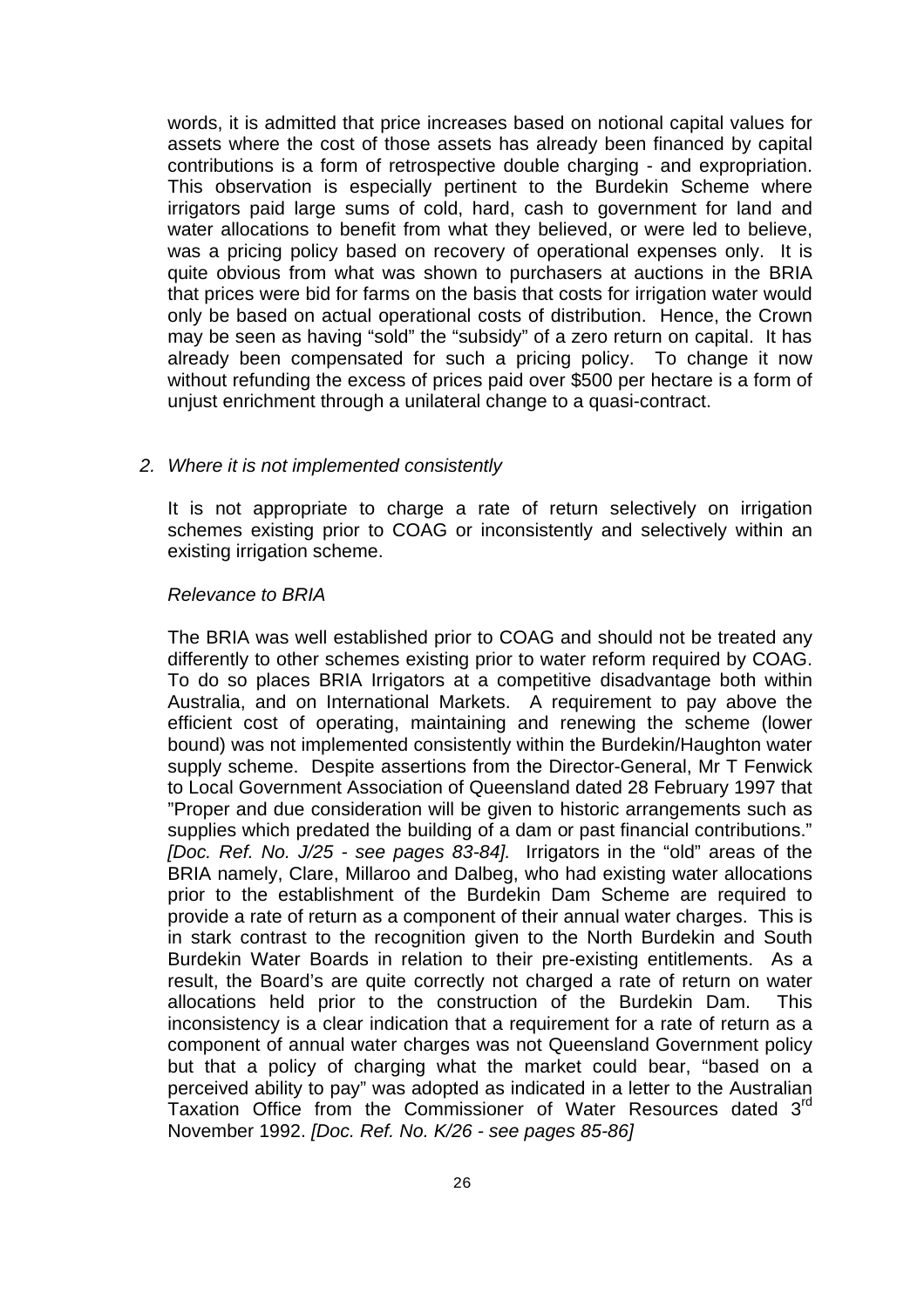words, it is admitted that price increases based on notional capital values for assets where the cost of those assets has already been financed by capital contributions is a form of retrospective double charging - and expropriation. This observation is especially pertinent to the Burdekin Scheme where irrigators paid large sums of cold, hard, cash to government for land and water allocations to benefit from what they believed, or were led to believe, was a pricing policy based on recovery of operational expenses only. It is quite obvious from what was shown to purchasers at auctions in the BRIA that prices were bid for farms on the basis that costs for irrigation water would only be based on actual operational costs of distribution. Hence, the Crown may be seen as having "sold" the "subsidy" of a zero return on capital. It has already been compensated for such a pricing policy. To change it now without refunding the excess of prices paid over $500 per hectare is a form of unjust enrichment through a unilateral change to a quasi-contract.

*2. Where it is not implemented consistently*

It is not appropriate to charge a rate of return selectively on irrigation schemes existing prior to COAG or inconsistently and selectively within an existing irrigation scheme.

*Relevance to BRIA*

The BRIA was well established prior to COAG and should not be treated any differently to other schemes existing prior to water reform required by COAG. To do so places BRIA Irrigators at a competitive disadvantage both within Australia, and on International Markets. A requirement to pay above the efficient cost of operating, maintaining and renewing the scheme (lower bound) was not implemented consistently within the Burdekin/Haughton water supply scheme. Despite assertions from the Director-General, Mr T Fenwick to Local Government Association of Queensland dated 28 February 1997 that "Proper and due consideration will be given to historic arrangements such as supplies which predated the building of a dam or past financial contributions." *[Doc. Ref. No. J/25 - see pages 83-84].* Irrigators in the "old" areas of the BRIA namely, Clare, Millaroo and Dalbeg, who had existing water allocations prior to the establishment of the Burdekin Dam Scheme are required to provide a rate of return as a component of their annual water charges. This is in stark contrast to the recognition given to the North Burdekin and South Burdekin Water Boards in relation to their pre-existing entitlements. As a result, the Board's are quite correctly not charged a rate of return on water allocations held prior to the construction of the Burdekin Dam. This inconsistency is a clear indication that a requirement for a rate of return as a component of annual water charges was not Queensland Government policy but that a policy of charging what the market could bear, "based on a perceived ability to pay" was adopted as indicated in a letter to the Australian Taxation Office from the Commissioner of Water Resources dated 3rd November 1992. *[Doc. Ref. No. K/26 - see pages 85-86]*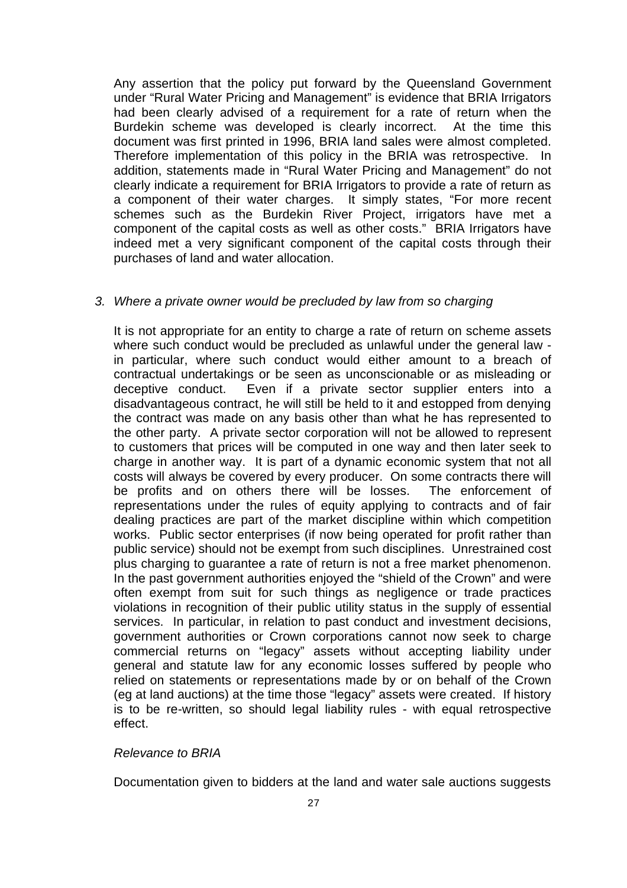Any assertion that the policy put forward by the Queensland Government under "Rural Water Pricing and Management" is evidence that BRIA Irrigators had been clearly advised of a requirement for a rate of return when the Burdekin scheme was developed is clearly incorrect. At the time this document was first printed in 1996, BRIA land sales were almost completed. Therefore implementation of this policy in the BRIA was retrospective. In addition, statements made in "Rural Water Pricing and Management" do not clearly indicate a requirement for BRIA Irrigators to provide a rate of return as a component of their water charges. It simply states, "For more recent schemes such as the Burdekin River Project, irrigators have met a component of the capital costs as well as other costs." BRIA Irrigators have indeed met a very significant component of the capital costs through their purchases of land and water allocation.

3. *Where a private owner would be precluded by law from so charging*

It is not appropriate for an entity to charge a rate of return on scheme assets where such conduct would be precluded as unlawful under the general law - in particular, where such conduct would either amount to a breach of contractual undertakings or be seen as unconscionable or as misleading or deceptive conduct. Even if a private sector supplier enters into a disadvantageous contract, he will still be held to it and estopped from denying the contract was made on any basis other than what he has represented to the other party. A private sector corporation will not be allowed to represent to customers that prices will be computed in one way and then later seek to charge in another way. It is part of a dynamic economic system that not all costs will always be covered by every producer. On some contracts there will be profits and on others there will be losses. The enforcement of representations under the rules of equity applying to contracts and of fair dealing practices are part of the market discipline within which competition works. Public sector enterprises (if now being operated for profit rather than public service) should not be exempt from such disciplines. Unrestrained cost plus charging to guarantee a rate of return is not a free market phenomenon. In the past government authorities enjoyed the "shield of the Crown" and were often exempt from suit for such things as negligence or trade practices violations in recognition of their public utility status in the supply of essential services. In particular, in relation to past conduct and investment decisions, government authorities or Crown corporations cannot now seek to charge commercial returns on "legacy" assets without accepting liability under general and statute law for any economic losses suffered by people who relied on statements or representations made by or on behalf of the Crown (eg at land auctions) at the time those "legacy" assets were created. If history is to be re-written, so should legal liability rules - with equal retrospective effect.

*Relevance to BRIA*

Documentation given to bidders at the land and water sale auctions suggests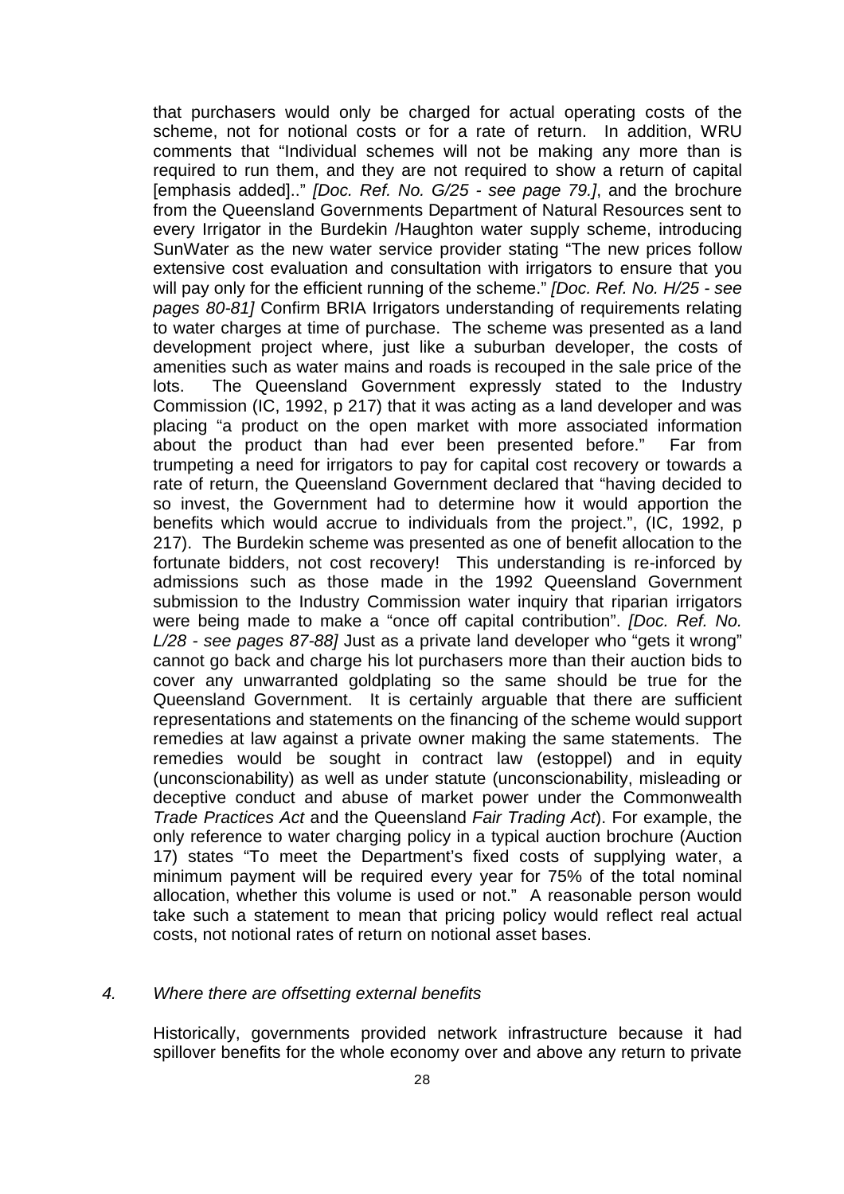that purchasers would only be charged for actual operating costs of the scheme, not for notional costs or for a rate of return. In addition, WRU comments that "Individual schemes will not be making any more than is required to run them, and they are not required to show a return of capital [emphasis added].." *[Doc. Ref. No. G/25 - see page 79.]*, and the brochure from the Queensland Governments Department of Natural Resources sent to every Irrigator in the Burdekin /Haughton water supply scheme, introducing SunWater as the new water service provider stating "The new prices follow extensive cost evaluation and consultation with irrigators to ensure that you will pay only for the efficient running of the scheme." *[Doc. Ref. No. H/25 - see pages 80-81]* Confirm BRIA Irrigators understanding of requirements relating to water charges at time of purchase. The scheme was presented as a land development project where, just like a suburban developer, the costs of amenities such as water mains and roads is recouped in the sale price of the lots. The Queensland Government expressly stated to the Industry Commission (IC, 1992, p 217) that it was acting as a land developer and was placing "a product on the open market with more associated information about the product than had ever been presented before." Far from trumpeting a need for irrigators to pay for capital cost recovery or towards a rate of return, the Queensland Government declared that "having decided to so invest, the Government had to determine how it would apportion the benefits which would accrue to individuals from the project.", (IC, 1992, p 217). The Burdekin scheme was presented as one of benefit allocation to the fortunate bidders, not cost recovery! This understanding is re-inforced by admissions such as those made in the 1992 Queensland Government submission to the Industry Commission water inquiry that riparian irrigators were being made to make a "once off capital contribution". *[Doc. Ref. No. L/28 - see pages 87-88]* Just as a private land developer who "gets it wrong" cannot go back and charge his lot purchasers more than their auction bids to cover any unwarranted goldplating so the same should be true for the Queensland Government. It is certainly arguable that there are sufficient representations and statements on the financing of the scheme would support remedies at law against a private owner making the same statements. The remedies would be sought in contract law (estoppel) and in equity (unconscionability) as well as under statute (unconscionability, misleading or deceptive conduct and abuse of market power under the Commonwealth *Trade Practices Act* and the Queensland *Fair Trading Act*). For example, the only reference to water charging policy in a typical auction brochure (Auction 17) states "To meet the Department's fixed costs of supplying water, a minimum payment will be required every year for 75% of the total nominal allocation, whether this volume is used or not." A reasonable person would take such a statement to mean that pricing policy would reflect real actual costs, not notional rates of return on notional asset bases.

*4. Where there are offsetting external benefits*

Historically, governments provided network infrastructure because it had spillover benefits for the whole economy over and above any return to private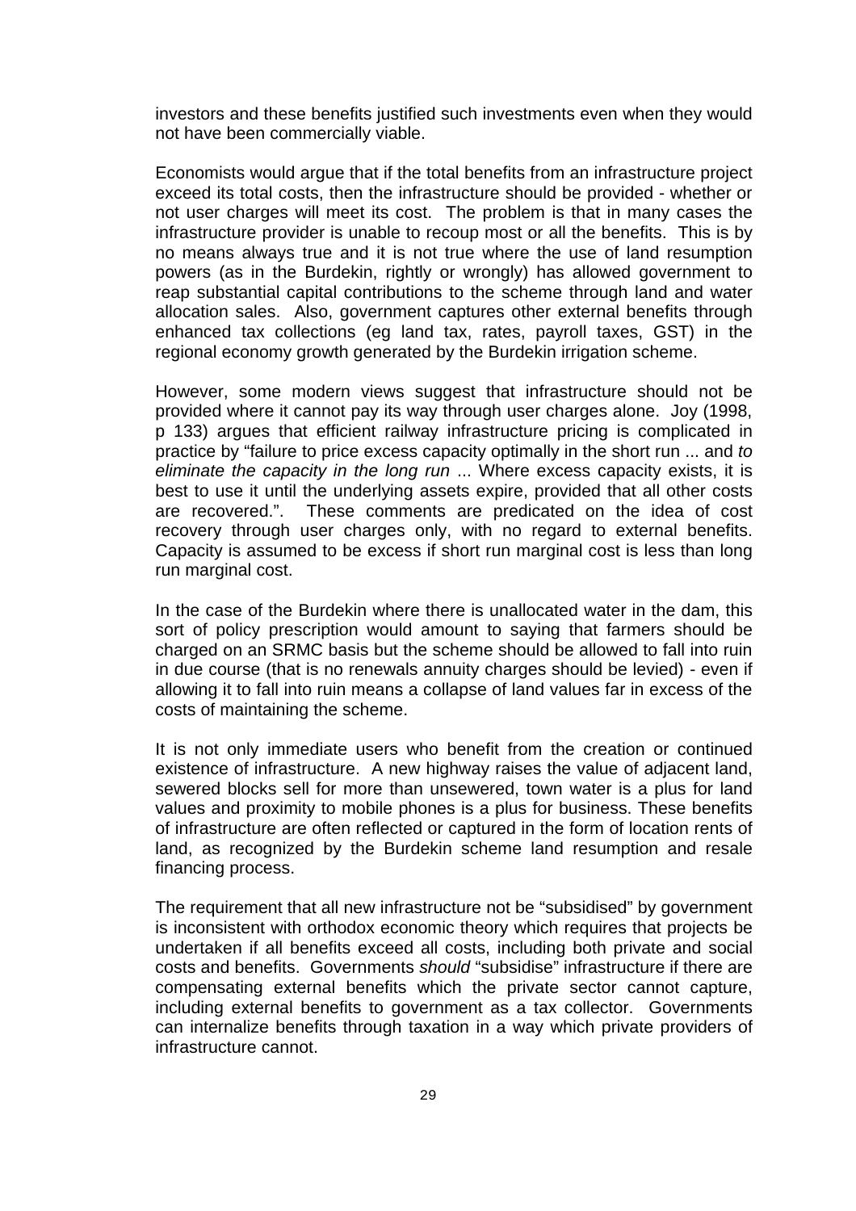investors and these benefits justified such investments even when they would not have been commercially viable.

Economists would argue that if the total benefits from an infrastructure project exceed its total costs, then the infrastructure should be provided - whether or not user charges will meet its cost. The problem is that in many cases the infrastructure provider is unable to recoup most or all the benefits. This is by no means always true and it is not true where the use of land resumption powers (as in the Burdekin, rightly or wrongly) has allowed government to reap substantial capital contributions to the scheme through land and water allocation sales. Also, government captures other external benefits through enhanced tax collections (eg land tax, rates, payroll taxes, GST) in the regional economy growth generated by the Burdekin irrigation scheme.

However, some modern views suggest that infrastructure should not be provided where it cannot pay its way through user charges alone. Joy (1998, p 133) argues that efficient railway infrastructure pricing is complicated in practice by "failure to price excess capacity optimally in the short run ... and *to eliminate the capacity in the long run* ... Where excess capacity exists, it is best to use it until the underlying assets expire, provided that all other costs are recovered.". These comments are predicated on the idea of cost recovery through user charges only, with no regard to external benefits. Capacity is assumed to be excess if short run marginal cost is less than long run marginal cost.

In the case of the Burdekin where there is unallocated water in the dam, this sort of policy prescription would amount to saying that farmers should be charged on an SRMC basis but the scheme should be allowed to fall into ruin in due course (that is no renewals annuity charges should be levied) - even if allowing it to fall into ruin means a collapse of land values far in excess of the costs of maintaining the scheme.

It is not only immediate users who benefit from the creation or continued existence of infrastructure. A new highway raises the value of adjacent land, sewered blocks sell for more than unsewered, town water is a plus for land values and proximity to mobile phones is a plus for business. These benefits of infrastructure are often reflected or captured in the form of location rents of land, as recognized by the Burdekin scheme land resumption and resale financing process.

The requirement that all new infrastructure not be "subsidised" by government is inconsistent with orthodox economic theory which requires that projects be undertaken if all benefits exceed all costs, including both private and social costs and benefits. Governments *should* "subsidise" infrastructure if there are compensating external benefits which the private sector cannot capture, including external benefits to government as a tax collector. Governments can internalize benefits through taxation in a way which private providers of infrastructure cannot.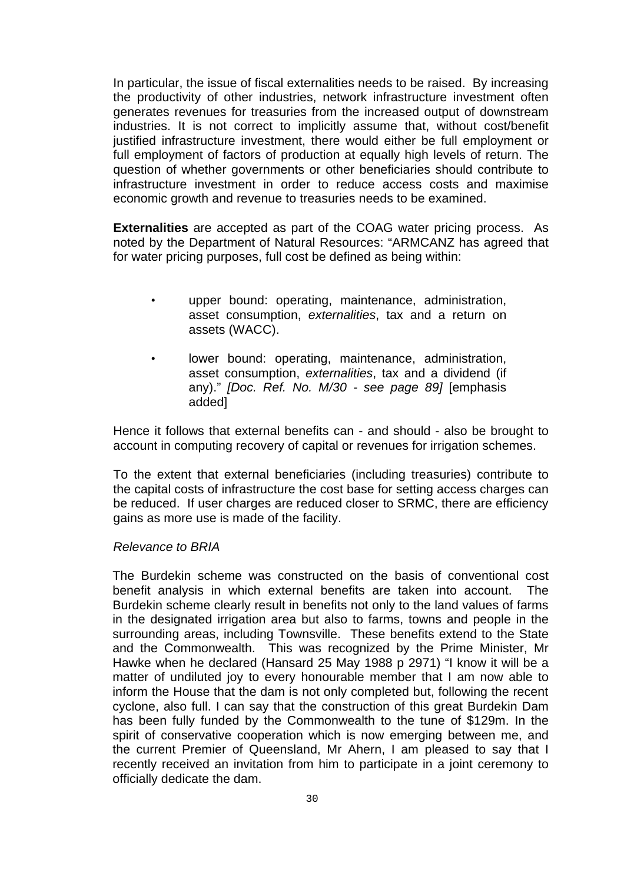In particular, the issue of fiscal externalities needs to be raised. By increasing the productivity of other industries, network infrastructure investment often generates revenues for treasuries from the increased output of downstream industries. It is not correct to implicitly assume that, without cost/benefit justified infrastructure investment, there would either be full employment or full employment of factors of production at equally high levels of return. The question of whether governments or other beneficiaries should contribute to infrastructure investment in order to reduce access costs and maximise economic growth and revenue to treasuries needs to be examined.

**Externalities** are accepted as part of the COAG water pricing process. As noted by the Department of Natural Resources: "ARMCANZ has agreed that for water pricing purposes, full cost be defined as being within:

- upper bound: operating, maintenance, administration, asset consumption, *externalities*, tax and a return on assets (WACC).
- lower bound: operating, maintenance, administration, asset consumption, *externalities*, tax and a dividend (if any)." *[Doc. Ref. No. M/30 - see page 89]* [emphasis added]

Hence it follows that external benefits can - and should - also be brought to account in computing recovery of capital or revenues for irrigation schemes.

To the extent that external beneficiaries (including treasuries) contribute to the capital costs of infrastructure the cost base for setting access charges can be reduced. If user charges are reduced closer to SRMC, there are efficiency gains as more use is made of the facility.

*Relevance to BRIA*

The Burdekin scheme was constructed on the basis of conventional cost benefit analysis in which external benefits are taken into account. The Burdekin scheme clearly result in benefits not only to the land values of farms in the designated irrigation area but also to farms, towns and people in the surrounding areas, including Townsville. These benefits extend to the State and the Commonwealth. This was recognized by the Prime Minister, Mr Hawke when he declared (Hansard 25 May 1988 p 2971) "I know it will be a matter of undiluted joy to every honourable member that I am now able to inform the House that the dam is not only completed but, following the recent cyclone, also full. I can say that the construction of this great Burdekin Dam has been fully funded by the Commonwealth to the tune of $129m. In the spirit of conservative cooperation which is now emerging between me, and the current Premier of Queensland, Mr Ahern, I am pleased to say that I recently received an invitation from him to participate in a joint ceremony to officially dedicate the dam.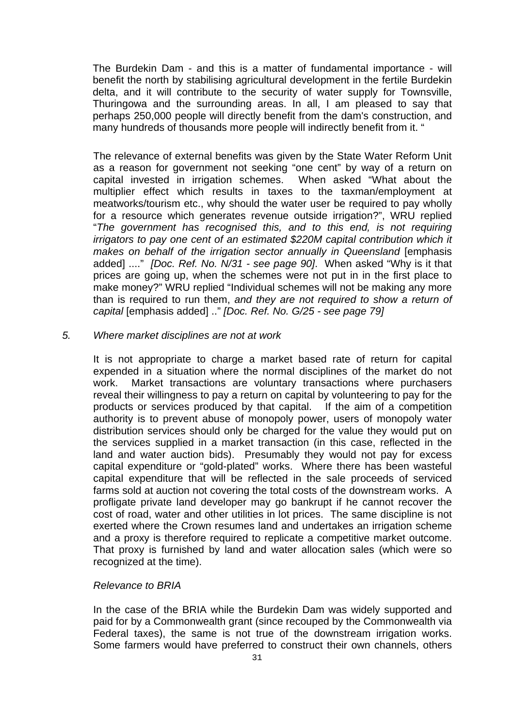The Burdekin Dam - and this is a matter of fundamental importance - will benefit the north by stabilising agricultural development in the fertile Burdekin delta, and it will contribute to the security of water supply for Townsville, Thuringowa and the surrounding areas. In all, I am pleased to say that perhaps 250,000 people will directly benefit from the dam's construction, and many hundreds of thousands more people will indirectly benefit from it. "

The relevance of external benefits was given by the State Water Reform Unit as a reason for government not seeking "one cent" by way of a return on capital invested in irrigation schemes. When asked "What about the multiplier effect which results in taxes to the taxman/employment at meatworks/tourism etc., why should the water user be required to pay wholly for a resource which generates revenue outside irrigation?", WRU replied "*The government has recognised this, and to this end, is not requiring irrigators to pay one cent of an estimated $220M capital contribution which it makes on behalf of the irrigation sector annually in Queensland* [emphasis added] ...." *[Doc. Ref. No. N/31 - see page 90]*. When asked "Why is it that prices are going up, when the schemes were not put in in the first place to make money?" WRU replied "Individual schemes will not be making any more than is required to run them, *and they are not required to show a return of capital* [emphasis added] .." *[Doc. Ref. No. G/25 - see page 79]*

*5. Where market disciplines are not at work*

It is not appropriate to charge a market based rate of return for capital expended in a situation where the normal disciplines of the market do not work. Market transactions are voluntary transactions where purchasers reveal their willingness to pay a return on capital by volunteering to pay for the products or services produced by that capital. If the aim of a competition authority is to prevent abuse of monopoly power, users of monopoly water distribution services should only be charged for the value they would put on the services supplied in a market transaction (in this case, reflected in the land and water auction bids). Presumably they would not pay for excess capital expenditure or "gold-plated" works. Where there has been wasteful capital expenditure that will be reflected in the sale proceeds of serviced farms sold at auction not covering the total costs of the downstream works. A profligate private land developer may go bankrupt if he cannot recover the cost of road, water and other utilities in lot prices. The same discipline is not exerted where the Crown resumes land and undertakes an irrigation scheme and a proxy is therefore required to replicate a competitive market outcome. That proxy is furnished by land and water allocation sales (which were so recognized at the time).

*Relevance to BRIA*

In the case of the BRIA while the Burdekin Dam was widely supported and paid for by a Commonwealth grant (since recouped by the Commonwealth via Federal taxes), the same is not true of the downstream irrigation works. Some farmers would have preferred to construct their own channels, others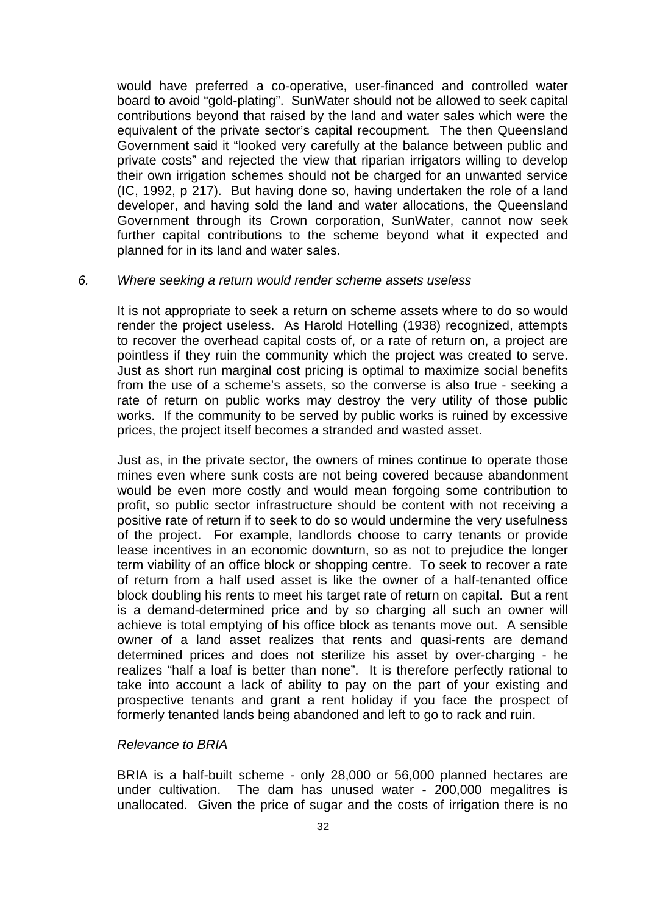would have preferred a co-operative, user-financed and controlled water board to avoid "gold-plating". SunWater should not be allowed to seek capital contributions beyond that raised by the land and water sales which were the equivalent of the private sector's capital recoupment. The then Queensland Government said it "looked very carefully at the balance between public and private costs" and rejected the view that riparian irrigators willing to develop their own irrigation schemes should not be charged for an unwanted service (IC, 1992, p 217). But having done so, having undertaken the role of a land developer, and having sold the land and water allocations, the Queensland Government through its Crown corporation, SunWater, cannot now seek further capital contributions to the scheme beyond what it expected and planned for in its land and water sales.

*6. Where seeking a return would render scheme assets useless*

It is not appropriate to seek a return on scheme assets where to do so would render the project useless. As Harold Hotelling (1938) recognized, attempts to recover the overhead capital costs of, or a rate of return on, a project are pointless if they ruin the community which the project was created to serve. Just as short run marginal cost pricing is optimal to maximize social benefits from the use of a scheme's assets, so the converse is also true - seeking a rate of return on public works may destroy the very utility of those public works. If the community to be served by public works is ruined by excessive prices, the project itself becomes a stranded and wasted asset.

Just as, in the private sector, the owners of mines continue to operate those mines even where sunk costs are not being covered because abandonment would be even more costly and would mean forgoing some contribution to profit, so public sector infrastructure should be content with not receiving a positive rate of return if to seek to do so would undermine the very usefulness of the project. For example, landlords choose to carry tenants or provide lease incentives in an economic downturn, so as not to prejudice the longer term viability of an office block or shopping centre. To seek to recover a rate of return from a half used asset is like the owner of a half-tenanted office block doubling his rents to meet his target rate of return on capital. But a rent is a demand-determined price and by so charging all such an owner will achieve is total emptying of his office block as tenants move out. A sensible owner of a land asset realizes that rents and quasi-rents are demand determined prices and does not sterilize his asset by over-charging - he realizes "half a loaf is better than none". It is therefore perfectly rational to take into account a lack of ability to pay on the part of your existing and prospective tenants and grant a rent holiday if you face the prospect of formerly tenanted lands being abandoned and left to go to rack and ruin.

*Relevance to BRIA*

BRIA is a half-built scheme - only 28,000 or 56,000 planned hectares are under cultivation. The dam has unused water - 200,000 megalitres is unallocated. Given the price of sugar and the costs of irrigation there is no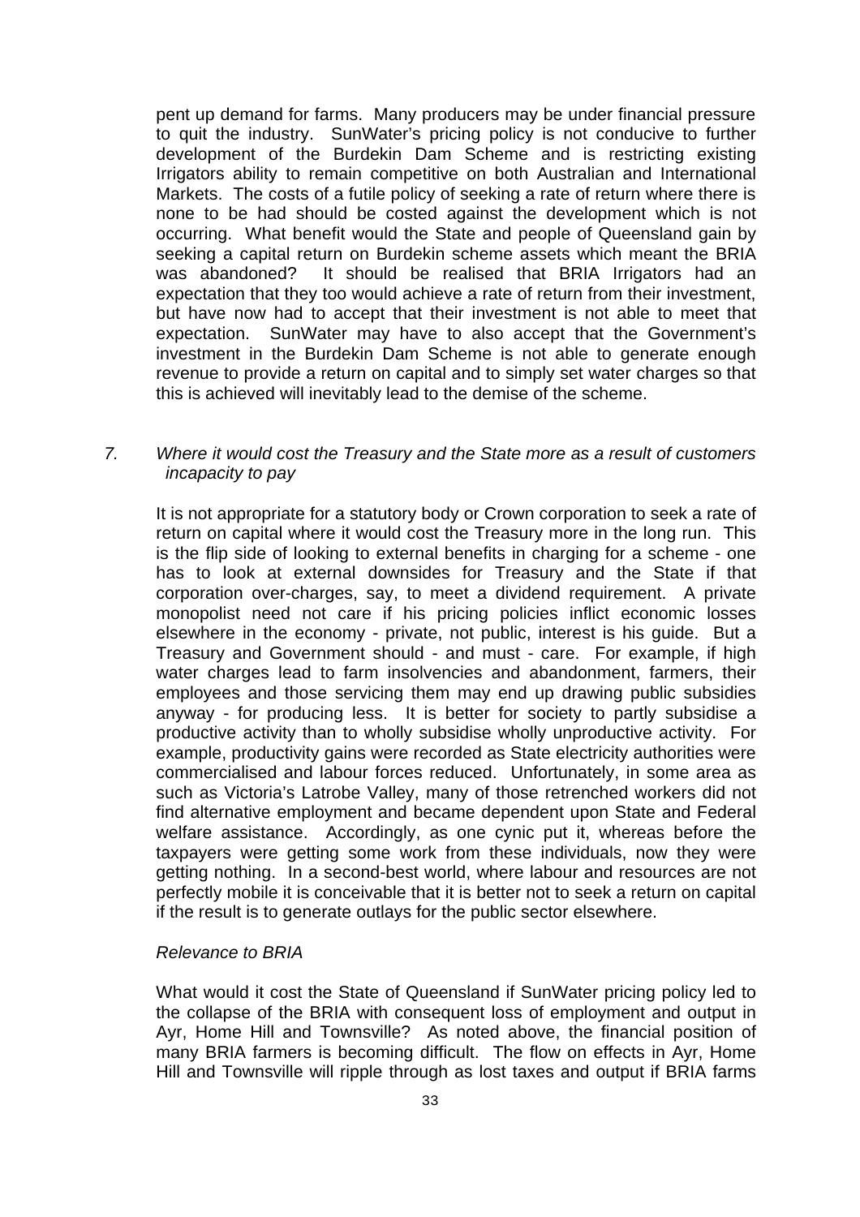pent up demand for farms. Many producers may be under financial pressure to quit the industry. SunWater's pricing policy is not conducive to further development of the Burdekin Dam Scheme and is restricting existing Irrigators ability to remain competitive on both Australian and International Markets. The costs of a futile policy of seeking a rate of return where there is none to be had should be costed against the development which is not occurring. What benefit would the State and people of Queensland gain by seeking a capital return on Burdekin scheme assets which meant the BRIA was abandoned? It should be realised that BRIA Irrigators had an expectation that they too would achieve a rate of return from their investment, but have now had to accept that their investment is not able to meet that expectation. SunWater may have to also accept that the Government's investment in the Burdekin Dam Scheme is not able to generate enough revenue to provide a return on capital and to simply set water charges so that this is achieved will inevitably lead to the demise of the scheme.

*7. Where it would cost the Treasury and the State more as a result of customers incapacity to pay*

It is not appropriate for a statutory body or Crown corporation to seek a rate of return on capital where it would cost the Treasury more in the long run. This is the flip side of looking to external benefits in charging for a scheme - one has to look at external downsides for Treasury and the State if that corporation over-charges, say, to meet a dividend requirement. A private monopolist need not care if his pricing policies inflict economic losses elsewhere in the economy - private, not public, interest is his guide. But a Treasury and Government should - and must - care. For example, if high water charges lead to farm insolvencies and abandonment, farmers, their employees and those servicing them may end up drawing public subsidies anyway - for producing less. It is better for society to partly subsidise a productive activity than to wholly subsidise wholly unproductive activity. For example, productivity gains were recorded as State electricity authorities were commercialised and labour forces reduced. Unfortunately, in some area as such as Victoria's Latrobe Valley, many of those retrenched workers did not find alternative employment and became dependent upon State and Federal welfare assistance. Accordingly, as one cynic put it, whereas before the taxpayers were getting some work from these individuals, now they were getting nothing. In a second-best world, where labour and resources are not perfectly mobile it is conceivable that it is better not to seek a return on capital if the result is to generate outlays for the public sector elsewhere.

*Relevance to BRIA*

What would it cost the State of Queensland if SunWater pricing policy led to the collapse of the BRIA with consequent loss of employment and output in Ayr, Home Hill and Townsville? As noted above, the financial position of many BRIA farmers is becoming difficult. The flow on effects in Ayr, Home Hill and Townsville will ripple through as lost taxes and output if BRIA farms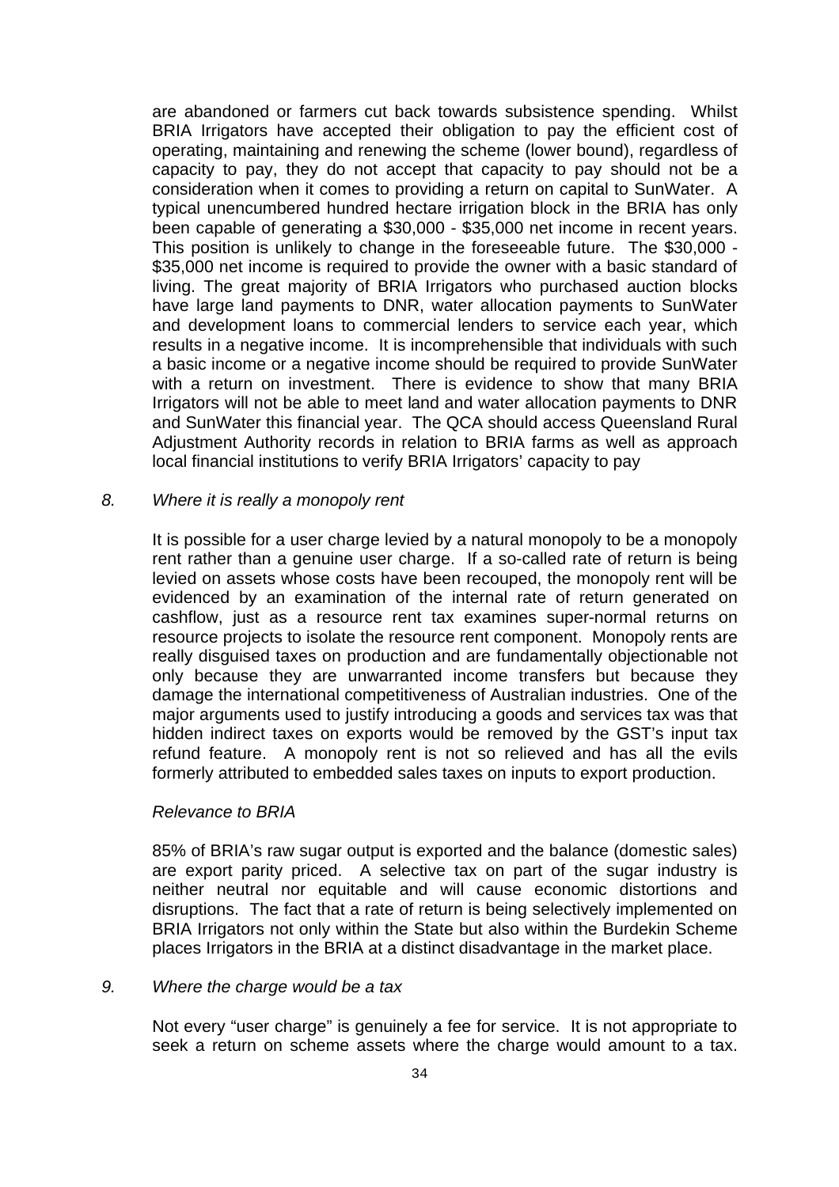are abandoned or farmers cut back towards subsistence spending. Whilst BRIA Irrigators have accepted their obligation to pay the efficient cost of operating, maintaining and renewing the scheme (lower bound), regardless of capacity to pay, they do not accept that capacity to pay should not be a consideration when it comes to providing a return on capital to SunWater. A typical unencumbered hundred hectare irrigation block in the BRIA has only been capable of generating a $30,000 - $35,000 net income in recent years. This position is unlikely to change in the foreseeable future. The $30,000 - $35,000 net income is required to provide the owner with a basic standard of living. The great majority of BRIA Irrigators who purchased auction blocks have large land payments to DNR, water allocation payments to SunWater and development loans to commercial lenders to service each year, which results in a negative income. It is incomprehensible that individuals with such a basic income or a negative income should be required to provide SunWater with a return on investment. There is evidence to show that many BRIA Irrigators will not be able to meet land and water allocation payments to DNR and SunWater this financial year. The QCA should access Queensland Rural Adjustment Authority records in relation to BRIA farms as well as approach local financial institutions to verify BRIA Irrigators' capacity to pay

*8. Where it is really a monopoly rent*

It is possible for a user charge levied by a natural monopoly to be a monopoly rent rather than a genuine user charge. If a so-called rate of return is being levied on assets whose costs have been recouped, the monopoly rent will be evidenced by an examination of the internal rate of return generated on cashflow, just as a resource rent tax examines super-normal returns on resource projects to isolate the resource rent component. Monopoly rents are really disguised taxes on production and are fundamentally objectionable not only because they are unwarranted income transfers but because they damage the international competitiveness of Australian industries. One of the major arguments used to justify introducing a goods and services tax was that hidden indirect taxes on exports would be removed by the GST's input tax refund feature. A monopoly rent is not so relieved and has all the evils formerly attributed to embedded sales taxes on inputs to export production.

*Relevance to BRIA*

85% of BRIA's raw sugar output is exported and the balance (domestic sales) are export parity priced. A selective tax on part of the sugar industry is neither neutral nor equitable and will cause economic distortions and disruptions. The fact that a rate of return is being selectively implemented on BRIA Irrigators not only within the State but also within the Burdekin Scheme places Irrigators in the BRIA at a distinct disadvantage in the market place.

*9. Where the charge would be a tax*

Not every "user charge" is genuinely a fee for service. It is not appropriate to seek a return on scheme assets where the charge would amount to a tax.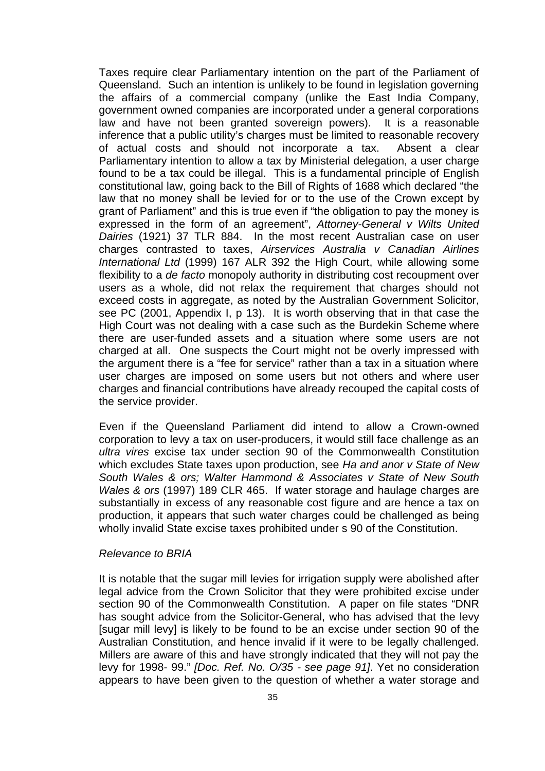Taxes require clear Parliamentary intention on the part of the Parliament of Queensland. Such an intention is unlikely to be found in legislation governing the affairs of a commercial company (unlike the East India Company, government owned companies are incorporated under a general corporations law and have not been granted sovereign powers). It is a reasonable inference that a public utility's charges must be limited to reasonable recovery of actual costs and should not incorporate a tax. Absent a clear Parliamentary intention to allow a tax by Ministerial delegation, a user charge found to be a tax could be illegal. This is a fundamental principle of English constitutional law, going back to the Bill of Rights of 1688 which declared "the law that no money shall be levied for or to the use of the Crown except by grant of Parliament" and this is true even if "the obligation to pay the money is expressed in the form of an agreement", *Attorney-General v Wilts United Dairies* (1921) 37 TLR 884. In the most recent Australian case on user charges contrasted to taxes, *Airservices Australia v Canadian Airlines International Ltd* (1999) 167 ALR 392 the High Court, while allowing some flexibility to a *de facto* monopoly authority in distributing cost recoupment over users as a whole, did not relax the requirement that charges should not exceed costs in aggregate, as noted by the Australian Government Solicitor, see PC (2001, Appendix I, p 13). It is worth observing that in that case the High Court was not dealing with a case such as the Burdekin Scheme where there are user-funded assets and a situation where some users are not charged at all. One suspects the Court might not be overly impressed with the argument there is a "fee for service" rather than a tax in a situation where user charges are imposed on some users but not others and where user charges and financial contributions have already recouped the capital costs of the service provider.

Even if the Queensland Parliament did intend to allow a Crown-owned corporation to levy a tax on user-producers, it would still face challenge as an *ultra vires* excise tax under section 90 of the Commonwealth Constitution which excludes State taxes upon production, see *Ha and anor v State of New South Wales & ors; Walter Hammond & Associates v State of New South Wales & ors* (1997) 189 CLR 465. If water storage and haulage charges are substantially in excess of any reasonable cost figure and are hence a tax on production, it appears that such water charges could be challenged as being wholly invalid State excise taxes prohibited under s 90 of the Constitution.

*Relevance to BRIA*

It is notable that the sugar mill levies for irrigation supply were abolished after legal advice from the Crown Solicitor that they were prohibited excise under section 90 of the Commonwealth Constitution. A paper on file states "DNR has sought advice from the Solicitor-General, who has advised that the levy [sugar mill levy] is likely to be found to be an excise under section 90 of the Australian Constitution, and hence invalid if it were to be legally challenged. Millers are aware of this and have strongly indicated that they will not pay the levy for 1998- 99." *[Doc. Ref. No. O/35 - see page 91]*. Yet no consideration appears to have been given to the question of whether a water storage and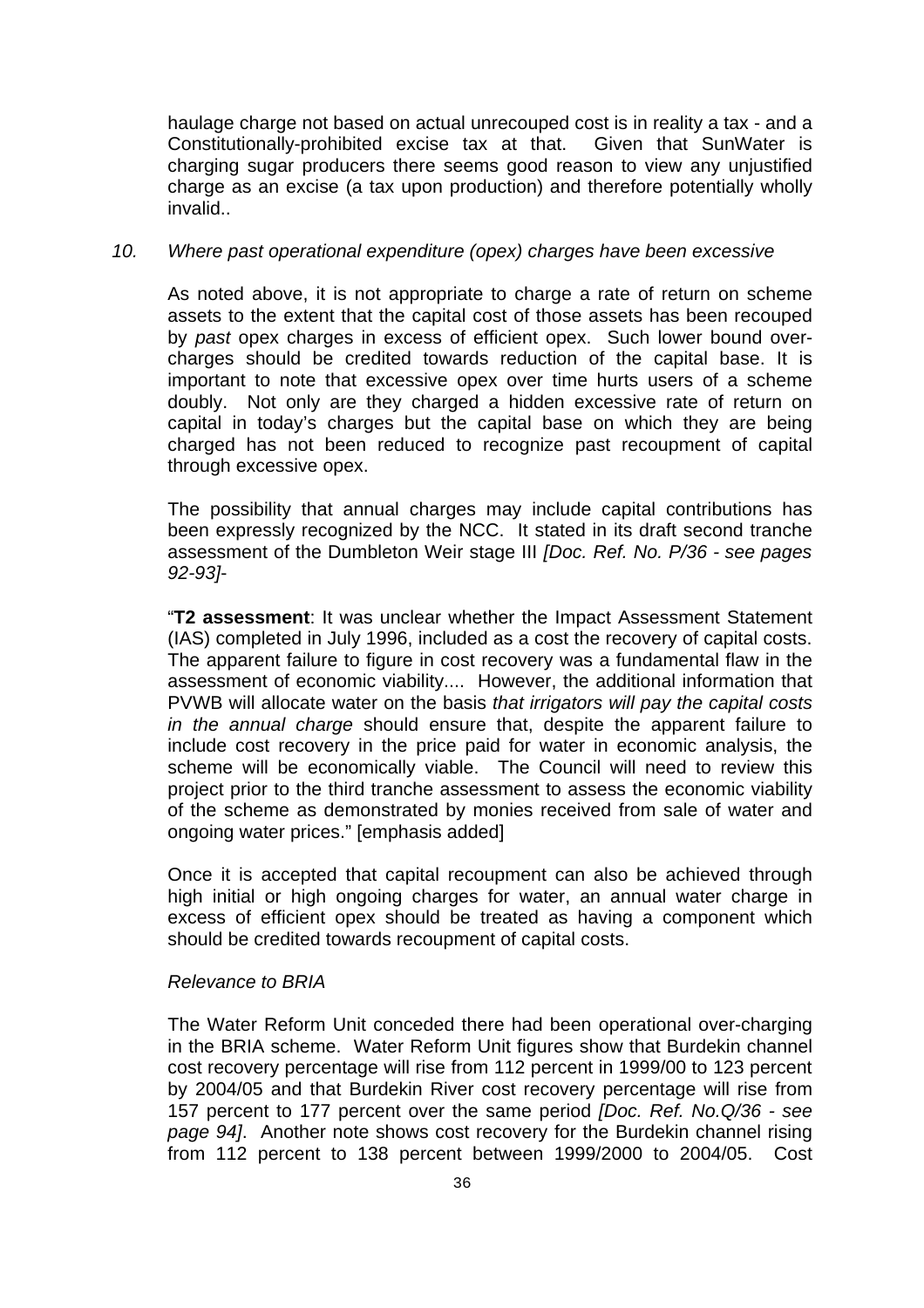haulage charge not based on actual unrecouped cost is in reality a tax - and a Constitutionally-prohibited excise tax at that. Given that SunWater is charging sugar producers there seems good reason to view any unjustified charge as an excise (a tax upon production) and therefore potentially wholly invalid..

*10. Where past operational expenditure (opex) charges have been excessive*

As noted above, it is not appropriate to charge a rate of return on scheme assets to the extent that the capital cost of those assets has been recouped by *past* opex charges in excess of efficient opex. Such lower bound over-charges should be credited towards reduction of the capital base. It is important to note that excessive opex over time hurts users of a scheme doubly. Not only are they charged a hidden excessive rate of return on capital in today's charges but the capital base on which they are being charged has not been reduced to recognize past recoupment of capital through excessive opex.

The possibility that annual charges may include capital contributions has been expressly recognized by the NCC. It stated in its draft second tranche assessment of the Dumbleton Weir stage III *[Doc. Ref. No. P/36 - see pages 92-93]*-

"**T2 assessment**: It was unclear whether the Impact Assessment Statement (IAS) completed in July 1996, included as a cost the recovery of capital costs. The apparent failure to figure in cost recovery was a fundamental flaw in the assessment of economic viability.... However, the additional information that PVWB will allocate water on the basis *that irrigators will pay the capital costs in the annual charge* should ensure that, despite the apparent failure to include cost recovery in the price paid for water in economic analysis, the scheme will be economically viable. The Council will need to review this project prior to the third tranche assessment to assess the economic viability of the scheme as demonstrated by monies received from sale of water and ongoing water prices." [emphasis added]

Once it is accepted that capital recoupment can also be achieved through high initial or high ongoing charges for water, an annual water charge in excess of efficient opex should be treated as having a component which should be credited towards recoupment of capital costs.

*Relevance to BRIA*

The Water Reform Unit conceded there had been operational over-charging in the BRIA scheme. Water Reform Unit figures show that Burdekin channel cost recovery percentage will rise from 112 percent in 1999/00 to 123 percent by 2004/05 and that Burdekin River cost recovery percentage will rise from 157 percent to 177 percent over the same period *[Doc. Ref. No.Q/36 - see page 94]*. Another note shows cost recovery for the Burdekin channel rising from 112 percent to 138 percent between 1999/2000 to 2004/05. Cost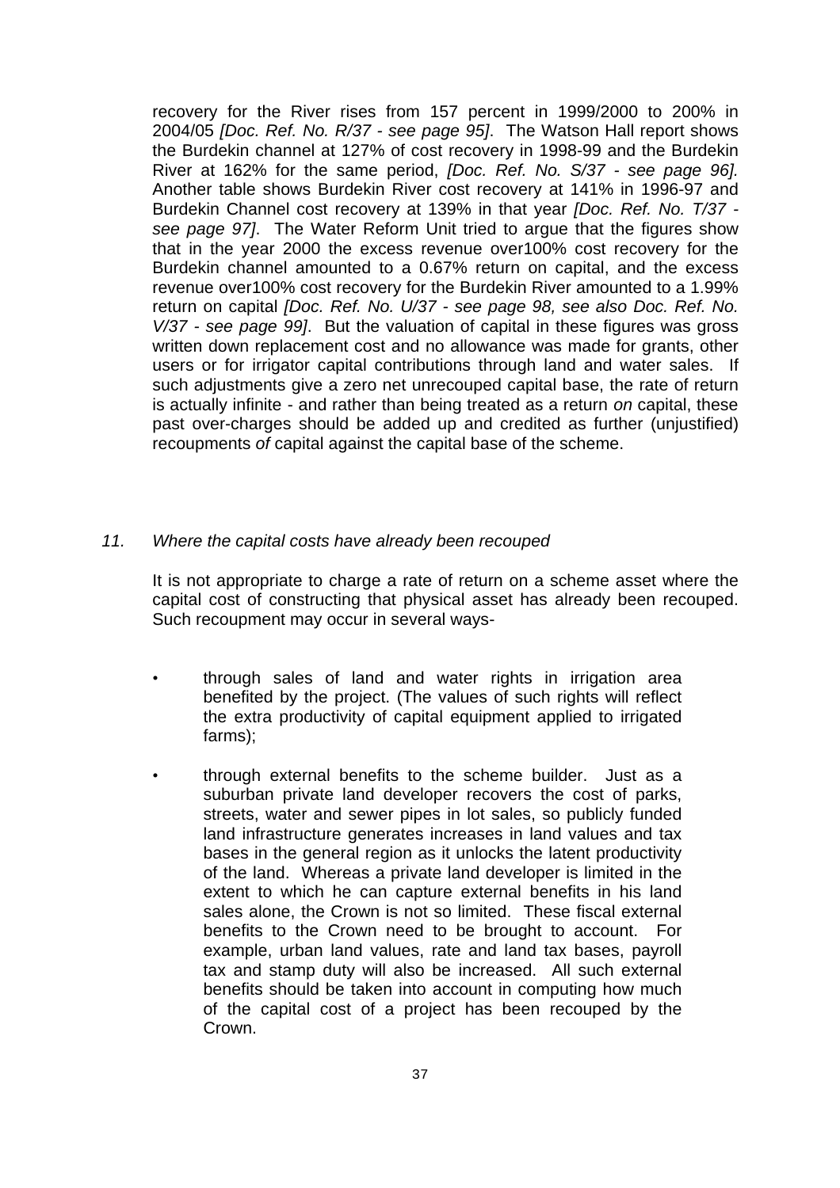recovery for the River rises from 157 percent in 1999/2000 to 200% in 2004/05 *[Doc. Ref. No. R/37 - see page 95]*. The Watson Hall report shows the Burdekin channel at 127% of cost recovery in 1998-99 and the Burdekin River at 162% for the same period, *[Doc. Ref. No. S/37 - see page 96].* Another table shows Burdekin River cost recovery at 141% in 1996-97 and Burdekin Channel cost recovery at 139% in that year *[Doc. Ref. No. T/37 - see page 97]*. The Water Reform Unit tried to argue that the figures show that in the year 2000 the excess revenue over100% cost recovery for the Burdekin channel amounted to a 0.67% return on capital, and the excess revenue over100% cost recovery for the Burdekin River amounted to a 1.99% return on capital *[Doc. Ref. No. U/37 - see page 98, see also Doc. Ref. No. V/37 - see page 99]*. But the valuation of capital in these figures was gross written down replacement cost and no allowance was made for grants, other users or for irrigator capital contributions through land and water sales. If such adjustments give a zero net unrecouped capital base, the rate of return is actually infinite - and rather than being treated as a return *on* capital, these past over-charges should be added up and credited as further (unjustified) recoupments *of* capital against the capital base of the scheme.

*11. Where the capital costs have already been recouped*

It is not appropriate to charge a rate of return on a scheme asset where the capital cost of constructing that physical asset has already been recouped. Such recoupment may occur in several ways-

- through sales of land and water rights in irrigation area benefited by the project. (The values of such rights will reflect the extra productivity of capital equipment applied to irrigated farms);
- through external benefits to the scheme builder. Just as a suburban private land developer recovers the cost of parks, streets, water and sewer pipes in lot sales, so publicly funded land infrastructure generates increases in land values and tax bases in the general region as it unlocks the latent productivity of the land. Whereas a private land developer is limited in the extent to which he can capture external benefits in his land sales alone, the Crown is not so limited. These fiscal external benefits to the Crown need to be brought to account. For example, urban land values, rate and land tax bases, payroll tax and stamp duty will also be increased. All such external benefits should be taken into account in computing how much of the capital cost of a project has been recouped by the Crown.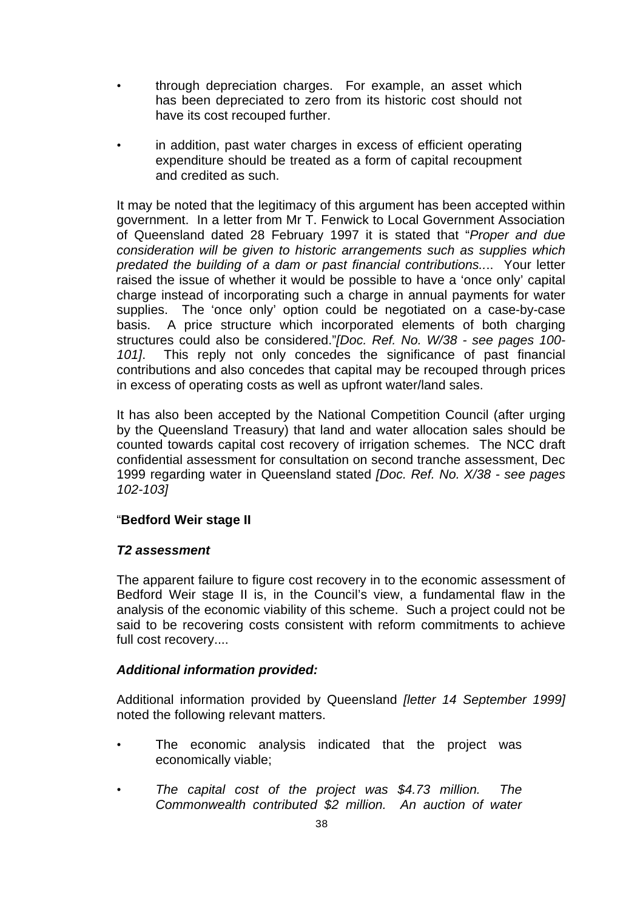- through depreciation charges. For example, an asset which has been depreciated to zero from its historic cost should not have its cost recouped further.

- in addition, past water charges in excess of efficient operating expenditure should be treated as a form of capital recoupment and credited as such.

It may be noted that the legitimacy of this argument has been accepted within government. In a letter from Mr T. Fenwick to Local Government Association of Queensland dated 28 February 1997 it is stated that "*Proper and due consideration will be given to historic arrangements such as supplies which predated the building of a dam or past financial contributions.*... Your letter raised the issue of whether it would be possible to have a 'once only' capital charge instead of incorporating such a charge in annual payments for water supplies. The 'once only' option could be negotiated on a case-by-case basis. A price structure which incorporated elements of both charging structures could also be considered."*[Doc. Ref. No. W/38 - see pages 100-101]*. This reply not only concedes the significance of past financial contributions and also concedes that capital may be recouped through prices in excess of operating costs as well as upfront water/land sales.

It has also been accepted by the National Competition Council (after urging by the Queensland Treasury) that land and water allocation sales should be counted towards capital cost recovery of irrigation schemes. The NCC draft confidential assessment for consultation on second tranche assessment, Dec 1999 regarding water in Queensland stated *[Doc. Ref. No. X/38 - see pages 102-103]*

"**Bedford Weir stage II**

***T2 assessment***

The apparent failure to figure cost recovery in to the economic assessment of Bedford Weir stage II is, in the Council's view, a fundamental flaw in the analysis of the economic viability of this scheme. Such a project could not be said to be recovering costs consistent with reform commitments to achieve full cost recovery....

***Additional information provided:***

Additional information provided by Queensland *[letter 14 September 1999]* noted the following relevant matters.

- The economic analysis indicated that the project was economically viable;

- *The capital cost of the project was $4.73 million. The Commonwealth contributed $2 million. An auction of water*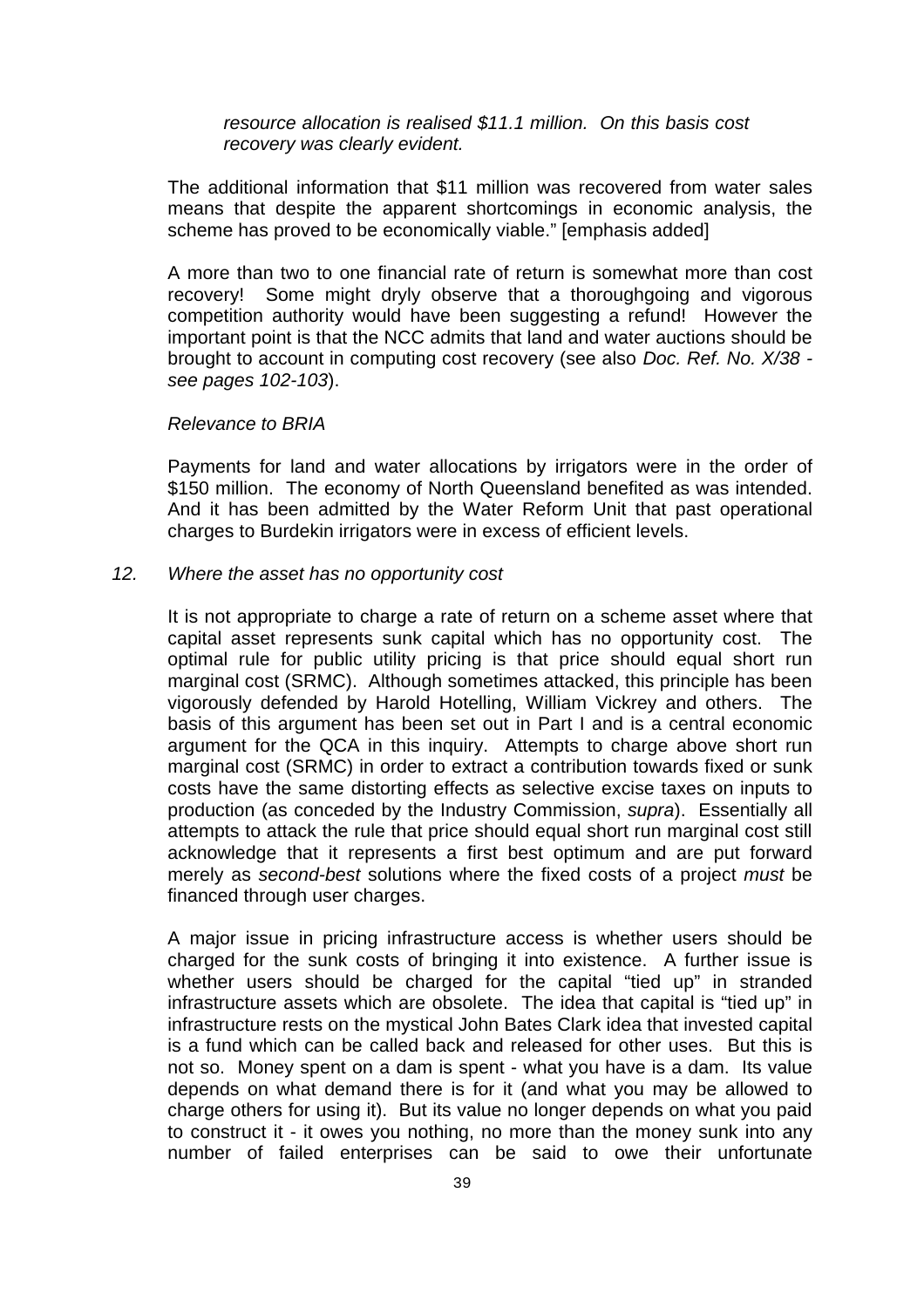*resource allocation is realised $11.1 million. On this basis cost recovery was clearly evident.*

The additional information that $11 million was recovered from water sales means that despite the apparent shortcomings in economic analysis, the scheme has proved to be economically viable." [emphasis added]

A more than two to one financial rate of return is somewhat more than cost recovery! Some might dryly observe that a thoroughgoing and vigorous competition authority would have been suggesting a refund! However the important point is that the NCC admits that land and water auctions should be brought to account in computing cost recovery (see also *Doc. Ref. No. X/38 - see pages 102-103*).

*Relevance to BRIA*

Payments for land and water allocations by irrigators were in the order of $150 million. The economy of North Queensland benefited as was intended. And it has been admitted by the Water Reform Unit that past operational charges to Burdekin irrigators were in excess of efficient levels.

*12. Where the asset has no opportunity cost*

It is not appropriate to charge a rate of return on a scheme asset where that capital asset represents sunk capital which has no opportunity cost. The optimal rule for public utility pricing is that price should equal short run marginal cost (SRMC). Although sometimes attacked, this principle has been vigorously defended by Harold Hotelling, William Vickrey and others. The basis of this argument has been set out in Part I and is a central economic argument for the QCA in this inquiry. Attempts to charge above short run marginal cost (SRMC) in order to extract a contribution towards fixed or sunk costs have the same distorting effects as selective excise taxes on inputs to production (as conceded by the Industry Commission, *supra*). Essentially all attempts to attack the rule that price should equal short run marginal cost still acknowledge that it represents a first best optimum and are put forward merely as *second-best* solutions where the fixed costs of a project *must* be financed through user charges.

A major issue in pricing infrastructure access is whether users should be charged for the sunk costs of bringing it into existence. A further issue is whether users should be charged for the capital "tied up" in stranded infrastructure assets which are obsolete. The idea that capital is "tied up" in infrastructure rests on the mystical John Bates Clark idea that invested capital is a fund which can be called back and released for other uses. But this is not so. Money spent on a dam is spent - what you have is a dam. Its value depends on what demand there is for it (and what you may be allowed to charge others for using it). But its value no longer depends on what you paid to construct it - it owes you nothing, no more than the money sunk into any number of failed enterprises can be said to owe their unfortunate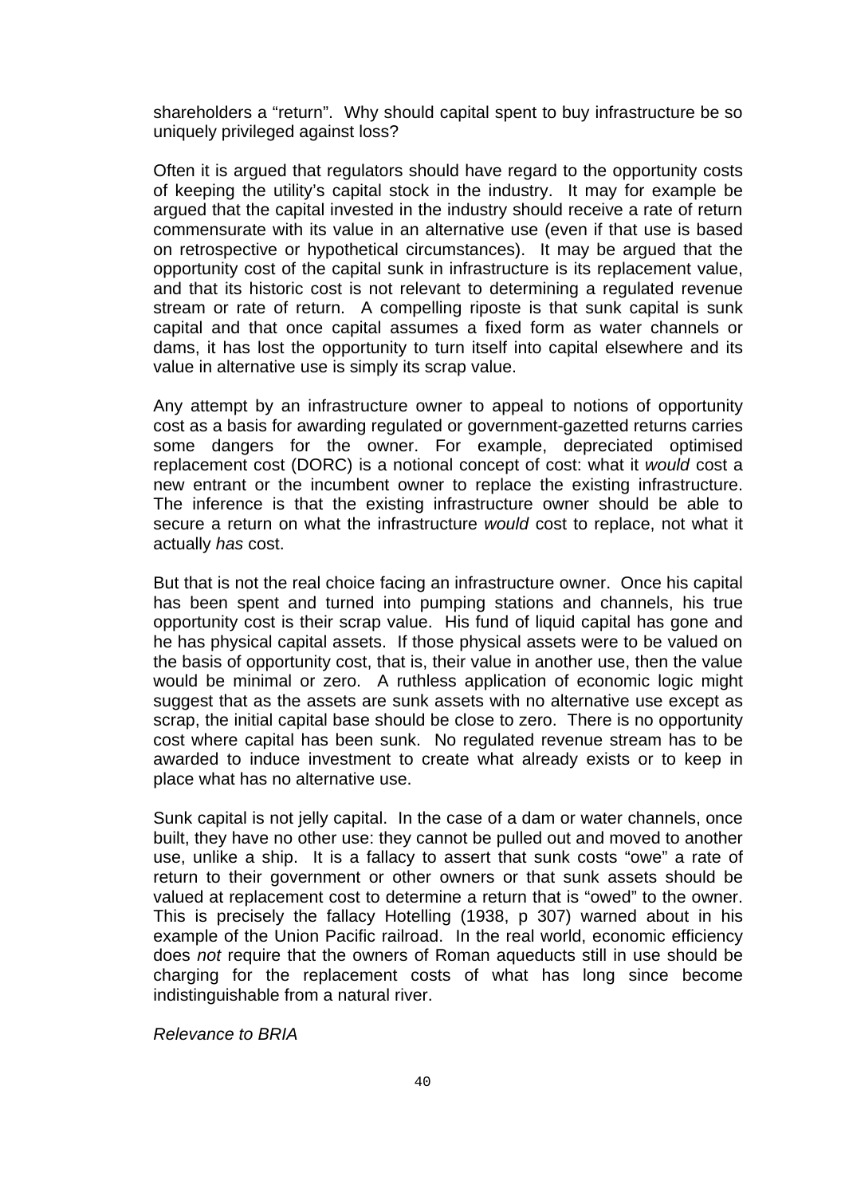shareholders a "return". Why should capital spent to buy infrastructure be so uniquely privileged against loss?

Often it is argued that regulators should have regard to the opportunity costs of keeping the utility's capital stock in the industry. It may for example be argued that the capital invested in the industry should receive a rate of return commensurate with its value in an alternative use (even if that use is based on retrospective or hypothetical circumstances). It may be argued that the opportunity cost of the capital sunk in infrastructure is its replacement value, and that its historic cost is not relevant to determining a regulated revenue stream or rate of return. A compelling riposte is that sunk capital is sunk capital and that once capital assumes a fixed form as water channels or dams, it has lost the opportunity to turn itself into capital elsewhere and its value in alternative use is simply its scrap value.

Any attempt by an infrastructure owner to appeal to notions of opportunity cost as a basis for awarding regulated or government-gazetted returns carries some dangers for the owner. For example, depreciated optimised replacement cost (DORC) is a notional concept of cost: what it *would* cost a new entrant or the incumbent owner to replace the existing infrastructure. The inference is that the existing infrastructure owner should be able to secure a return on what the infrastructure *would* cost to replace, not what it actually *has* cost.

But that is not the real choice facing an infrastructure owner. Once his capital has been spent and turned into pumping stations and channels, his true opportunity cost is their scrap value. His fund of liquid capital has gone and he has physical capital assets. If those physical assets were to be valued on the basis of opportunity cost, that is, their value in another use, then the value would be minimal or zero. A ruthless application of economic logic might suggest that as the assets are sunk assets with no alternative use except as scrap, the initial capital base should be close to zero. There is no opportunity cost where capital has been sunk. No regulated revenue stream has to be awarded to induce investment to create what already exists or to keep in place what has no alternative use.

Sunk capital is not jelly capital. In the case of a dam or water channels, once built, they have no other use: they cannot be pulled out and moved to another use, unlike a ship. It is a fallacy to assert that sunk costs "owe" a rate of return to their government or other owners or that sunk assets should be valued at replacement cost to determine a return that is "owed" to the owner. This is precisely the fallacy Hotelling (1938, p 307) warned about in his example of the Union Pacific railroad. In the real world, economic efficiency does *not* require that the owners of Roman aqueducts still in use should be charging for the replacement costs of what has long since become indistinguishable from a natural river.

*Relevance to BRIA*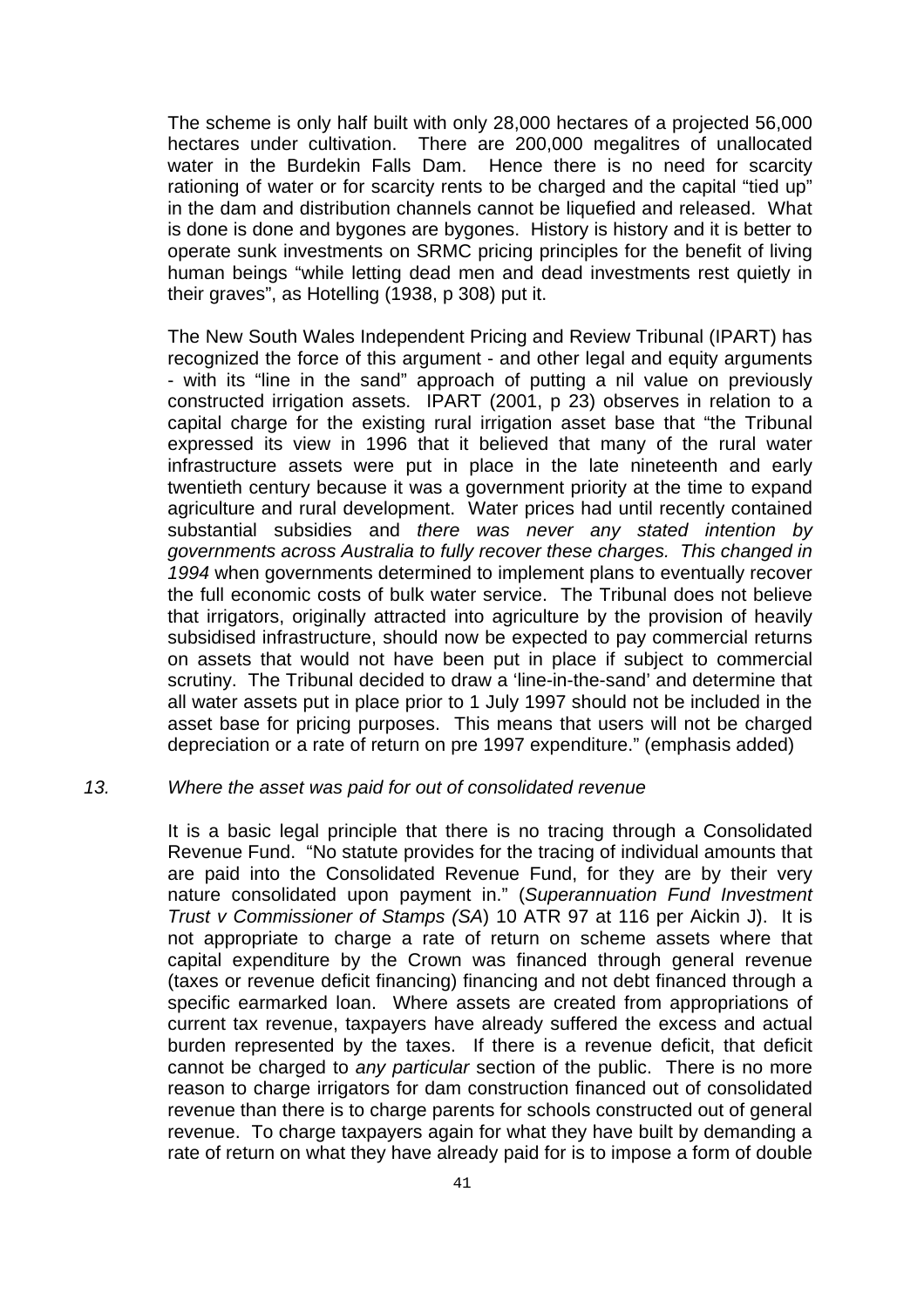The scheme is only half built with only 28,000 hectares of a projected 56,000 hectares under cultivation. There are 200,000 megalitres of unallocated water in the Burdekin Falls Dam. Hence there is no need for scarcity rationing of water or for scarcity rents to be charged and the capital "tied up" in the dam and distribution channels cannot be liquefied and released. What is done is done and bygones are bygones. History is history and it is better to operate sunk investments on SRMC pricing principles for the benefit of living human beings "while letting dead men and dead investments rest quietly in their graves", as Hotelling (1938, p 308) put it.

The New South Wales Independent Pricing and Review Tribunal (IPART) has recognized the force of this argument - and other legal and equity arguments - with its "line in the sand" approach of putting a nil value on previously constructed irrigation assets. IPART (2001, p 23) observes in relation to a capital charge for the existing rural irrigation asset base that "the Tribunal expressed its view in 1996 that it believed that many of the rural water infrastructure assets were put in place in the late nineteenth and early twentieth century because it was a government priority at the time to expand agriculture and rural development. Water prices had until recently contained substantial subsidies and *there was never any stated intention by governments across Australia to fully recover these charges. This changed in 1994* when governments determined to implement plans to eventually recover the full economic costs of bulk water service. The Tribunal does not believe that irrigators, originally attracted into agriculture by the provision of heavily subsidised infrastructure, should now be expected to pay commercial returns on assets that would not have been put in place if subject to commercial scrutiny. The Tribunal decided to draw a 'line-in-the-sand' and determine that all water assets put in place prior to 1 July 1997 should not be included in the asset base for pricing purposes. This means that users will not be charged depreciation or a rate of return on pre 1997 expenditure." (emphasis added)

*13. Where the asset was paid for out of consolidated revenue*

It is a basic legal principle that there is no tracing through a Consolidated Revenue Fund. "No statute provides for the tracing of individual amounts that are paid into the Consolidated Revenue Fund, for they are by their very nature consolidated upon payment in." (*Superannuation Fund Investment Trust v Commissioner of Stamps (SA*) 10 ATR 97 at 116 per Aickin J). It is not appropriate to charge a rate of return on scheme assets where that capital expenditure by the Crown was financed through general revenue (taxes or revenue deficit financing) financing and not debt financed through a specific earmarked loan. Where assets are created from appropriations of current tax revenue, taxpayers have already suffered the excess and actual burden represented by the taxes. If there is a revenue deficit, that deficit cannot be charged to *any particular* section of the public. There is no more reason to charge irrigators for dam construction financed out of consolidated revenue than there is to charge parents for schools constructed out of general revenue. To charge taxpayers again for what they have built by demanding a rate of return on what they have already paid for is to impose a form of double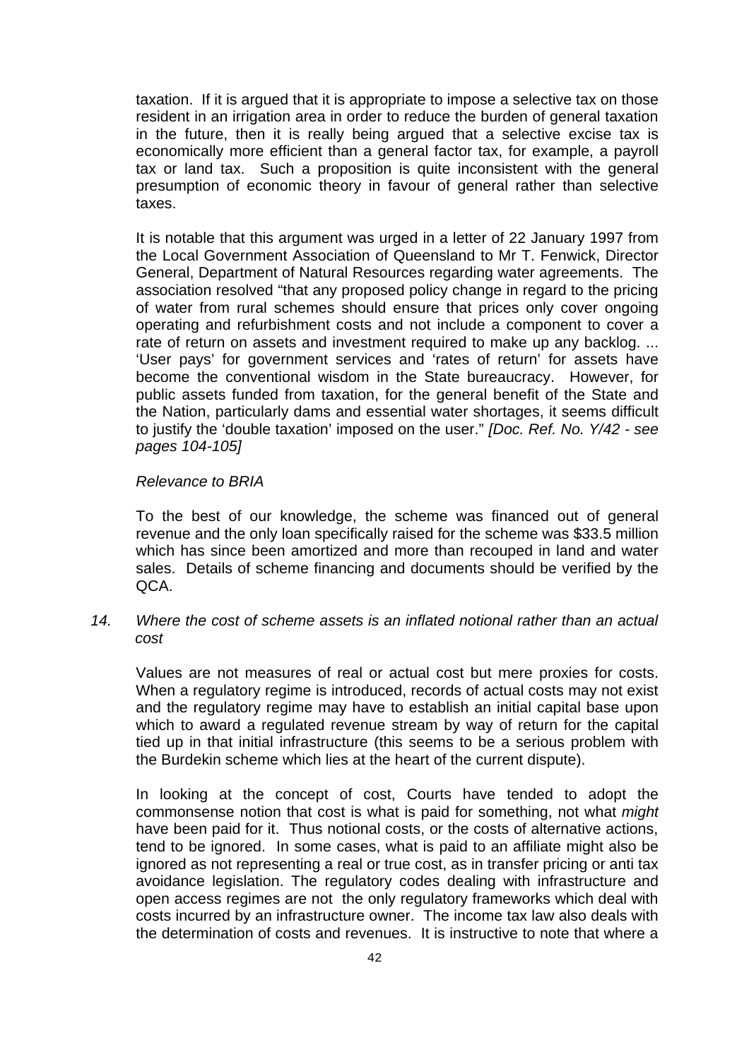taxation. If it is argued that it is appropriate to impose a selective tax on those resident in an irrigation area in order to reduce the burden of general taxation in the future, then it is really being argued that a selective excise tax is economically more efficient than a general factor tax, for example, a payroll tax or land tax. Such a proposition is quite inconsistent with the general presumption of economic theory in favour of general rather than selective taxes.

It is notable that this argument was urged in a letter of 22 January 1997 from the Local Government Association of Queensland to Mr T. Fenwick, Director General, Department of Natural Resources regarding water agreements. The association resolved "that any proposed policy change in regard to the pricing of water from rural schemes should ensure that prices only cover ongoing operating and refurbishment costs and not include a component to cover a rate of return on assets and investment required to make up any backlog. ... 'User pays' for government services and 'rates of return' for assets have become the conventional wisdom in the State bureaucracy. However, for public assets funded from taxation, for the general benefit of the State and the Nation, particularly dams and essential water shortages, it seems difficult to justify the 'double taxation' imposed on the user." *[Doc. Ref. No. Y/42 - see pages 104-105]*

*Relevance to BRIA*

To the best of our knowledge, the scheme was financed out of general revenue and the only loan specifically raised for the scheme was $33.5 million which has since been amortized and more than recouped in land and water sales. Details of scheme financing and documents should be verified by the QCA.

*14. Where the cost of scheme assets is an inflated notional rather than an actual cost*

Values are not measures of real or actual cost but mere proxies for costs. When a regulatory regime is introduced, records of actual costs may not exist and the regulatory regime may have to establish an initial capital base upon which to award a regulated revenue stream by way of return for the capital tied up in that initial infrastructure (this seems to be a serious problem with the Burdekin scheme which lies at the heart of the current dispute).

In looking at the concept of cost, Courts have tended to adopt the commonsense notion that cost is what is paid for something, not what *might* have been paid for it. Thus notional costs, or the costs of alternative actions, tend to be ignored. In some cases, what is paid to an affiliate might also be ignored as not representing a real or true cost, as in transfer pricing or anti tax avoidance legislation. The regulatory codes dealing with infrastructure and open access regimes are not the only regulatory frameworks which deal with costs incurred by an infrastructure owner. The income tax law also deals with the determination of costs and revenues. It is instructive to note that where a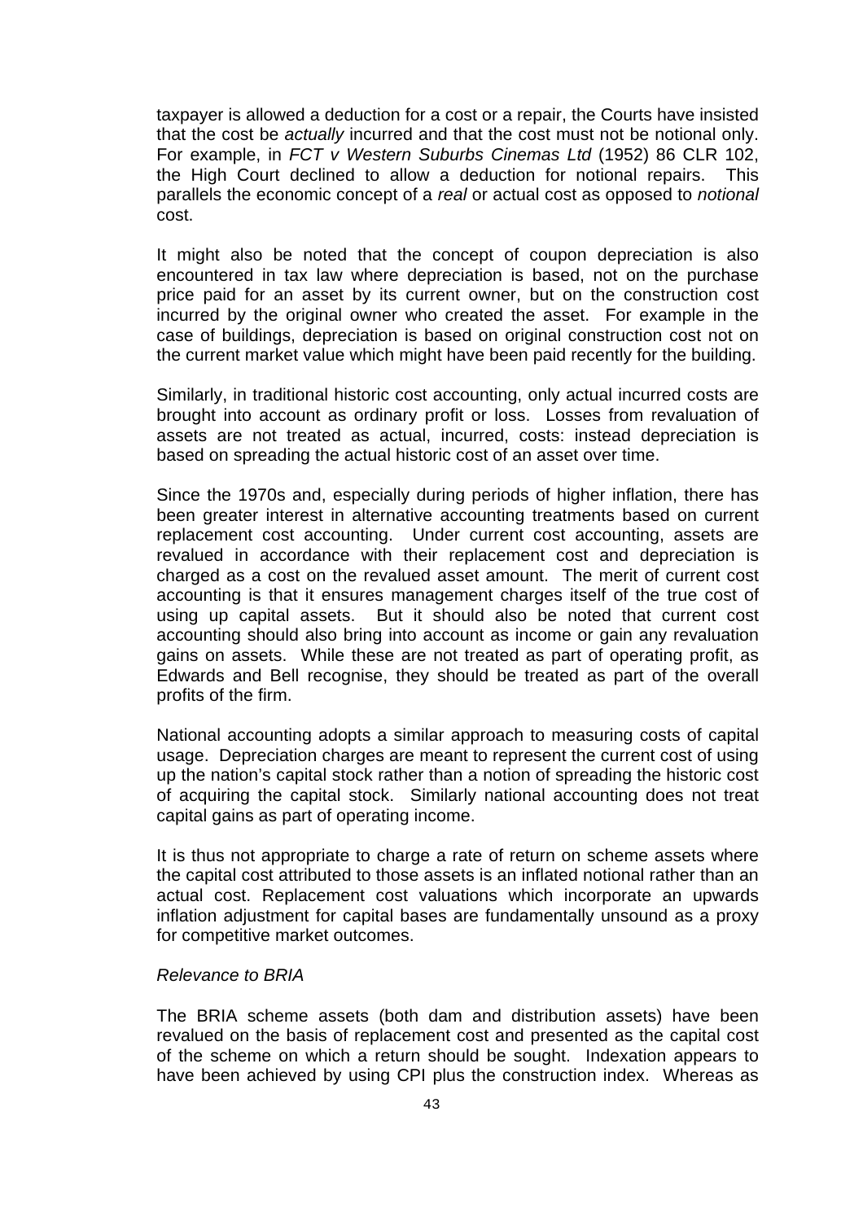taxpayer is allowed a deduction for a cost or a repair, the Courts have insisted that the cost be *actually* incurred and that the cost must not be notional only. For example, in *FCT v Western Suburbs Cinemas Ltd* (1952) 86 CLR 102, the High Court declined to allow a deduction for notional repairs. This parallels the economic concept of a *real* or actual cost as opposed to *notional* cost.

It might also be noted that the concept of coupon depreciation is also encountered in tax law where depreciation is based, not on the purchase price paid for an asset by its current owner, but on the construction cost incurred by the original owner who created the asset. For example in the case of buildings, depreciation is based on original construction cost not on the current market value which might have been paid recently for the building.

Similarly, in traditional historic cost accounting, only actual incurred costs are brought into account as ordinary profit or loss. Losses from revaluation of assets are not treated as actual, incurred, costs: instead depreciation is based on spreading the actual historic cost of an asset over time.

Since the 1970s and, especially during periods of higher inflation, there has been greater interest in alternative accounting treatments based on current replacement cost accounting. Under current cost accounting, assets are revalued in accordance with their replacement cost and depreciation is charged as a cost on the revalued asset amount. The merit of current cost accounting is that it ensures management charges itself of the true cost of using up capital assets. But it should also be noted that current cost accounting should also bring into account as income or gain any revaluation gains on assets. While these are not treated as part of operating profit, as Edwards and Bell recognise, they should be treated as part of the overall profits of the firm.

National accounting adopts a similar approach to measuring costs of capital usage. Depreciation charges are meant to represent the current cost of using up the nation's capital stock rather than a notion of spreading the historic cost of acquiring the capital stock. Similarly national accounting does not treat capital gains as part of operating income.

It is thus not appropriate to charge a rate of return on scheme assets where the capital cost attributed to those assets is an inflated notional rather than an actual cost. Replacement cost valuations which incorporate an upwards inflation adjustment for capital bases are fundamentally unsound as a proxy for competitive market outcomes.

*Relevance to BRIA*

The BRIA scheme assets (both dam and distribution assets) have been revalued on the basis of replacement cost and presented as the capital cost of the scheme on which a return should be sought. Indexation appears to have been achieved by using CPI plus the construction index. Whereas as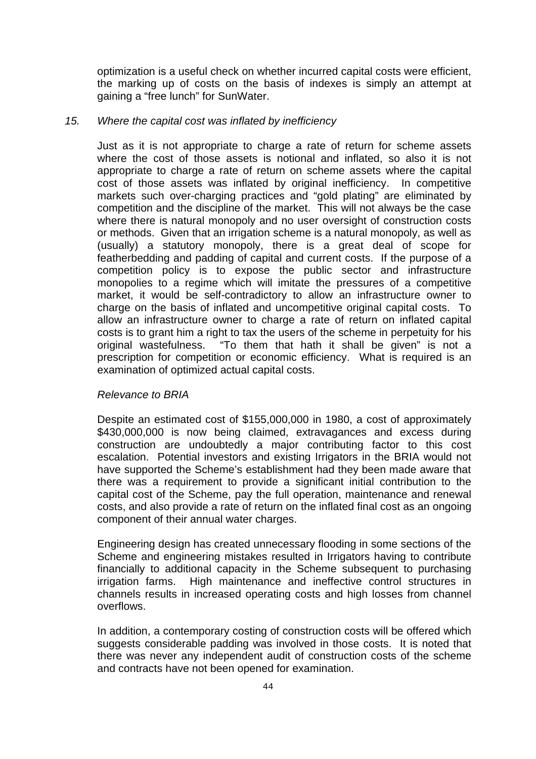optimization is a useful check on whether incurred capital costs were efficient, the marking up of costs on the basis of indexes is simply an attempt at gaining a "free lunch" for SunWater.

*15. Where the capital cost was inflated by inefficiency*

Just as it is not appropriate to charge a rate of return for scheme assets where the cost of those assets is notional and inflated, so also it is not appropriate to charge a rate of return on scheme assets where the capital cost of those assets was inflated by original inefficiency. In competitive markets such over-charging practices and "gold plating" are eliminated by competition and the discipline of the market. This will not always be the case where there is natural monopoly and no user oversight of construction costs or methods. Given that an irrigation scheme is a natural monopoly, as well as (usually) a statutory monopoly, there is a great deal of scope for featherbedding and padding of capital and current costs. If the purpose of a competition policy is to expose the public sector and infrastructure monopolies to a regime which will imitate the pressures of a competitive market, it would be self-contradictory to allow an infrastructure owner to charge on the basis of inflated and uncompetitive original capital costs. To allow an infrastructure owner to charge a rate of return on inflated capital costs is to grant him a right to tax the users of the scheme in perpetuity for his original wastefulness. "To them that hath it shall be given" is not a prescription for competition or economic efficiency. What is required is an examination of optimized actual capital costs.

*Relevance to BRIA*

Despite an estimated cost of $155,000,000 in 1980, a cost of approximately $430,000,000 is now being claimed, extravagances and excess during construction are undoubtedly a major contributing factor to this cost escalation. Potential investors and existing Irrigators in the BRIA would not have supported the Scheme's establishment had they been made aware that there was a requirement to provide a significant initial contribution to the capital cost of the Scheme, pay the full operation, maintenance and renewal costs, and also provide a rate of return on the inflated final cost as an ongoing component of their annual water charges.

Engineering design has created unnecessary flooding in some sections of the Scheme and engineering mistakes resulted in Irrigators having to contribute financially to additional capacity in the Scheme subsequent to purchasing irrigation farms. High maintenance and ineffective control structures in channels results in increased operating costs and high losses from channel overflows.

In addition, a contemporary costing of construction costs will be offered which suggests considerable padding was involved in those costs. It is noted that there was never any independent audit of construction costs of the scheme and contracts have not been opened for examination.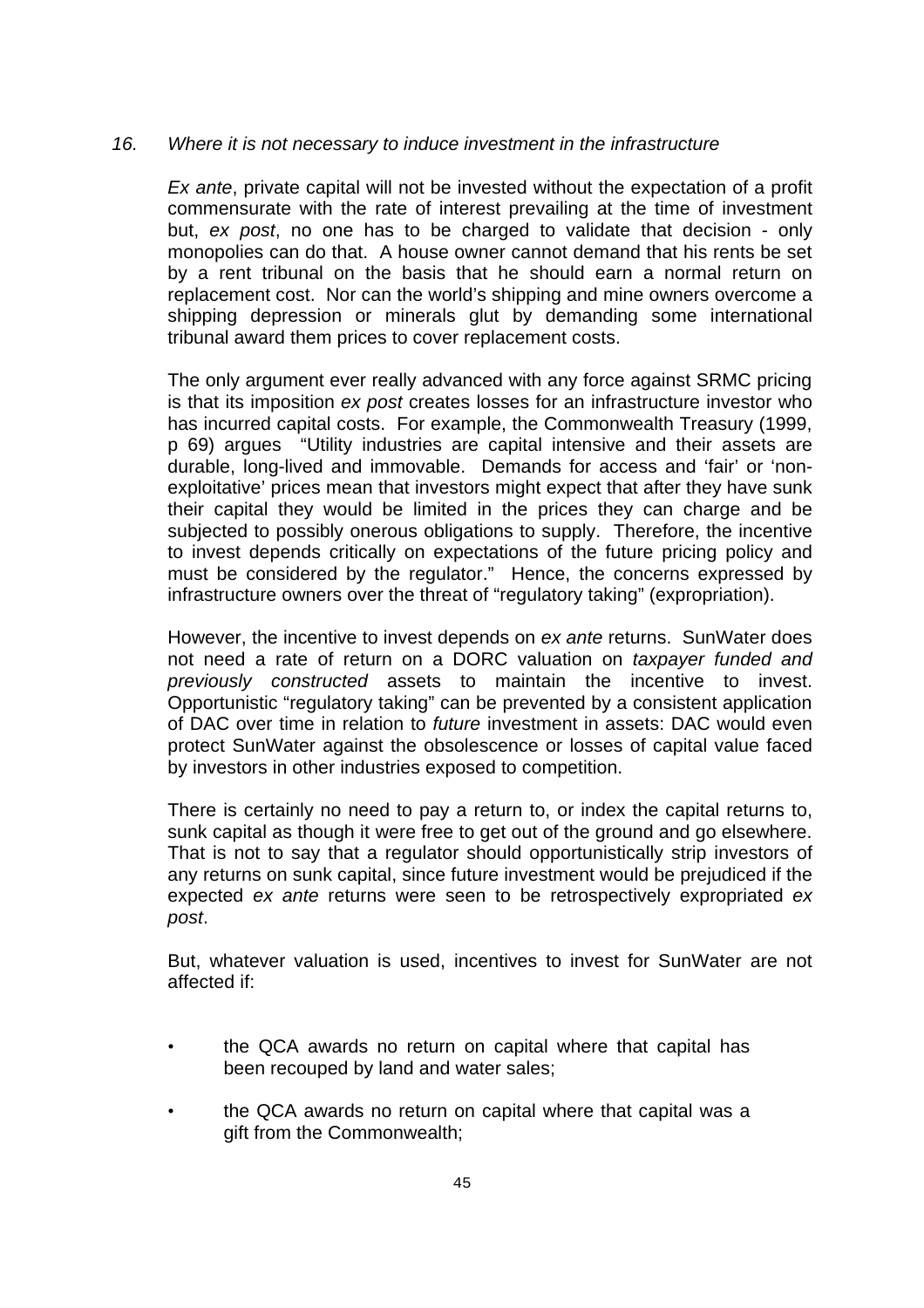*16. Where it is not necessary to induce investment in the infrastructure*

*Ex ante*, private capital will not be invested without the expectation of a profit commensurate with the rate of interest prevailing at the time of investment but, *ex post*, no one has to be charged to validate that decision - only monopolies can do that. A house owner cannot demand that his rents be set by a rent tribunal on the basis that he should earn a normal return on replacement cost. Nor can the world's shipping and mine owners overcome a shipping depression or minerals glut by demanding some international tribunal award them prices to cover replacement costs.

The only argument ever really advanced with any force against SRMC pricing is that its imposition *ex post* creates losses for an infrastructure investor who has incurred capital costs. For example, the Commonwealth Treasury (1999, p 69) argues "Utility industries are capital intensive and their assets are durable, long-lived and immovable. Demands for access and 'fair' or 'non-exploitative' prices mean that investors might expect that after they have sunk their capital they would be limited in the prices they can charge and be subjected to possibly onerous obligations to supply. Therefore, the incentive to invest depends critically on expectations of the future pricing policy and must be considered by the regulator." Hence, the concerns expressed by infrastructure owners over the threat of "regulatory taking" (expropriation).

However, the incentive to invest depends on *ex ante* returns. SunWater does not need a rate of return on a DORC valuation on *taxpayer funded and previously constructed* assets to maintain the incentive to invest. Opportunistic "regulatory taking" can be prevented by a consistent application of DAC over time in relation to *future* investment in assets: DAC would even protect SunWater against the obsolescence or losses of capital value faced by investors in other industries exposed to competition.

There is certainly no need to pay a return to, or index the capital returns to, sunk capital as though it were free to get out of the ground and go elsewhere. That is not to say that a regulator should opportunistically strip investors of any returns on sunk capital, since future investment would be prejudiced if the expected *ex ante* returns were seen to be retrospectively expropriated *ex post*.

But, whatever valuation is used, incentives to invest for SunWater are not affected if:

- the QCA awards no return on capital where that capital has been recouped by land and water sales;
- the QCA awards no return on capital where that capital was a gift from the Commonwealth;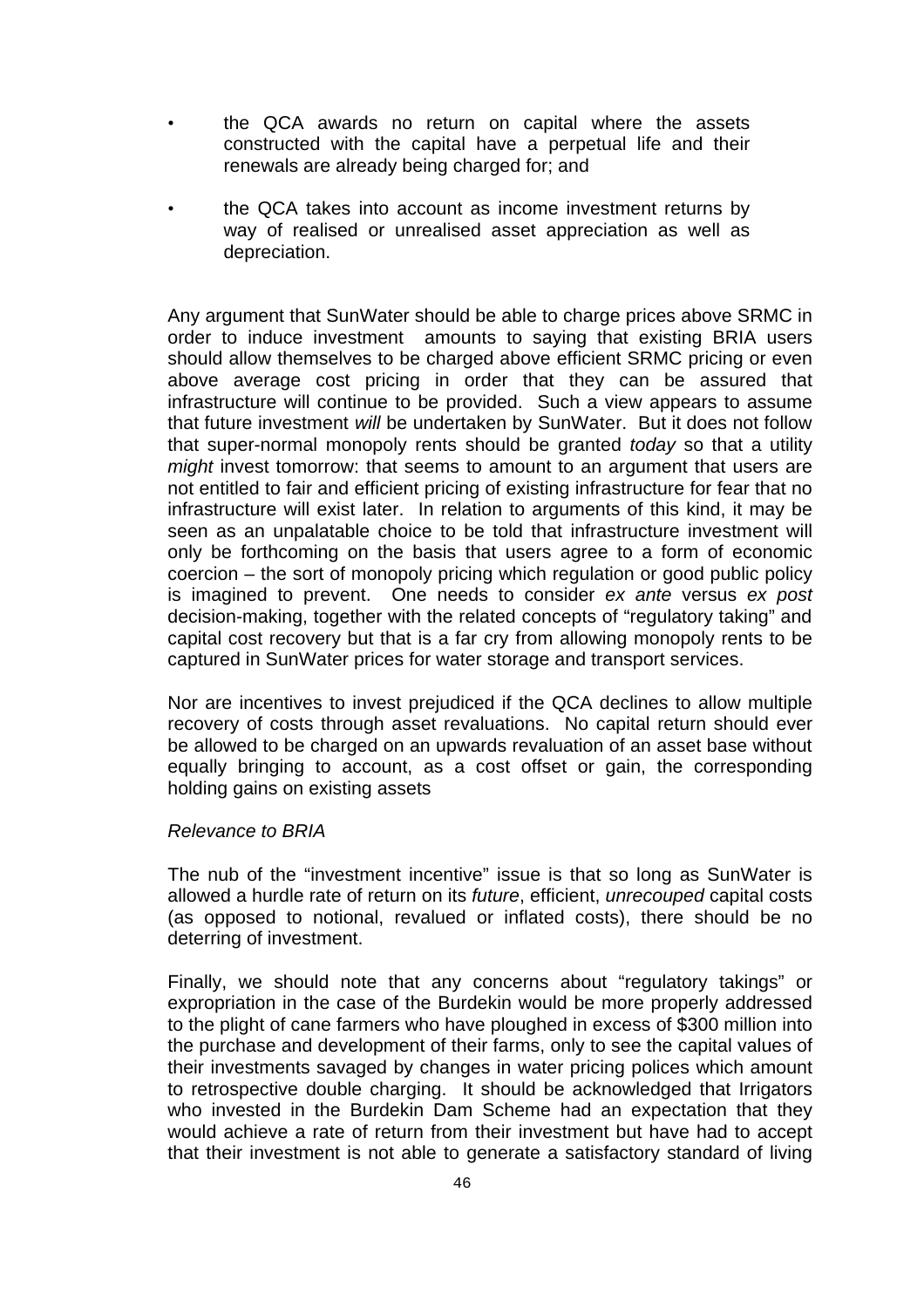- the QCA awards no return on capital where the assets constructed with the capital have a perpetual life and their renewals are already being charged for; and
- the QCA takes into account as income investment returns by way of realised or unrealised asset appreciation as well as depreciation.

Any argument that SunWater should be able to charge prices above SRMC in order to induce investment amounts to saying that existing BRIA users should allow themselves to be charged above efficient SRMC pricing or even above average cost pricing in order that they can be assured that infrastructure will continue to be provided. Such a view appears to assume that future investment *will* be undertaken by SunWater. But it does not follow that super-normal monopoly rents should be granted *today* so that a utility *might* invest tomorrow: that seems to amount to an argument that users are not entitled to fair and efficient pricing of existing infrastructure for fear that no infrastructure will exist later. In relation to arguments of this kind, it may be seen as an unpalatable choice to be told that infrastructure investment will only be forthcoming on the basis that users agree to a form of economic coercion – the sort of monopoly pricing which regulation or good public policy is imagined to prevent. One needs to consider *ex ante* versus *ex post* decision-making, together with the related concepts of "regulatory taking" and capital cost recovery but that is a far cry from allowing monopoly rents to be captured in SunWater prices for water storage and transport services.

Nor are incentives to invest prejudiced if the QCA declines to allow multiple recovery of costs through asset revaluations. No capital return should ever be allowed to be charged on an upwards revaluation of an asset base without equally bringing to account, as a cost offset or gain, the corresponding holding gains on existing assets

*Relevance to BRIA*

The nub of the "investment incentive" issue is that so long as SunWater is allowed a hurdle rate of return on its *future*, efficient, *unrecouped* capital costs (as opposed to notional, revalued or inflated costs), there should be no deterring of investment.

Finally, we should note that any concerns about "regulatory takings" or expropriation in the case of the Burdekin would be more properly addressed to the plight of cane farmers who have ploughed in excess of $300 million into the purchase and development of their farms, only to see the capital values of their investments savaged by changes in water pricing polices which amount to retrospective double charging. It should be acknowledged that Irrigators who invested in the Burdekin Dam Scheme had an expectation that they would achieve a rate of return from their investment but have had to accept that their investment is not able to generate a satisfactory standard of living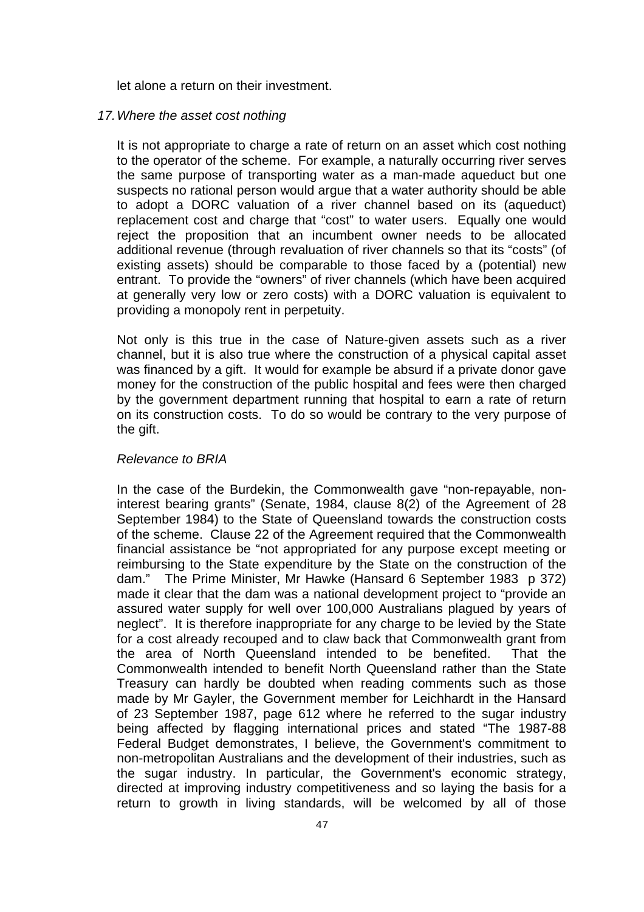let alone a return on their investment.

*17. Where the asset cost nothing*

It is not appropriate to charge a rate of return on an asset which cost nothing to the operator of the scheme. For example, a naturally occurring river serves the same purpose of transporting water as a man-made aqueduct but one suspects no rational person would argue that a water authority should be able to adopt a DORC valuation of a river channel based on its (aqueduct) replacement cost and charge that "cost" to water users. Equally one would reject the proposition that an incumbent owner needs to be allocated additional revenue (through revaluation of river channels so that its "costs" (of existing assets) should be comparable to those faced by a (potential) new entrant. To provide the "owners" of river channels (which have been acquired at generally very low or zero costs) with a DORC valuation is equivalent to providing a monopoly rent in perpetuity.

Not only is this true in the case of Nature-given assets such as a river channel, but it is also true where the construction of a physical capital asset was financed by a gift. It would for example be absurd if a private donor gave money for the construction of the public hospital and fees were then charged by the government department running that hospital to earn a rate of return on its construction costs. To do so would be contrary to the very purpose of the gift.

*Relevance to BRIA*

In the case of the Burdekin, the Commonwealth gave "non-repayable, non-interest bearing grants" (Senate, 1984, clause 8(2) of the Agreement of 28 September 1984) to the State of Queensland towards the construction costs of the scheme. Clause 22 of the Agreement required that the Commonwealth financial assistance be "not appropriated for any purpose except meeting or reimbursing to the State expenditure by the State on the construction of the dam." The Prime Minister, Mr Hawke (Hansard 6 September 1983 p 372) made it clear that the dam was a national development project to "provide an assured water supply for well over 100,000 Australians plagued by years of neglect". It is therefore inappropriate for any charge to be levied by the State for a cost already recouped and to claw back that Commonwealth grant from the area of North Queensland intended to be benefited. That the Commonwealth intended to benefit North Queensland rather than the State Treasury can hardly be doubted when reading comments such as those made by Mr Gayler, the Government member for Leichhardt in the Hansard of 23 September 1987, page 612 where he referred to the sugar industry being affected by flagging international prices and stated "The 1987-88 Federal Budget demonstrates, I believe, the Government's commitment to non-metropolitan Australians and the development of their industries, such as the sugar industry. In particular, the Government's economic strategy, directed at improving industry competitiveness and so laying the basis for a return to growth in living standards, will be welcomed by all of those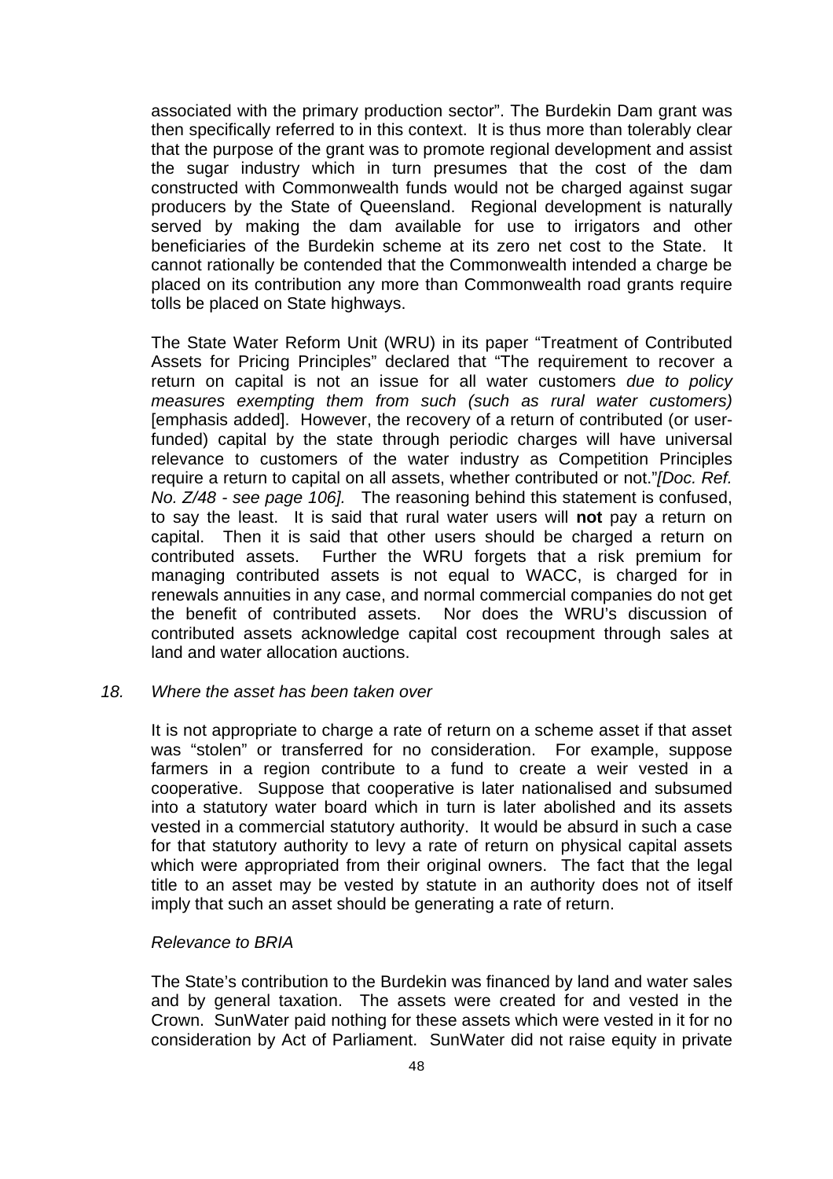associated with the primary production sector". The Burdekin Dam grant was then specifically referred to in this context. It is thus more than tolerably clear that the purpose of the grant was to promote regional development and assist the sugar industry which in turn presumes that the cost of the dam constructed with Commonwealth funds would not be charged against sugar producers by the State of Queensland. Regional development is naturally served by making the dam available for use to irrigators and other beneficiaries of the Burdekin scheme at its zero net cost to the State. It cannot rationally be contended that the Commonwealth intended a charge be placed on its contribution any more than Commonwealth road grants require tolls be placed on State highways.

The State Water Reform Unit (WRU) in its paper "Treatment of Contributed Assets for Pricing Principles" declared that "The requirement to recover a return on capital is not an issue for all water customers *due to policy measures exempting them from such (such as rural water customers)* [emphasis added]. However, the recovery of a return of contributed (or user-funded) capital by the state through periodic charges will have universal relevance to customers of the water industry as Competition Principles require a return to capital on all assets, whether contributed or not."*[Doc. Ref. No. Z/48 - see page 106].* The reasoning behind this statement is confused, to say the least. It is said that rural water users will **not** pay a return on capital. Then it is said that other users should be charged a return on contributed assets. Further the WRU forgets that a risk premium for managing contributed assets is not equal to WACC, is charged for in renewals annuities in any case, and normal commercial companies do not get the benefit of contributed assets. Nor does the WRU's discussion of contributed assets acknowledge capital cost recoupment through sales at land and water allocation auctions.

*18. Where the asset has been taken over*

It is not appropriate to charge a rate of return on a scheme asset if that asset was "stolen" or transferred for no consideration. For example, suppose farmers in a region contribute to a fund to create a weir vested in a cooperative. Suppose that cooperative is later nationalised and subsumed into a statutory water board which in turn is later abolished and its assets vested in a commercial statutory authority. It would be absurd in such a case for that statutory authority to levy a rate of return on physical capital assets which were appropriated from their original owners. The fact that the legal title to an asset may be vested by statute in an authority does not of itself imply that such an asset should be generating a rate of return.

*Relevance to BRIA*

The State's contribution to the Burdekin was financed by land and water sales and by general taxation. The assets were created for and vested in the Crown. SunWater paid nothing for these assets which were vested in it for no consideration by Act of Parliament. SunWater did not raise equity in private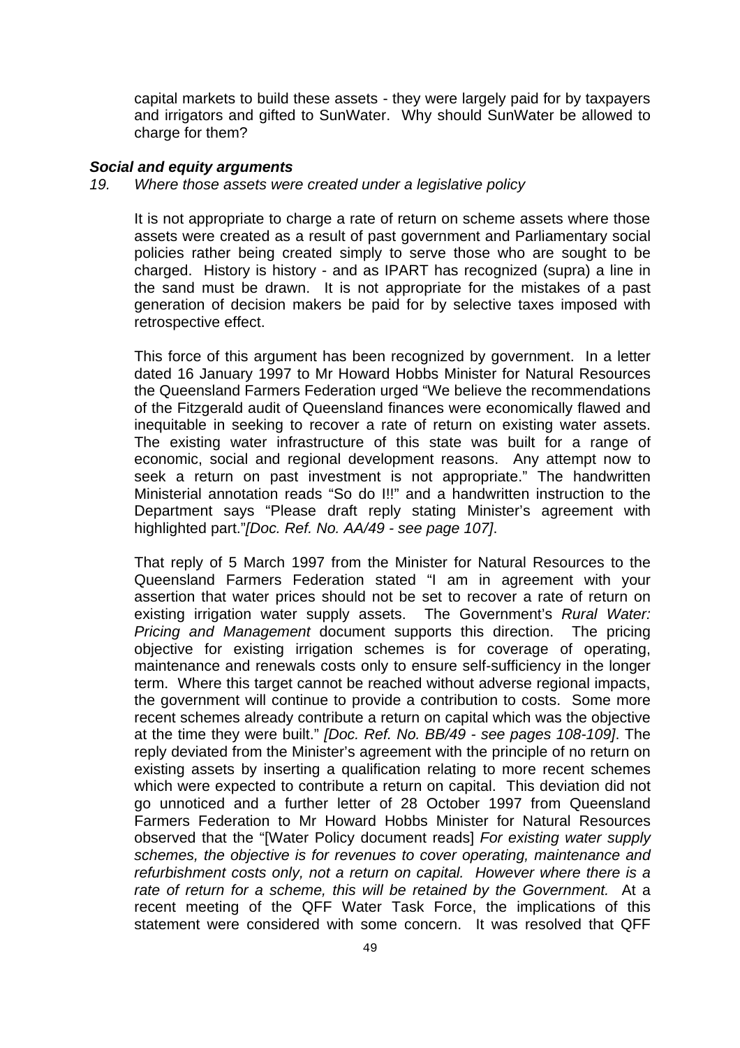capital markets to build these assets - they were largely paid for by taxpayers and irrigators and gifted to SunWater. Why should SunWater be allowed to charge for them?

***Social and equity arguments***

*19. Where those assets were created under a legislative policy*

It is not appropriate to charge a rate of return on scheme assets where those assets were created as a result of past government and Parliamentary social policies rather being created simply to serve those who are sought to be charged. History is history - and as IPART has recognized (supra) a line in the sand must be drawn. It is not appropriate for the mistakes of a past generation of decision makers be paid for by selective taxes imposed with retrospective effect.

This force of this argument has been recognized by government. In a letter dated 16 January 1997 to Mr Howard Hobbs Minister for Natural Resources the Queensland Farmers Federation urged "We believe the recommendations of the Fitzgerald audit of Queensland finances were economically flawed and inequitable in seeking to recover a rate of return on existing water assets. The existing water infrastructure of this state was built for a range of economic, social and regional development reasons. Any attempt now to seek a return on past investment is not appropriate." The handwritten Ministerial annotation reads "So do I!!" and a handwritten instruction to the Department says "Please draft reply stating Minister's agreement with highlighted part."*[Doc. Ref. No. AA/49 - see page 107]*.

That reply of 5 March 1997 from the Minister for Natural Resources to the Queensland Farmers Federation stated "I am in agreement with your assertion that water prices should not be set to recover a rate of return on existing irrigation water supply assets. The Government's *Rural Water: Pricing and Management* document supports this direction. The pricing objective for existing irrigation schemes is for coverage of operating, maintenance and renewals costs only to ensure self-sufficiency in the longer term. Where this target cannot be reached without adverse regional impacts, the government will continue to provide a contribution to costs. Some more recent schemes already contribute a return on capital which was the objective at the time they were built." *[Doc. Ref. No. BB/49 - see pages 108-109]*. The reply deviated from the Minister's agreement with the principle of no return on existing assets by inserting a qualification relating to more recent schemes which were expected to contribute a return on capital. This deviation did not go unnoticed and a further letter of 28 October 1997 from Queensland Farmers Federation to Mr Howard Hobbs Minister for Natural Resources observed that the "[Water Policy document reads] *For existing water supply schemes, the objective is for revenues to cover operating, maintenance and refurbishment costs only, not a return on capital. However where there is a rate of return for a scheme, this will be retained by the Government.* At a recent meeting of the QFF Water Task Force, the implications of this statement were considered with some concern. It was resolved that QFF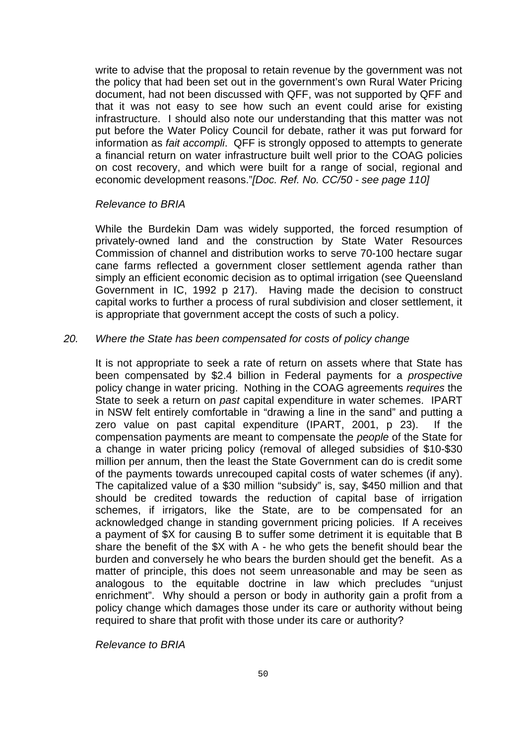write to advise that the proposal to retain revenue by the government was not the policy that had been set out in the government's own Rural Water Pricing document, had not been discussed with QFF, was not supported by QFF and that it was not easy to see how such an event could arise for existing infrastructure. I should also note our understanding that this matter was not put before the Water Policy Council for debate, rather it was put forward for information as *fait accompli*. QFF is strongly opposed to attempts to generate a financial return on water infrastructure built well prior to the COAG policies on cost recovery, and which were built for a range of social, regional and economic development reasons."*[Doc. Ref. No. CC/50 - see page 110]*

*Relevance to BRIA*

While the Burdekin Dam was widely supported, the forced resumption of privately-owned land and the construction by State Water Resources Commission of channel and distribution works to serve 70-100 hectare sugar cane farms reflected a government closer settlement agenda rather than simply an efficient economic decision as to optimal irrigation (see Queensland Government in IC, 1992 p 217). Having made the decision to construct capital works to further a process of rural subdivision and closer settlement, it is appropriate that government accept the costs of such a policy.

*20. Where the State has been compensated for costs of policy change*

It is not appropriate to seek a rate of return on assets where that State has been compensated by $2.4 billion in Federal payments for a *prospective* policy change in water pricing. Nothing in the COAG agreements *requires* the State to seek a return on *past* capital expenditure in water schemes. IPART in NSW felt entirely comfortable in "drawing a line in the sand" and putting a zero value on past capital expenditure (IPART, 2001, p 23). If the compensation payments are meant to compensate the *people* of the State for a change in water pricing policy (removal of alleged subsidies of $10-$30 million per annum, then the least the State Government can do is credit some of the payments towards unrecouped capital costs of water schemes (if any). The capitalized value of a $30 million "subsidy" is, say, $450 million and that should be credited towards the reduction of capital base of irrigation schemes, if irrigators, like the State, are to be compensated for an acknowledged change in standing government pricing policies. If A receives a payment of $X for causing B to suffer some detriment it is equitable that B share the benefit of the $X with A - he who gets the benefit should bear the burden and conversely he who bears the burden should get the benefit. As a matter of principle, this does not seem unreasonable and may be seen as analogous to the equitable doctrine in law which precludes "unjust enrichment". Why should a person or body in authority gain a profit from a policy change which damages those under its care or authority without being required to share that profit with those under its care or authority?

*Relevance to BRIA*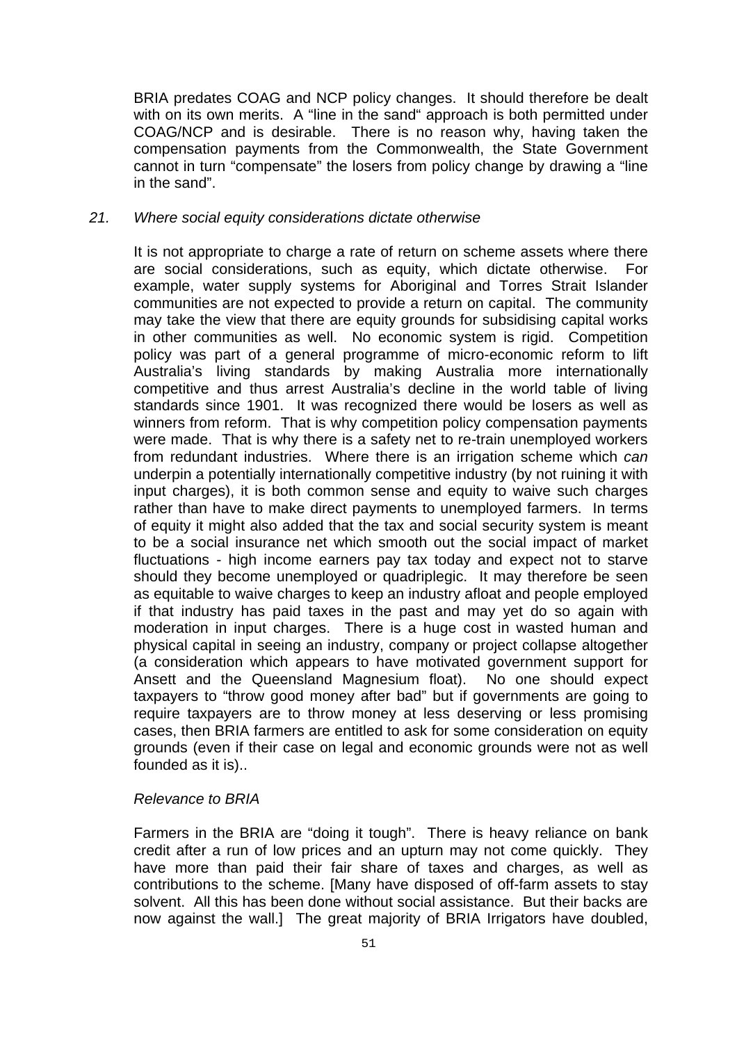BRIA predates COAG and NCP policy changes. It should therefore be dealt with on its own merits. A "line in the sand" approach is both permitted under COAG/NCP and is desirable. There is no reason why, having taken the compensation payments from the Commonwealth, the State Government cannot in turn "compensate" the losers from policy change by drawing a "line in the sand".

*21. Where social equity considerations dictate otherwise*

It is not appropriate to charge a rate of return on scheme assets where there are social considerations, such as equity, which dictate otherwise. For example, water supply systems for Aboriginal and Torres Strait Islander communities are not expected to provide a return on capital. The community may take the view that there are equity grounds for subsidising capital works in other communities as well. No economic system is rigid. Competition policy was part of a general programme of micro-economic reform to lift Australia's living standards by making Australia more internationally competitive and thus arrest Australia's decline in the world table of living standards since 1901. It was recognized there would be losers as well as winners from reform. That is why competition policy compensation payments were made. That is why there is a safety net to re-train unemployed workers from redundant industries. Where there is an irrigation scheme which *can* underpin a potentially internationally competitive industry (by not ruining it with input charges), it is both common sense and equity to waive such charges rather than have to make direct payments to unemployed farmers. In terms of equity it might also added that the tax and social security system is meant to be a social insurance net which smooth out the social impact of market fluctuations - high income earners pay tax today and expect not to starve should they become unemployed or quadriplegic. It may therefore be seen as equitable to waive charges to keep an industry afloat and people employed if that industry has paid taxes in the past and may yet do so again with moderation in input charges. There is a huge cost in wasted human and physical capital in seeing an industry, company or project collapse altogether (a consideration which appears to have motivated government support for Ansett and the Queensland Magnesium float). No one should expect taxpayers to "throw good money after bad" but if governments are going to require taxpayers are to throw money at less deserving or less promising cases, then BRIA farmers are entitled to ask for some consideration on equity grounds (even if their case on legal and economic grounds were not as well founded as it is)..

*Relevance to BRIA*

Farmers in the BRIA are "doing it tough". There is heavy reliance on bank credit after a run of low prices and an upturn may not come quickly. They have more than paid their fair share of taxes and charges, as well as contributions to the scheme. [Many have disposed of off-farm assets to stay solvent. All this has been done without social assistance. But their backs are now against the wall.] The great majority of BRIA Irrigators have doubled,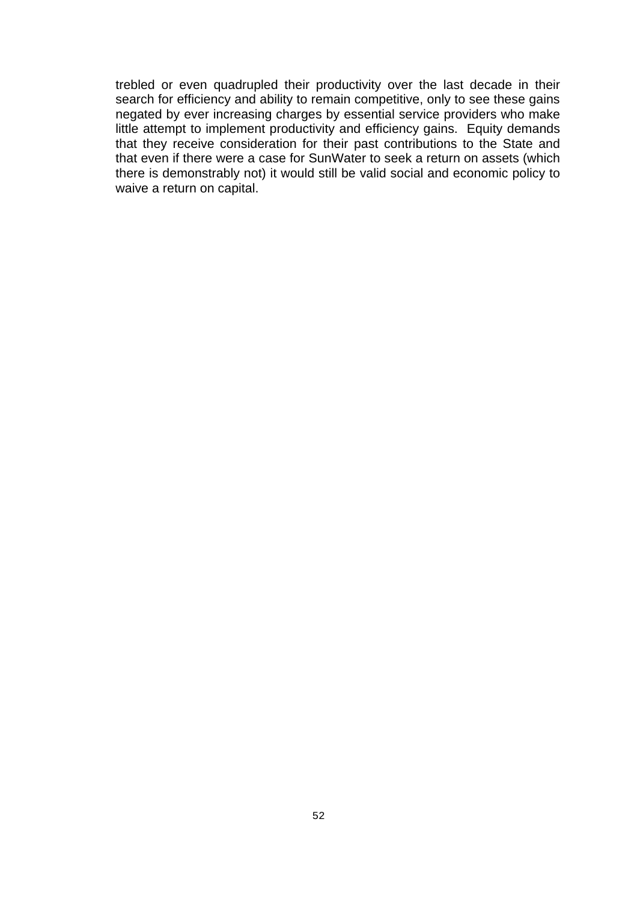trebled or even quadrupled their productivity over the last decade in their search for efficiency and ability to remain competitive, only to see these gains negated by ever increasing charges by essential service providers who make little attempt to implement productivity and efficiency gains. Equity demands that they receive consideration for their past contributions to the State and that even if there were a case for SunWater to seek a return on assets (which there is demonstrably not) it would still be valid social and economic policy to waive a return on capital.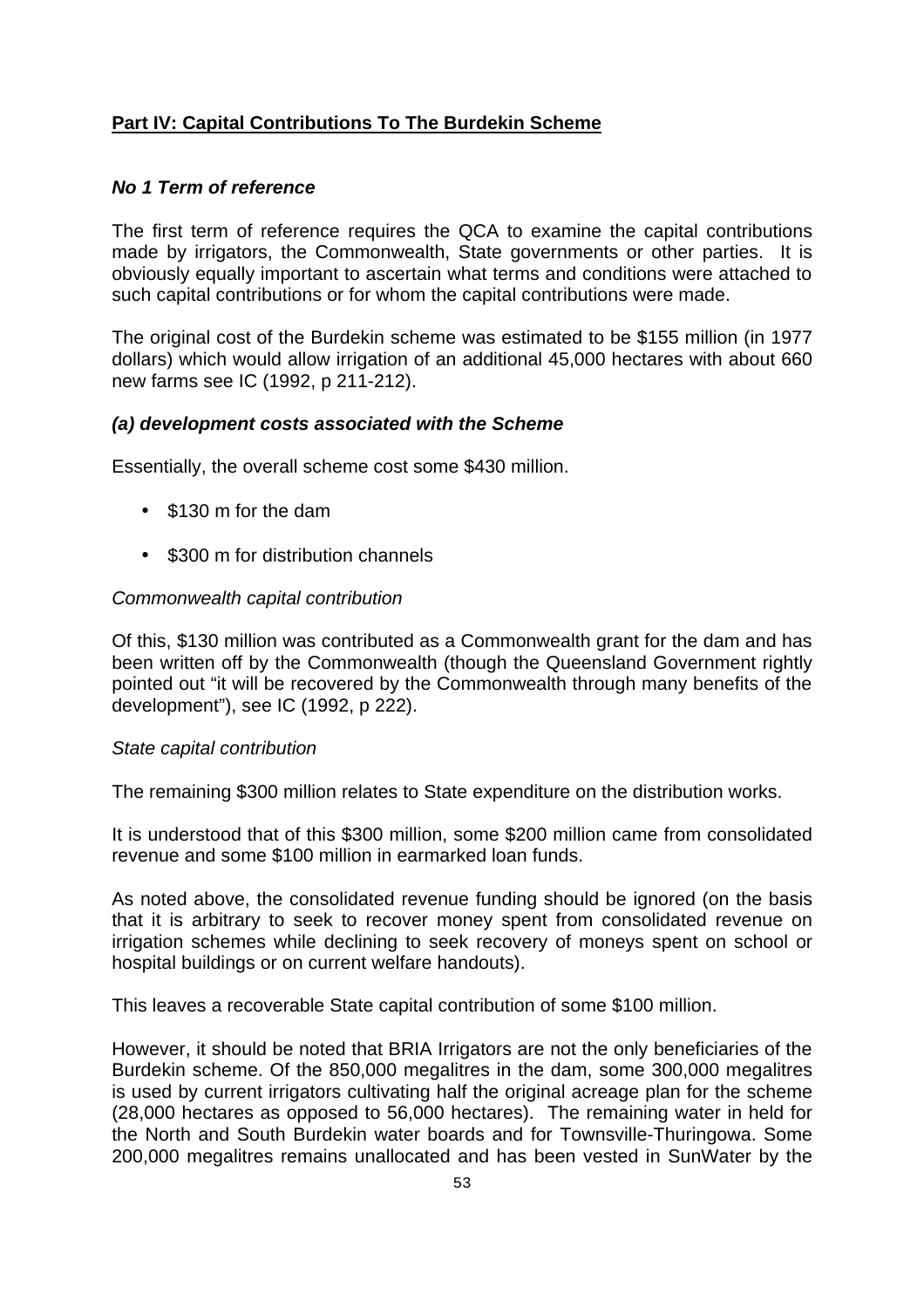## **Part IV: Capital Contributions To The Burdekin Scheme**

### ***No 1 Term of reference***

The first term of reference requires the QCA to examine the capital contributions made by irrigators, the Commonwealth, State governments or other parties. It is obviously equally important to ascertain what terms and conditions were attached to such capital contributions or for whom the capital contributions were made.

The original cost of the Burdekin scheme was estimated to be $155 million (in 1977 dollars) which would allow irrigation of an additional 45,000 hectares with about 660 new farms see IC (1992, p 211-212).

### ***(a) development costs associated with the Scheme***

Essentially, the overall scheme cost some $430 million.

- $130 m for the dam
- $300 m for distribution channels

*Commonwealth capital contribution*

Of this, $130 million was contributed as a Commonwealth grant for the dam and has been written off by the Commonwealth (though the Queensland Government rightly pointed out "it will be recovered by the Commonwealth through many benefits of the development"), see IC (1992, p 222).

*State capital contribution*

The remaining $300 million relates to State expenditure on the distribution works.

It is understood that of this $300 million, some $200 million came from consolidated revenue and some $100 million in earmarked loan funds.

As noted above, the consolidated revenue funding should be ignored (on the basis that it is arbitrary to seek to recover money spent from consolidated revenue on irrigation schemes while declining to seek recovery of moneys spent on school or hospital buildings or on current welfare handouts).

This leaves a recoverable State capital contribution of some $100 million.

However, it should be noted that BRIA Irrigators are not the only beneficiaries of the Burdekin scheme. Of the 850,000 megalitres in the dam, some 300,000 megalitres is used by current irrigators cultivating half the original acreage plan for the scheme (28,000 hectares as opposed to 56,000 hectares). The remaining water in held for the North and South Burdekin water boards and for Townsville-Thuringowa. Some 200,000 megalitres remains unallocated and has been vested in SunWater by the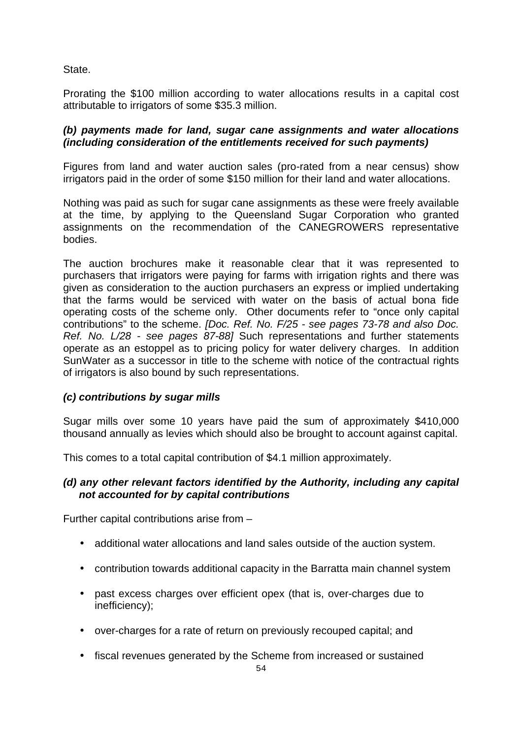State.

Prorating the $100 million according to water allocations results in a capital cost attributable to irrigators of some $35.3 million.

### *(b) payments made for land, sugar cane assignments and water allocations (including consideration of the entitlements received for such payments)*

Figures from land and water auction sales (pro-rated from a near census) show irrigators paid in the order of some $150 million for their land and water allocations.

Nothing was paid as such for sugar cane assignments as these were freely available at the time, by applying to the Queensland Sugar Corporation who granted assignments on the recommendation of the CANEGROWERS representative bodies.

The auction brochures make it reasonable clear that it was represented to purchasers that irrigators were paying for farms with irrigation rights and there was given as consideration to the auction purchasers an express or implied undertaking that the farms would be serviced with water on the basis of actual bona fide operating costs of the scheme only. Other documents refer to "once only capital contributions" to the scheme. *[Doc. Ref. No. F/25 - see pages 73-78 and also Doc. Ref. No. L/28 - see pages 87-88]* Such representations and further statements operate as an estoppel as to pricing policy for water delivery charges. In addition SunWater as a successor in title to the scheme with notice of the contractual rights of irrigators is also bound by such representations.

### *(c) contributions by sugar mills*

Sugar mills over some 10 years have paid the sum of approximately $410,000 thousand annually as levies which should also be brought to account against capital.

This comes to a total capital contribution of $4.1 million approximately.

### *(d) any other relevant factors identified by the Authority, including any capital not accounted for by capital contributions*

Further capital contributions arise from –

- additional water allocations and land sales outside of the auction system.
- contribution towards additional capacity in the Barratta main channel system
- past excess charges over efficient opex (that is, over-charges due to inefficiency);
- over-charges for a rate of return on previously recouped capital; and
- fiscal revenues generated by the Scheme from increased or sustained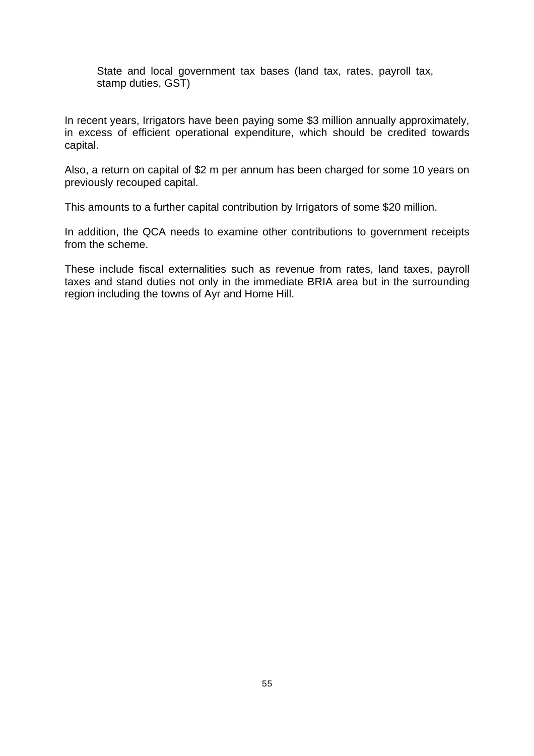State and local government tax bases (land tax, rates, payroll tax, stamp duties, GST)

In recent years, Irrigators have been paying some $3 million annually approximately, in excess of efficient operational expenditure, which should be credited towards capital.

Also, a return on capital of $2 m per annum has been charged for some 10 years on previously recouped capital.

This amounts to a further capital contribution by Irrigators of some $20 million.

In addition, the QCA needs to examine other contributions to government receipts from the scheme.

These include fiscal externalities such as revenue from rates, land taxes, payroll taxes and stand duties not only in the immediate BRIA area but in the surrounding region including the towns of Ayr and Home Hill.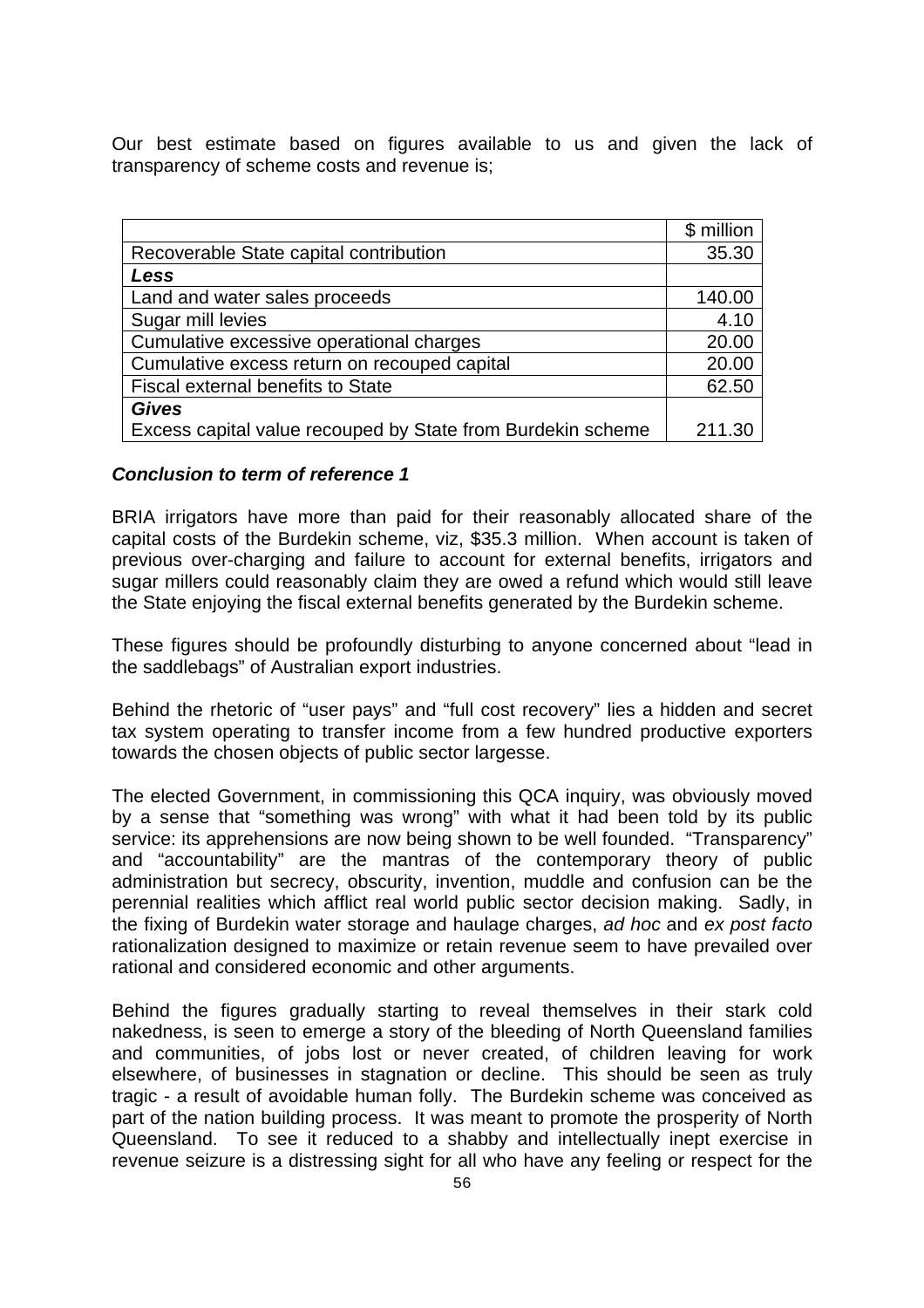Our best estimate based on figures available to us and given the lack of transparency of scheme costs and revenue is;

| | $ million |
|---|---:|
| Recoverable State capital contribution | 35.30 |
| ***Less*** | |
| Land and water sales proceeds | 140.00 |
| Sugar mill levies | 4.10 |
| Cumulative excessive operational charges | 20.00 |
| Cumulative excess return on recouped capital | 20.00 |
| Fiscal external benefits to State | 62.50 |
| ***Gives*** | |
| Excess capital value recouped by State from Burdekin scheme | 211.30 |

***Conclusion to term of reference 1***

BRIA irrigators have more than paid for their reasonably allocated share of the capital costs of the Burdekin scheme, viz, $35.3 million. When account is taken of previous over-charging and failure to account for external benefits, irrigators and sugar millers could reasonably claim they are owed a refund which would still leave the State enjoying the fiscal external benefits generated by the Burdekin scheme.

These figures should be profoundly disturbing to anyone concerned about "lead in the saddlebags" of Australian export industries.

Behind the rhetoric of "user pays" and "full cost recovery" lies a hidden and secret tax system operating to transfer income from a few hundred productive exporters towards the chosen objects of public sector largesse.

The elected Government, in commissioning this QCA inquiry, was obviously moved by a sense that "something was wrong" with what it had been told by its public service: its apprehensions are now being shown to be well founded. "Transparency" and "accountability" are the mantras of the contemporary theory of public administration but secrecy, obscurity, invention, muddle and confusion can be the perennial realities which afflict real world public sector decision making. Sadly, in the fixing of Burdekin water storage and haulage charges, *ad hoc* and *ex post facto* rationalization designed to maximize or retain revenue seem to have prevailed over rational and considered economic and other arguments.

Behind the figures gradually starting to reveal themselves in their stark cold nakedness, is seen to emerge a story of the bleeding of North Queensland families and communities, of jobs lost or never created, of children leaving for work elsewhere, of businesses in stagnation or decline. This should be seen as truly tragic - a result of avoidable human folly. The Burdekin scheme was conceived as part of the nation building process. It was meant to promote the prosperity of North Queensland. To see it reduced to a shabby and intellectually inept exercise in revenue seizure is a distressing sight for all who have any feeling or respect for the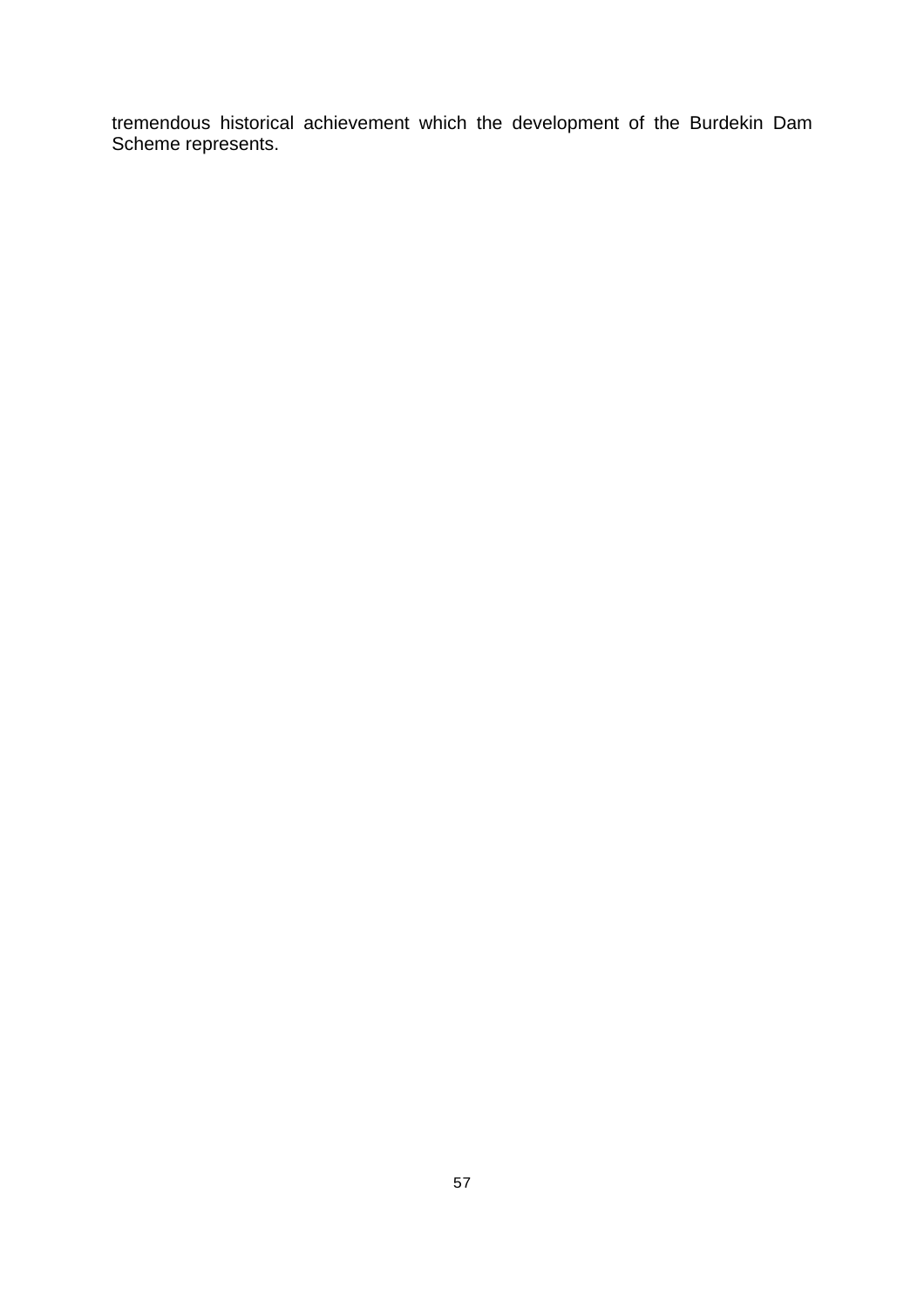tremendous historical achievement which the development of the Burdekin Dam Scheme represents.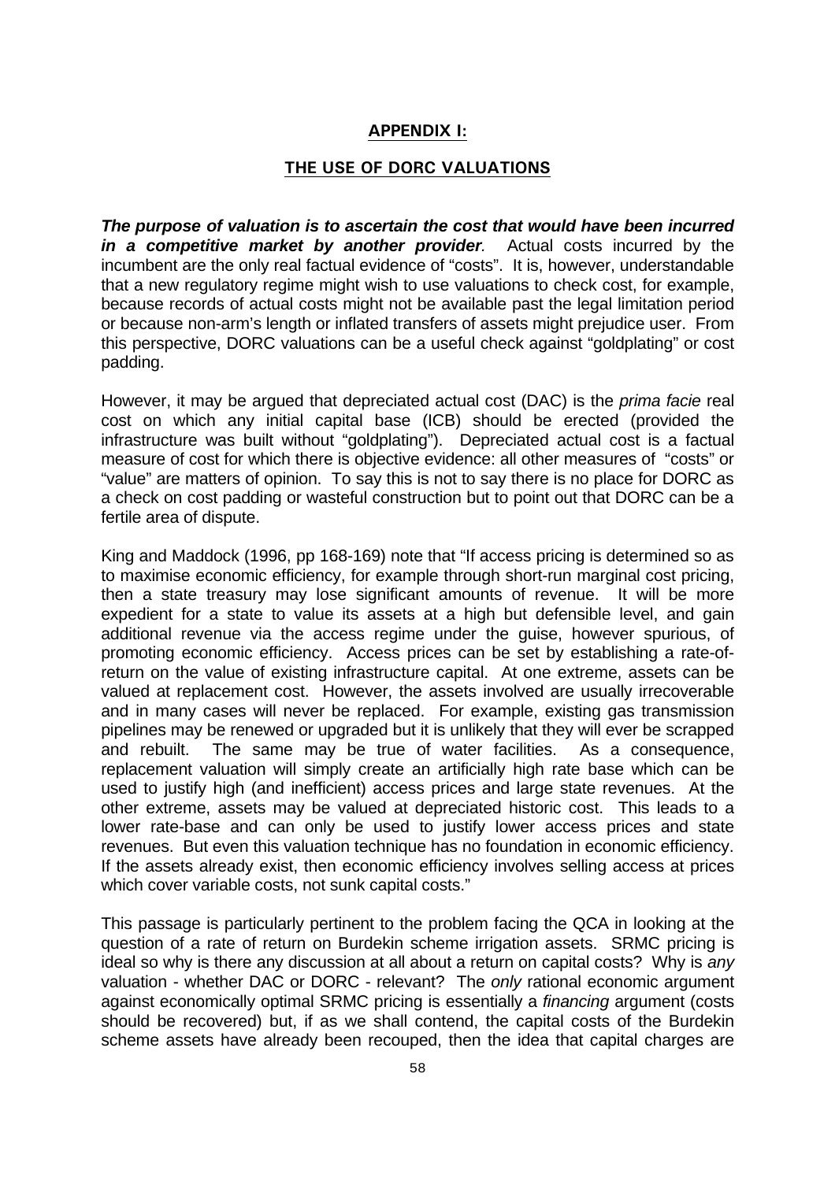## APPENDIX I:

## THE USE OF DORC VALUATIONS

***The purpose of valuation is to ascertain the cost that would have been incurred in a competitive market by another provider.*** Actual costs incurred by the incumbent are the only real factual evidence of "costs". It is, however, understandable that a new regulatory regime might wish to use valuations to check cost, for example, because records of actual costs might not be available past the legal limitation period or because non-arm's length or inflated transfers of assets might prejudice user. From this perspective, DORC valuations can be a useful check against "goldplating" or cost padding.

However, it may be argued that depreciated actual cost (DAC) is the *prima facie* real cost on which any initial capital base (ICB) should be erected (provided the infrastructure was built without "goldplating"). Depreciated actual cost is a factual measure of cost for which there is objective evidence: all other measures of "costs" or "value" are matters of opinion. To say this is not to say there is no place for DORC as a check on cost padding or wasteful construction but to point out that DORC can be a fertile area of dispute.

King and Maddock (1996, pp 168-169) note that "If access pricing is determined so as to maximise economic efficiency, for example through short-run marginal cost pricing, then a state treasury may lose significant amounts of revenue. It will be more expedient for a state to value its assets at a high but defensible level, and gain additional revenue via the access regime under the guise, however spurious, of promoting economic efficiency. Access prices can be set by establishing a rate-of-return on the value of existing infrastructure capital. At one extreme, assets can be valued at replacement cost. However, the assets involved are usually irrecoverable and in many cases will never be replaced. For example, existing gas transmission pipelines may be renewed or upgraded but it is unlikely that they will ever be scrapped and rebuilt. The same may be true of water facilities. As a consequence, replacement valuation will simply create an artificially high rate base which can be used to justify high (and inefficient) access prices and large state revenues. At the other extreme, assets may be valued at depreciated historic cost. This leads to a lower rate-base and can only be used to justify lower access prices and state revenues. But even this valuation technique has no foundation in economic efficiency. If the assets already exist, then economic efficiency involves selling access at prices which cover variable costs, not sunk capital costs."

This passage is particularly pertinent to the problem facing the QCA in looking at the question of a rate of return on Burdekin scheme irrigation assets. SRMC pricing is ideal so why is there any discussion at all about a return on capital costs? Why is *any* valuation - whether DAC or DORC - relevant? The *only* rational economic argument against economically optimal SRMC pricing is essentially a *financing* argument (costs should be recovered) but, if as we shall contend, the capital costs of the Burdekin scheme assets have already been recouped, then the idea that capital charges are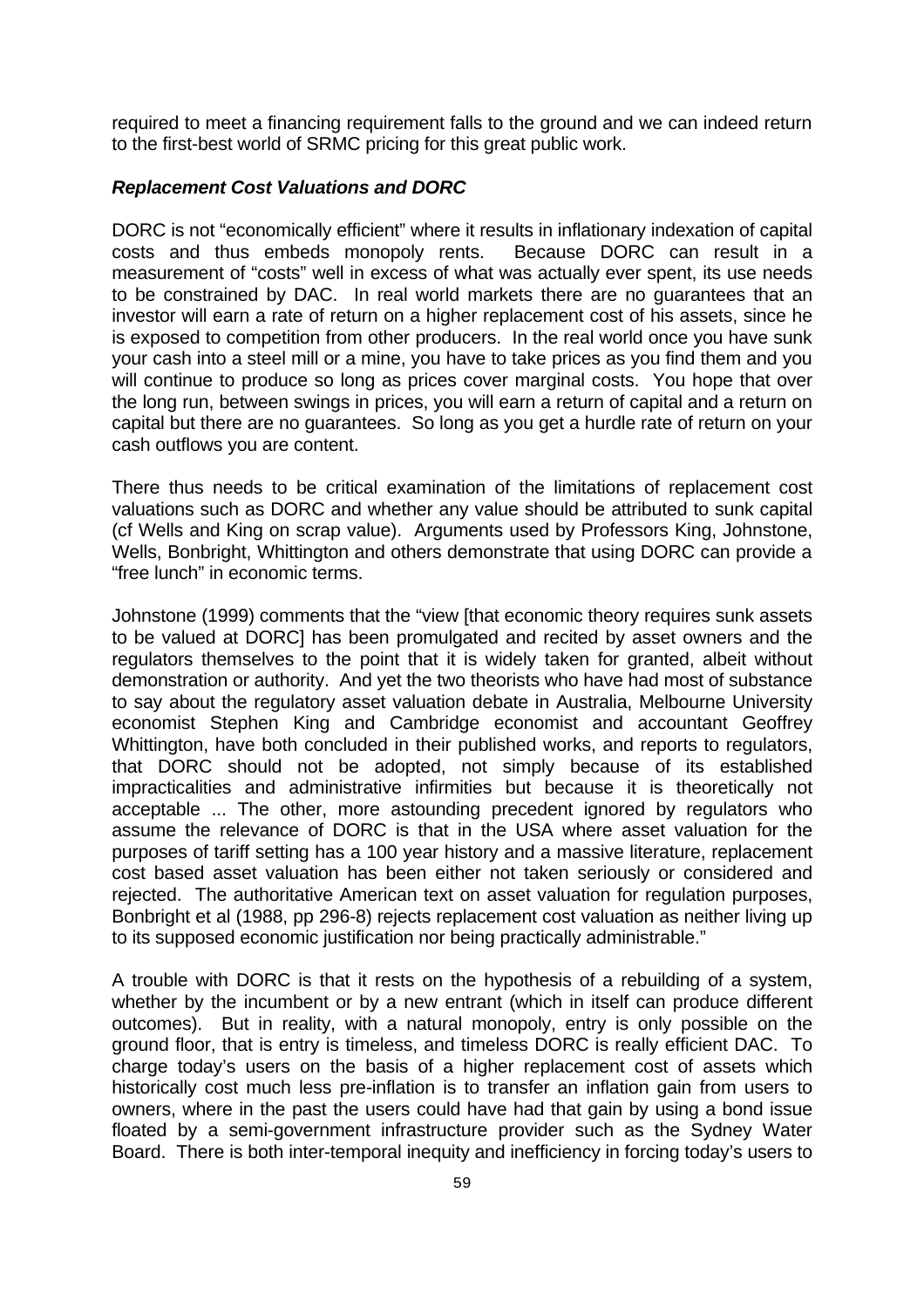required to meet a financing requirement falls to the ground and we can indeed return to the first-best world of SRMC pricing for this great public work.

***Replacement Cost Valuations and DORC***

DORC is not "economically efficient" where it results in inflationary indexation of capital costs and thus embeds monopoly rents. Because DORC can result in a measurement of "costs" well in excess of what was actually ever spent, its use needs to be constrained by DAC. In real world markets there are no guarantees that an investor will earn a rate of return on a higher replacement cost of his assets, since he is exposed to competition from other producers. In the real world once you have sunk your cash into a steel mill or a mine, you have to take prices as you find them and you will continue to produce so long as prices cover marginal costs. You hope that over the long run, between swings in prices, you will earn a return of capital and a return on capital but there are no guarantees. So long as you get a hurdle rate of return on your cash outflows you are content.

There thus needs to be critical examination of the limitations of replacement cost valuations such as DORC and whether any value should be attributed to sunk capital (cf Wells and King on scrap value). Arguments used by Professors King, Johnstone, Wells, Bonbright, Whittington and others demonstrate that using DORC can provide a "free lunch" in economic terms.

Johnstone (1999) comments that the "view [that economic theory requires sunk assets to be valued at DORC] has been promulgated and recited by asset owners and the regulators themselves to the point that it is widely taken for granted, albeit without demonstration or authority. And yet the two theorists who have had most of substance to say about the regulatory asset valuation debate in Australia, Melbourne University economist Stephen King and Cambridge economist and accountant Geoffrey Whittington, have both concluded in their published works, and reports to regulators, that DORC should not be adopted, not simply because of its established impracticalities and administrative infirmities but because it is theoretically not acceptable ... The other, more astounding precedent ignored by regulators who assume the relevance of DORC is that in the USA where asset valuation for the purposes of tariff setting has a 100 year history and a massive literature, replacement cost based asset valuation has been either not taken seriously or considered and rejected. The authoritative American text on asset valuation for regulation purposes, Bonbright et al (1988, pp 296-8) rejects replacement cost valuation as neither living up to its supposed economic justification nor being practically administrable."

A trouble with DORC is that it rests on the hypothesis of a rebuilding of a system, whether by the incumbent or by a new entrant (which in itself can produce different outcomes). But in reality, with a natural monopoly, entry is only possible on the ground floor, that is entry is timeless, and timeless DORC is really efficient DAC. To charge today's users on the basis of a higher replacement cost of assets which historically cost much less pre-inflation is to transfer an inflation gain from users to owners, where in the past the users could have had that gain by using a bond issue floated by a semi-government infrastructure provider such as the Sydney Water Board. There is both inter-temporal inequity and inefficiency in forcing today's users to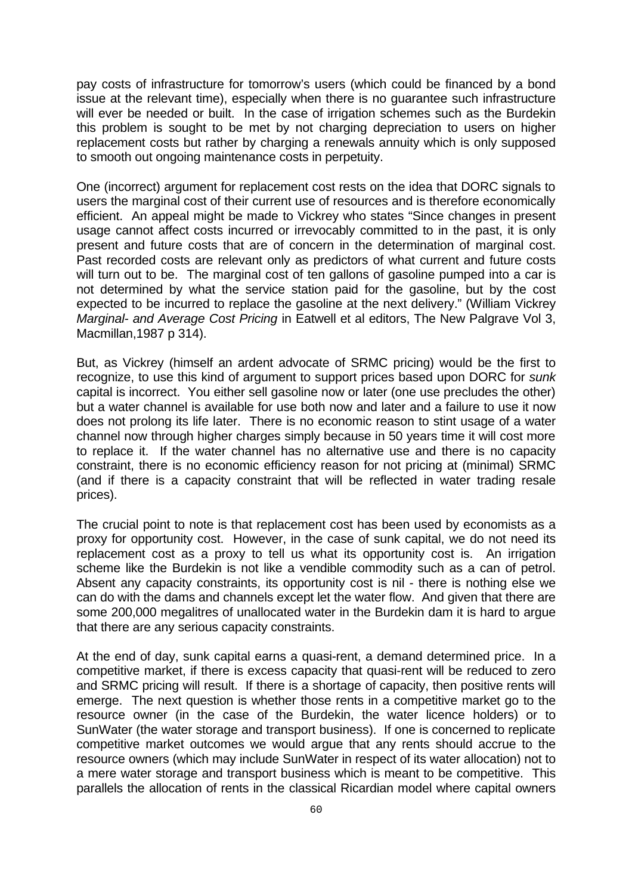pay costs of infrastructure for tomorrow's users (which could be financed by a bond issue at the relevant time), especially when there is no guarantee such infrastructure will ever be needed or built. In the case of irrigation schemes such as the Burdekin this problem is sought to be met by not charging depreciation to users on higher replacement costs but rather by charging a renewals annuity which is only supposed to smooth out ongoing maintenance costs in perpetuity.

One (incorrect) argument for replacement cost rests on the idea that DORC signals to users the marginal cost of their current use of resources and is therefore economically efficient. An appeal might be made to Vickrey who states "Since changes in present usage cannot affect costs incurred or irrevocably committed to in the past, it is only present and future costs that are of concern in the determination of marginal cost. Past recorded costs are relevant only as predictors of what current and future costs will turn out to be. The marginal cost of ten gallons of gasoline pumped into a car is not determined by what the service station paid for the gasoline, but by the cost expected to be incurred to replace the gasoline at the next delivery." (William Vickrey *Marginal- and Average Cost Pricing* in Eatwell et al editors, The New Palgrave Vol 3, Macmillan,1987 p 314).

But, as Vickrey (himself an ardent advocate of SRMC pricing) would be the first to recognize, to use this kind of argument to support prices based upon DORC for *sunk* capital is incorrect. You either sell gasoline now or later (one use precludes the other) but a water channel is available for use both now and later and a failure to use it now does not prolong its life later. There is no economic reason to stint usage of a water channel now through higher charges simply because in 50 years time it will cost more to replace it. If the water channel has no alternative use and there is no capacity constraint, there is no economic efficiency reason for not pricing at (minimal) SRMC (and if there is a capacity constraint that will be reflected in water trading resale prices).

The crucial point to note is that replacement cost has been used by economists as a proxy for opportunity cost. However, in the case of sunk capital, we do not need its replacement cost as a proxy to tell us what its opportunity cost is. An irrigation scheme like the Burdekin is not like a vendible commodity such as a can of petrol. Absent any capacity constraints, its opportunity cost is nil - there is nothing else we can do with the dams and channels except let the water flow. And given that there are some 200,000 megalitres of unallocated water in the Burdekin dam it is hard to argue that there are any serious capacity constraints.

At the end of day, sunk capital earns a quasi-rent, a demand determined price. In a competitive market, if there is excess capacity that quasi-rent will be reduced to zero and SRMC pricing will result. If there is a shortage of capacity, then positive rents will emerge. The next question is whether those rents in a competitive market go to the resource owner (in the case of the Burdekin, the water licence holders) or to SunWater (the water storage and transport business). If one is concerned to replicate competitive market outcomes we would argue that any rents should accrue to the resource owners (which may include SunWater in respect of its water allocation) not to a mere water storage and transport business which is meant to be competitive. This parallels the allocation of rents in the classical Ricardian model where capital owners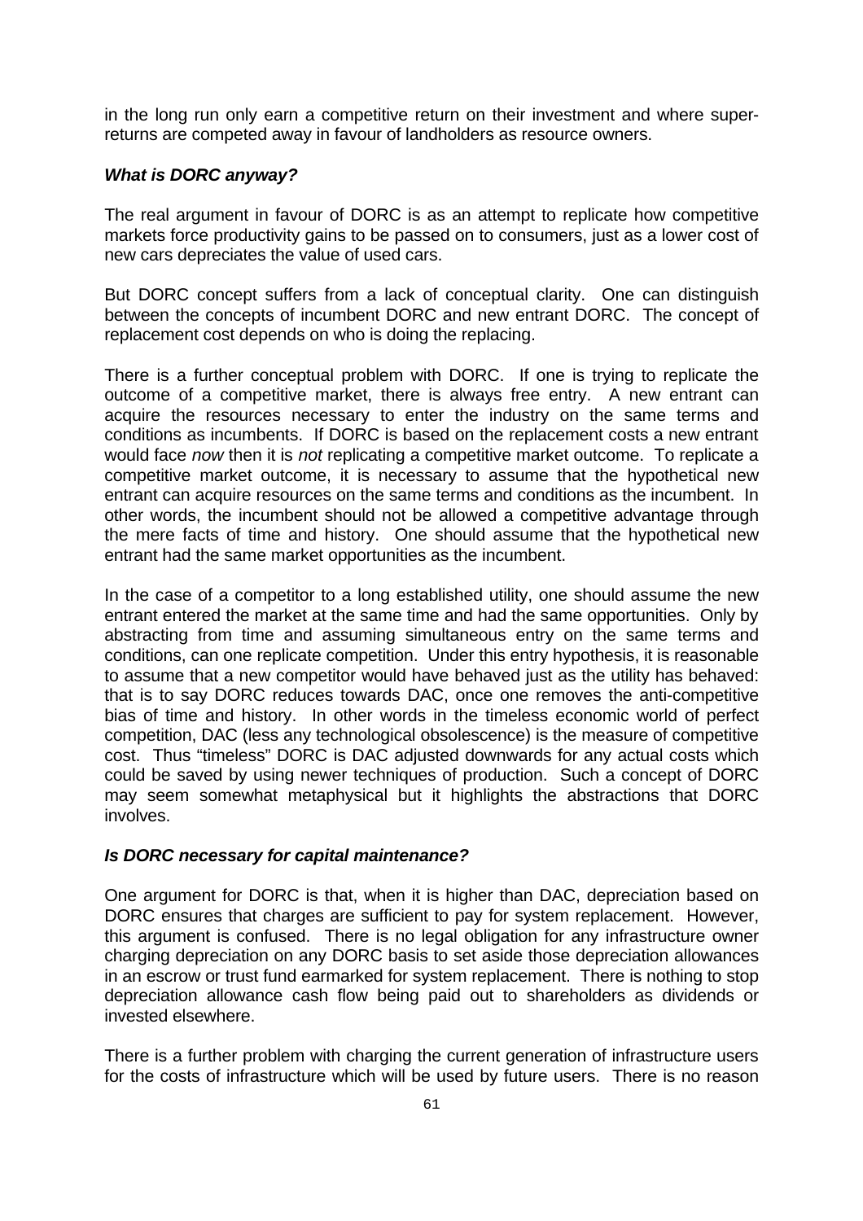in the long run only earn a competitive return on their investment and where super-returns are competed away in favour of landholders as resource owners.

### *What is DORC anyway?*

The real argument in favour of DORC is as an attempt to replicate how competitive markets force productivity gains to be passed on to consumers, just as a lower cost of new cars depreciates the value of used cars.

But DORC concept suffers from a lack of conceptual clarity. One can distinguish between the concepts of incumbent DORC and new entrant DORC. The concept of replacement cost depends on who is doing the replacing.

There is a further conceptual problem with DORC. If one is trying to replicate the outcome of a competitive market, there is always free entry. A new entrant can acquire the resources necessary to enter the industry on the same terms and conditions as incumbents. If DORC is based on the replacement costs a new entrant would face *now* then it is *not* replicating a competitive market outcome. To replicate a competitive market outcome, it is necessary to assume that the hypothetical new entrant can acquire resources on the same terms and conditions as the incumbent. In other words, the incumbent should not be allowed a competitive advantage through the mere facts of time and history. One should assume that the hypothetical new entrant had the same market opportunities as the incumbent.

In the case of a competitor to a long established utility, one should assume the new entrant entered the market at the same time and had the same opportunities. Only by abstracting from time and assuming simultaneous entry on the same terms and conditions, can one replicate competition. Under this entry hypothesis, it is reasonable to assume that a new competitor would have behaved just as the utility has behaved: that is to say DORC reduces towards DAC, once one removes the anti-competitive bias of time and history. In other words in the timeless economic world of perfect competition, DAC (less any technological obsolescence) is the measure of competitive cost. Thus "timeless" DORC is DAC adjusted downwards for any actual costs which could be saved by using newer techniques of production. Such a concept of DORC may seem somewhat metaphysical but it highlights the abstractions that DORC involves.

### *Is DORC necessary for capital maintenance?*

One argument for DORC is that, when it is higher than DAC, depreciation based on DORC ensures that charges are sufficient to pay for system replacement. However, this argument is confused. There is no legal obligation for any infrastructure owner charging depreciation on any DORC basis to set aside those depreciation allowances in an escrow or trust fund earmarked for system replacement. There is nothing to stop depreciation allowance cash flow being paid out to shareholders as dividends or invested elsewhere.

There is a further problem with charging the current generation of infrastructure users for the costs of infrastructure which will be used by future users. There is no reason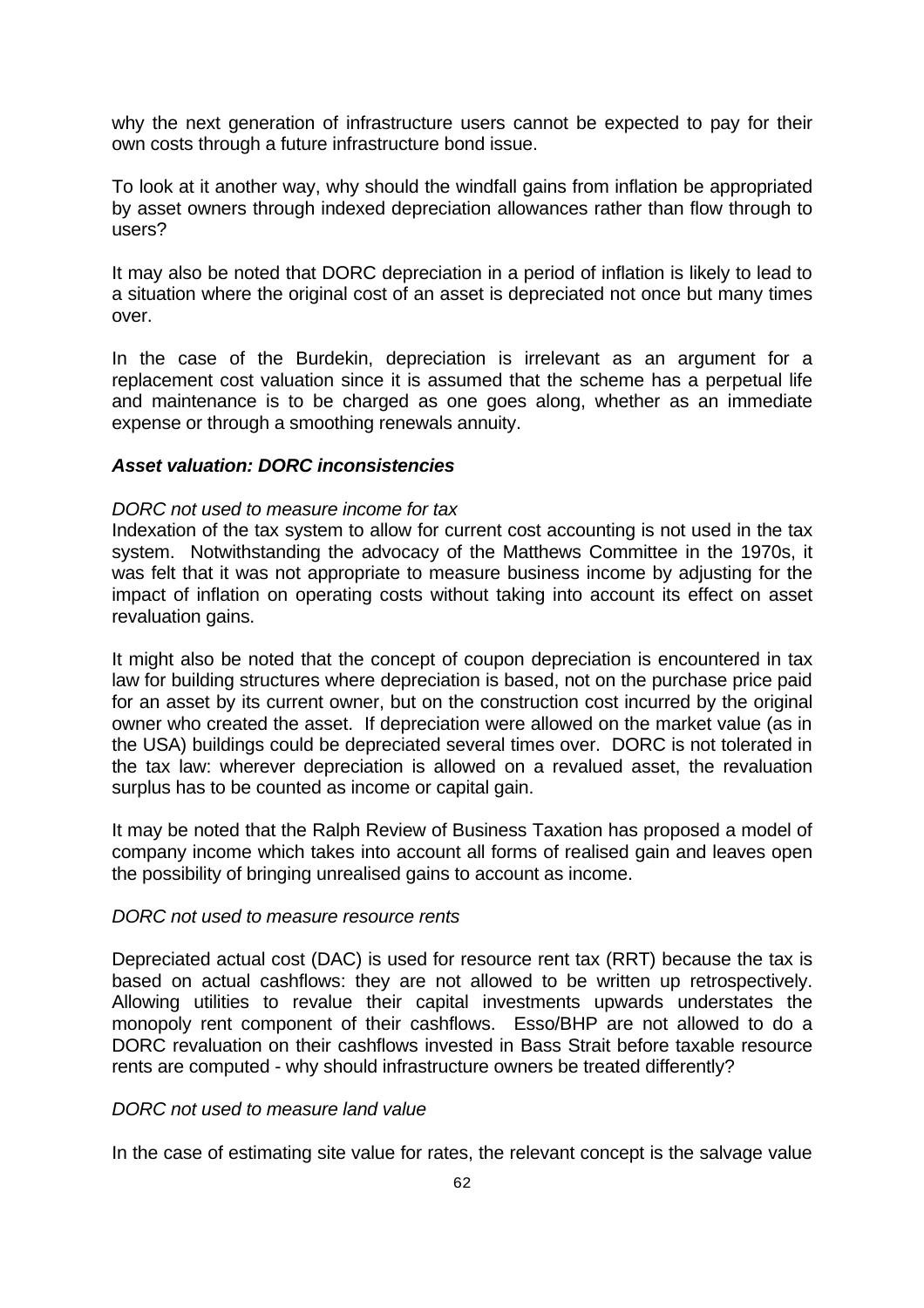why the next generation of infrastructure users cannot be expected to pay for their own costs through a future infrastructure bond issue.

To look at it another way, why should the windfall gains from inflation be appropriated by asset owners through indexed depreciation allowances rather than flow through to users?

It may also be noted that DORC depreciation in a period of inflation is likely to lead to a situation where the original cost of an asset is depreciated not once but many times over.

In the case of the Burdekin, depreciation is irrelevant as an argument for a replacement cost valuation since it is assumed that the scheme has a perpetual life and maintenance is to be charged as one goes along, whether as an immediate expense or through a smoothing renewals annuity.

***Asset valuation: DORC inconsistencies***

*DORC not used to measure income for tax*

Indexation of the tax system to allow for current cost accounting is not used in the tax system. Notwithstanding the advocacy of the Matthews Committee in the 1970s, it was felt that it was not appropriate to measure business income by adjusting for the impact of inflation on operating costs without taking into account its effect on asset revaluation gains.

It might also be noted that the concept of coupon depreciation is encountered in tax law for building structures where depreciation is based, not on the purchase price paid for an asset by its current owner, but on the construction cost incurred by the original owner who created the asset. If depreciation were allowed on the market value (as in the USA) buildings could be depreciated several times over. DORC is not tolerated in the tax law: wherever depreciation is allowed on a revalued asset, the revaluation surplus has to be counted as income or capital gain.

It may be noted that the Ralph Review of Business Taxation has proposed a model of company income which takes into account all forms of realised gain and leaves open the possibility of bringing unrealised gains to account as income.

*DORC not used to measure resource rents*

Depreciated actual cost (DAC) is used for resource rent tax (RRT) because the tax is based on actual cashflows: they are not allowed to be written up retrospectively. Allowing utilities to revalue their capital investments upwards understates the monopoly rent component of their cashflows. Esso/BHP are not allowed to do a DORC revaluation on their cashflows invested in Bass Strait before taxable resource rents are computed - why should infrastructure owners be treated differently?

*DORC not used to measure land value*

In the case of estimating site value for rates, the relevant concept is the salvage value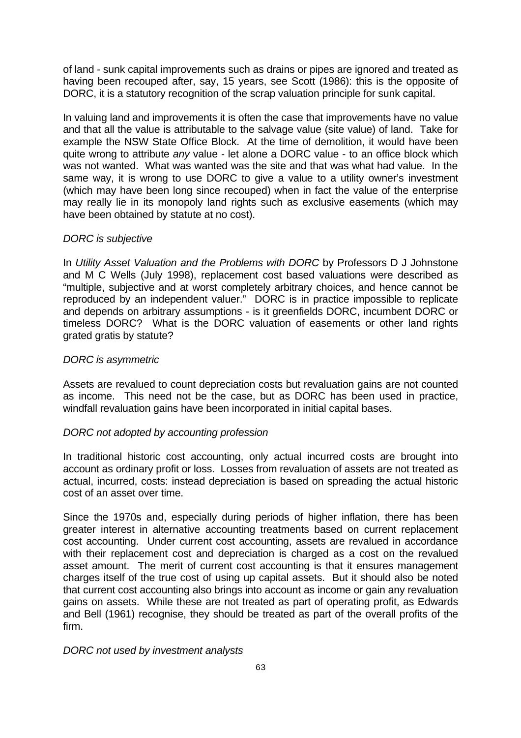of land - sunk capital improvements such as drains or pipes are ignored and treated as having been recouped after, say, 15 years, see Scott (1986): this is the opposite of DORC, it is a statutory recognition of the scrap valuation principle for sunk capital.

In valuing land and improvements it is often the case that improvements have no value and that all the value is attributable to the salvage value (site value) of land. Take for example the NSW State Office Block. At the time of demolition, it would have been quite wrong to attribute *any* value - let alone a DORC value - to an office block which was not wanted. What was wanted was the site and that was what had value. In the same way, it is wrong to use DORC to give a value to a utility owner's investment (which may have been long since recouped) when in fact the value of the enterprise may really lie in its monopoly land rights such as exclusive easements (which may have been obtained by statute at no cost).

*DORC is subjective*

In *Utility Asset Valuation and the Problems with DORC* by Professors D J Johnstone and M C Wells (July 1998), replacement cost based valuations were described as "multiple, subjective and at worst completely arbitrary choices, and hence cannot be reproduced by an independent valuer." DORC is in practice impossible to replicate and depends on arbitrary assumptions - is it greenfields DORC, incumbent DORC or timeless DORC? What is the DORC valuation of easements or other land rights grated gratis by statute?

*DORC is asymmetric*

Assets are revalued to count depreciation costs but revaluation gains are not counted as income. This need not be the case, but as DORC has been used in practice, windfall revaluation gains have been incorporated in initial capital bases.

*DORC not adopted by accounting profession*

In traditional historic cost accounting, only actual incurred costs are brought into account as ordinary profit or loss. Losses from revaluation of assets are not treated as actual, incurred, costs: instead depreciation is based on spreading the actual historic cost of an asset over time.

Since the 1970s and, especially during periods of higher inflation, there has been greater interest in alternative accounting treatments based on current replacement cost accounting. Under current cost accounting, assets are revalued in accordance with their replacement cost and depreciation is charged as a cost on the revalued asset amount. The merit of current cost accounting is that it ensures management charges itself of the true cost of using up capital assets. But it should also be noted that current cost accounting also brings into account as income or gain any revaluation gains on assets. While these are not treated as part of operating profit, as Edwards and Bell (1961) recognise, they should be treated as part of the overall profits of the firm.

*DORC not used by investment analysts*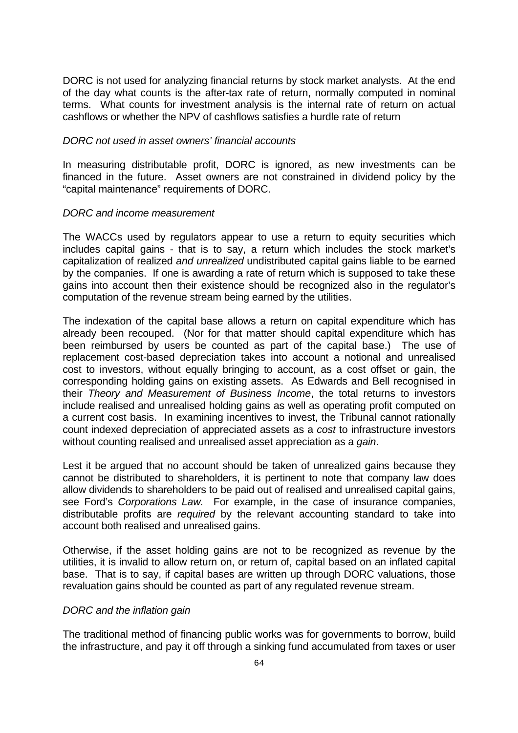DORC is not used for analyzing financial returns by stock market analysts. At the end of the day what counts is the after-tax rate of return, normally computed in nominal terms. What counts for investment analysis is the internal rate of return on actual cashflows or whether the NPV of cashflows satisfies a hurdle rate of return

*DORC not used in asset owners' financial accounts*

In measuring distributable profit, DORC is ignored, as new investments can be financed in the future. Asset owners are not constrained in dividend policy by the "capital maintenance" requirements of DORC.

*DORC and income measurement*

The WACCs used by regulators appear to use a return to equity securities which includes capital gains - that is to say, a return which includes the stock market's capitalization of realized *and unrealized* undistributed capital gains liable to be earned by the companies. If one is awarding a rate of return which is supposed to take these gains into account then their existence should be recognized also in the regulator's computation of the revenue stream being earned by the utilities.

The indexation of the capital base allows a return on capital expenditure which has already been recouped. (Nor for that matter should capital expenditure which has been reimbursed by users be counted as part of the capital base.) The use of replacement cost-based depreciation takes into account a notional and unrealised cost to investors, without equally bringing to account, as a cost offset or gain, the corresponding holding gains on existing assets. As Edwards and Bell recognised in their *Theory and Measurement of Business Income*, the total returns to investors include realised and unrealised holding gains as well as operating profit computed on a current cost basis. In examining incentives to invest, the Tribunal cannot rationally count indexed depreciation of appreciated assets as a *cost* to infrastructure investors without counting realised and unrealised asset appreciation as a *gain*.

Lest it be argued that no account should be taken of unrealized gains because they cannot be distributed to shareholders, it is pertinent to note that company law does allow dividends to shareholders to be paid out of realised and unrealised capital gains, see Ford's *Corporations Law.* For example, in the case of insurance companies, distributable profits are *required* by the relevant accounting standard to take into account both realised and unrealised gains.

Otherwise, if the asset holding gains are not to be recognized as revenue by the utilities, it is invalid to allow return on, or return of, capital based on an inflated capital base. That is to say, if capital bases are written up through DORC valuations, those revaluation gains should be counted as part of any regulated revenue stream.

*DORC and the inflation gain*

The traditional method of financing public works was for governments to borrow, build the infrastructure, and pay it off through a sinking fund accumulated from taxes or user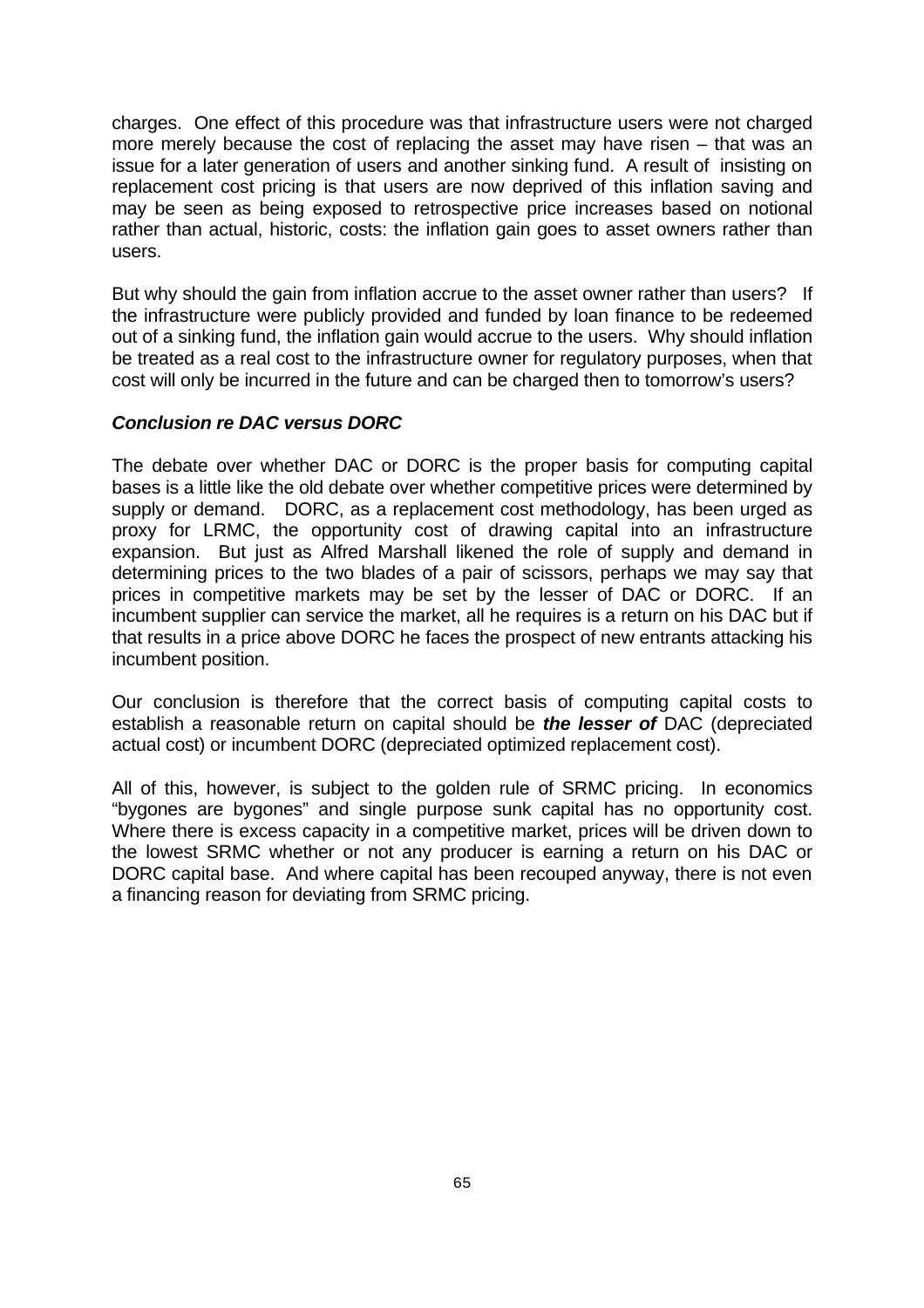charges. One effect of this procedure was that infrastructure users were not charged more merely because the cost of replacing the asset may have risen – that was an issue for a later generation of users and another sinking fund. A result of insisting on replacement cost pricing is that users are now deprived of this inflation saving and may be seen as being exposed to retrospective price increases based on notional rather than actual, historic, costs: the inflation gain goes to asset owners rather than users.

But why should the gain from inflation accrue to the asset owner rather than users? If the infrastructure were publicly provided and funded by loan finance to be redeemed out of a sinking fund, the inflation gain would accrue to the users. Why should inflation be treated as a real cost to the infrastructure owner for regulatory purposes, when that cost will only be incurred in the future and can be charged then to tomorrow's users?

### *Conclusion re DAC versus DORC*

The debate over whether DAC or DORC is the proper basis for computing capital bases is a little like the old debate over whether competitive prices were determined by supply or demand. DORC, as a replacement cost methodology, has been urged as proxy for LRMC, the opportunity cost of drawing capital into an infrastructure expansion. But just as Alfred Marshall likened the role of supply and demand in determining prices to the two blades of a pair of scissors, perhaps we may say that prices in competitive markets may be set by the lesser of DAC or DORC. If an incumbent supplier can service the market, all he requires is a return on his DAC but if that results in a price above DORC he faces the prospect of new entrants attacking his incumbent position.

Our conclusion is therefore that the correct basis of computing capital costs to establish a reasonable return on capital should be ***the lesser of*** DAC (depreciated actual cost) or incumbent DORC (depreciated optimized replacement cost).

All of this, however, is subject to the golden rule of SRMC pricing. In economics "bygones are bygones" and single purpose sunk capital has no opportunity cost. Where there is excess capacity in a competitive market, prices will be driven down to the lowest SRMC whether or not any producer is earning a return on his DAC or DORC capital base. And where capital has been recouped anyway, there is not even a financing reason for deviating from SRMC pricing.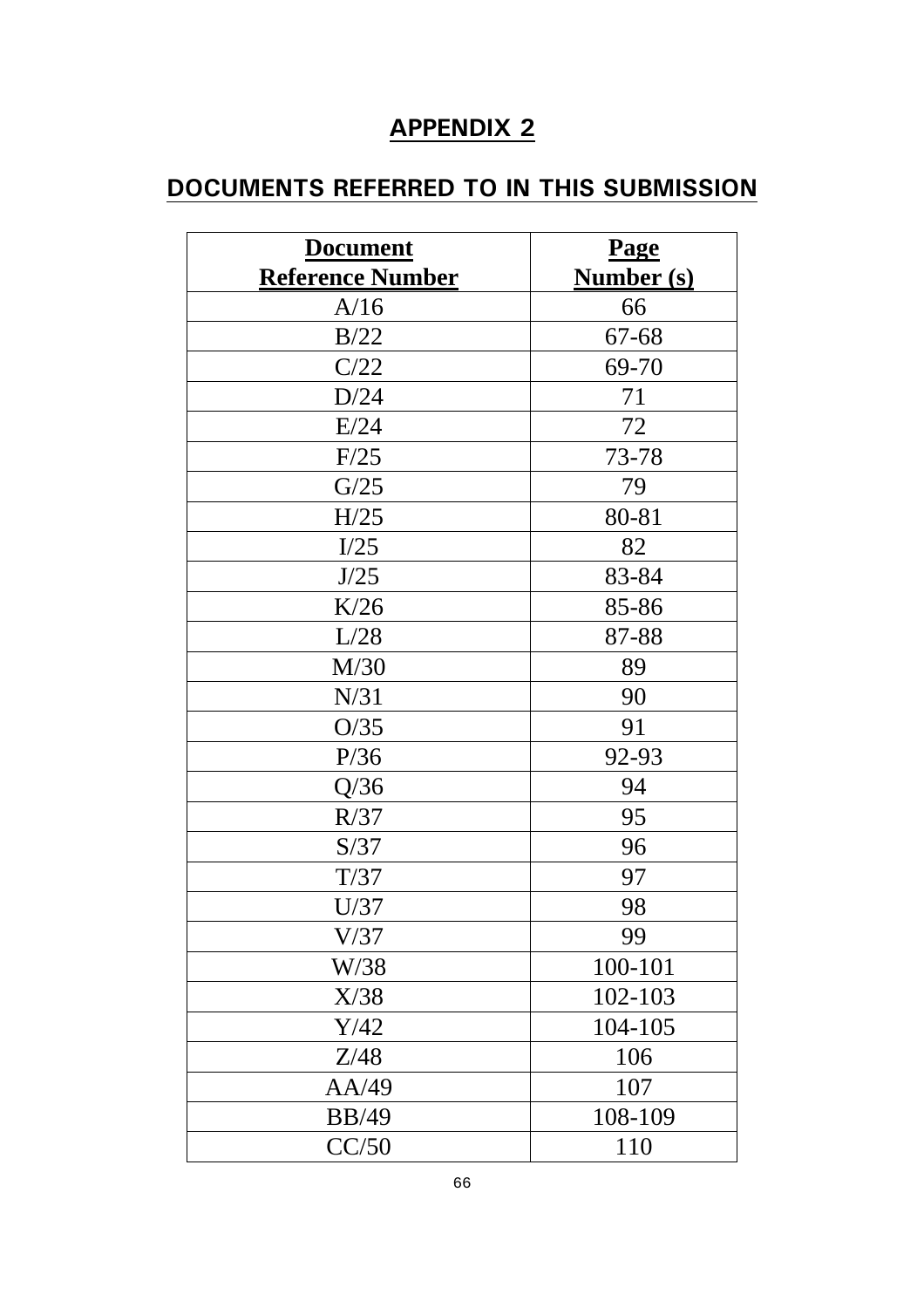# APPENDIX 2

## DOCUMENTS REFERRED TO IN THIS SUBMISSION

| Document Reference Number | Page Number (s) |
|---|---|
| A/16 | 66 |
| B/22 | 67-68 |
| C/22 | 69-70 |
| D/24 | 71 |
| E/24 | 72 |
| F/25 | 73-78 |
| G/25 | 79 |
| H/25 | 80-81 |
| I/25 | 82 |
| J/25 | 83-84 |
| K/26 | 85-86 |
| L/28 | 87-88 |
| M/30 | 89 |
| N/31 | 90 |
| O/35 | 91 |
| P/36 | 92-93 |
| Q/36 | 94 |
| R/37 | 95 |
| S/37 | 96 |
| T/37 | 97 |
| U/37 | 98 |
| V/37 | 99 |
| W/38 | 100-101 |
| X/38 | 102-103 |
| Y/42 | 104-105 |
| Z/48 | 106 |
| AA/49 | 107 |
| BB/49 | 108-109 |
| CC/50 | 110 |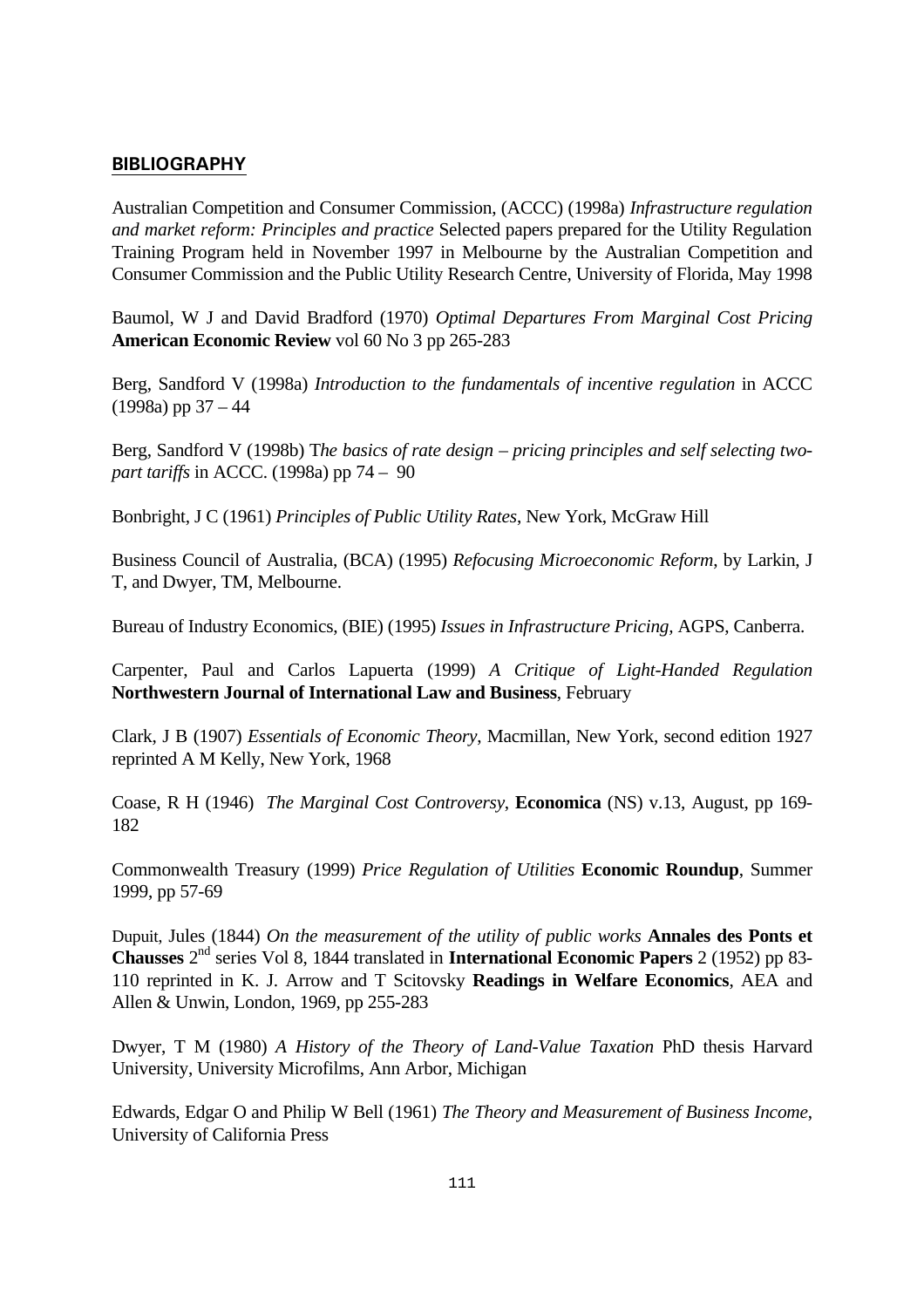## BIBLIOGRAPHY

Australian Competition and Consumer Commission, (ACCC) (1998a) *Infrastructure regulation and market reform: Principles and practice* Selected papers prepared for the Utility Regulation Training Program held in November 1997 in Melbourne by the Australian Competition and Consumer Commission and the Public Utility Research Centre, University of Florida, May 1998

Baumol, W J and David Bradford (1970) *Optimal Departures From Marginal Cost Pricing* **American Economic Review** vol 60 No 3 pp 265-283

Berg, Sandford V (1998a) *Introduction to the fundamentals of incentive regulation* in ACCC (1998a) pp 37 – 44

Berg, Sandford V (1998b) T*he basics of rate design – pricing principles and self selecting two-part tariffs* in ACCC. (1998a) pp 74 – 90

Bonbright, J C (1961) *Principles of Public Utility Rates*, New York, McGraw Hill

Business Council of Australia, (BCA) (1995) *Refocusing Microeconomic Reform*, by Larkin, J T, and Dwyer, TM, Melbourne.

Bureau of Industry Economics, (BIE) (1995) *Issues in Infrastructure Pricing*, AGPS, Canberra.

Carpenter, Paul and Carlos Lapuerta (1999) *A Critique of Light-Handed Regulation* **Northwestern Journal of International Law and Business**, February

Clark, J B (1907) *Essentials of Economic Theory*, Macmillan, New York, second edition 1927 reprinted A M Kelly, New York, 1968

Coase, R H (1946) *The Marginal Cost Controversy*, **Economica** (NS) v.13, August, pp 169-182

Commonwealth Treasury (1999) *Price Regulation of Utilities* **Economic Roundup**, Summer 1999, pp 57-69

Dupuit, Jules (1844) *On the measurement of the utility of public works* **Annales des Ponts et Chausses** 2nd series Vol 8, 1844 translated in **International Economic Papers** 2 (1952) pp 83-110 reprinted in K. J. Arrow and T Scitovsky **Readings in Welfare Economics**, AEA and Allen & Unwin, London, 1969, pp 255-283

Dwyer, T M (1980) *A History of the Theory of Land-Value Taxation* PhD thesis Harvard University, University Microfilms, Ann Arbor, Michigan

Edwards, Edgar O and Philip W Bell (1961) *The Theory and Measurement of Business Income*, University of California Press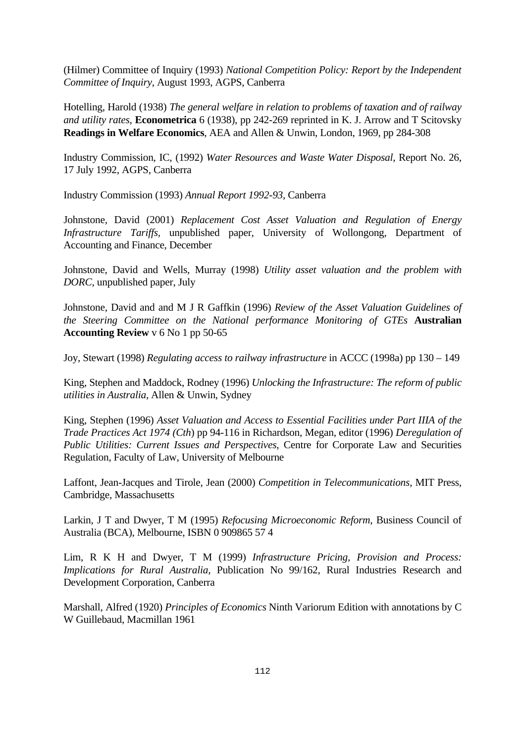(Hilmer) Committee of Inquiry (1993) *National Competition Policy: Report by the Independent Committee of Inquiry*, August 1993, AGPS, Canberra

Hotelling, Harold (1938) *The general welfare in relation to problems of taxation and of railway and utility rates*, **Econometrica** 6 (1938), pp 242-269 reprinted in K. J. Arrow and T Scitovsky **Readings in Welfare Economics**, AEA and Allen & Unwin, London, 1969, pp 284-308

Industry Commission, IC, (1992) *Water Resources and Waste Water Disposal*, Report No. 26, 17 July 1992, AGPS, Canberra

Industry Commission (1993) *Annual Report 1992-93*, Canberra

Johnstone, David (2001) *Replacement Cost Asset Valuation and Regulation of Energy Infrastructure Tariffs*, unpublished paper, University of Wollongong, Department of Accounting and Finance, December

Johnstone, David and Wells, Murray (1998) *Utility asset valuation and the problem with DORC*, unpublished paper, July

Johnstone, David and and M J R Gaffkin (1996) *Review of the Asset Valuation Guidelines of the Steering Committee on the National performance Monitoring of GTEs* **Australian Accounting Review** v 6 No 1 pp 50-65

Joy, Stewart (1998) *Regulating access to railway infrastructure* in ACCC (1998a) pp 130 – 149

King, Stephen and Maddock, Rodney (1996) *Unlocking the Infrastructure: The reform of public utilities in Australia*, Allen & Unwin, Sydney

King, Stephen (1996) *Asset Valuation and Access to Essential Facilities under Part IIIA of the Trade Practices Act 1974 (Cth*) pp 94-116 in Richardson, Megan, editor (1996) *Deregulation of Public Utilities: Current Issues and Perspectives*, Centre for Corporate Law and Securities Regulation, Faculty of Law, University of Melbourne

Laffont, Jean-Jacques and Tirole, Jean (2000) *Competition in Telecommunications*, MIT Press, Cambridge, Massachusetts

Larkin, J T and Dwyer, T M (1995) *Refocusing Microeconomic Reform*, Business Council of Australia (BCA), Melbourne, ISBN 0 909865 57 4

Lim, R K H and Dwyer, T M (1999) *Infrastructure Pricing, Provision and Process: Implications for Rural Australia*, Publication No 99/162, Rural Industries Research and Development Corporation, Canberra

Marshall, Alfred (1920) *Principles of Economics* Ninth Variorum Edition with annotations by C W Guillebaud, Macmillan 1961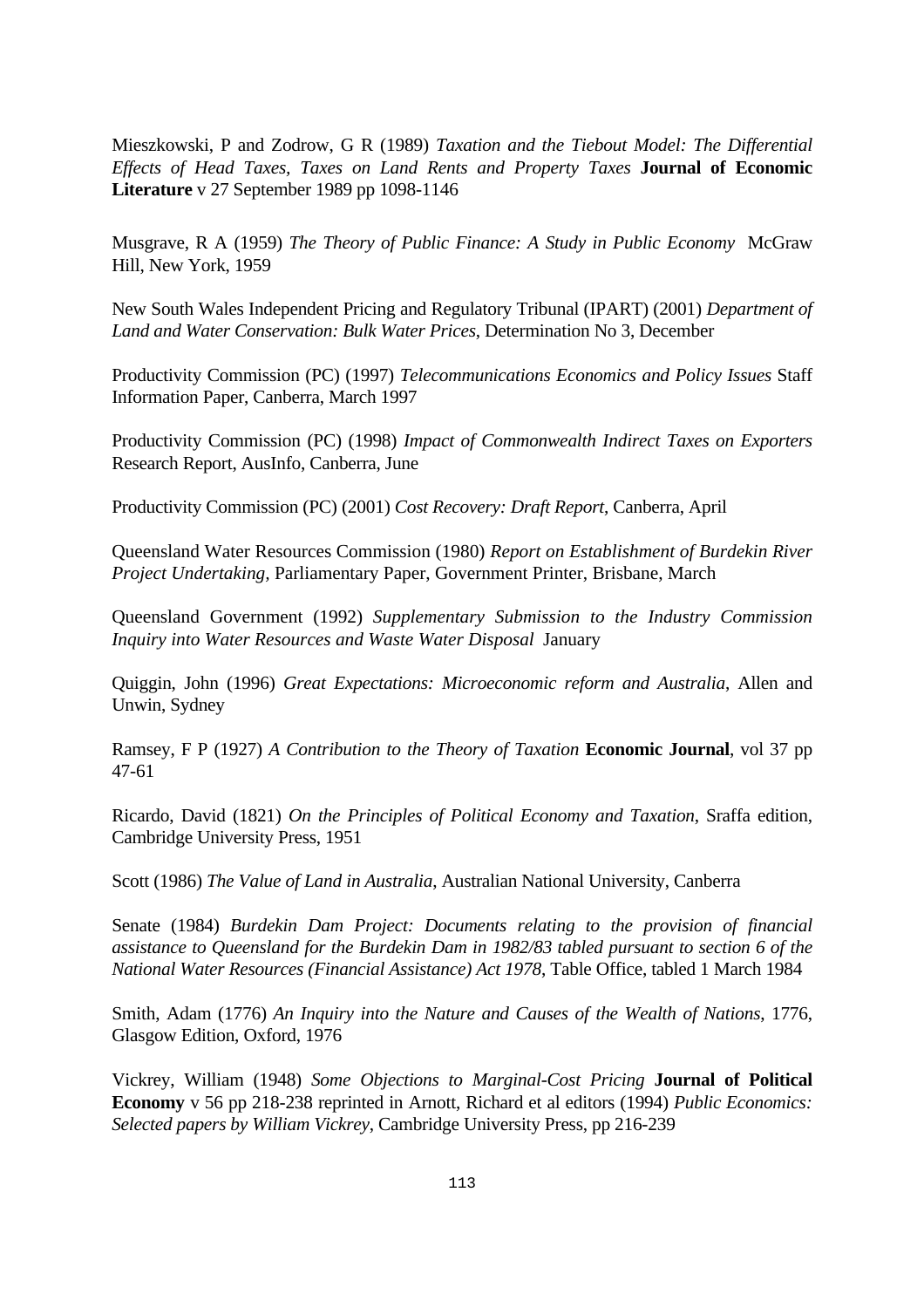Mieszkowski, P and Zodrow, G R (1989) *Taxation and the Tiebout Model: The Differential Effects of Head Taxes, Taxes on Land Rents and Property Taxes* **Journal of Economic Literature** v 27 September 1989 pp 1098-1146

Musgrave, R A (1959) *The Theory of Public Finance: A Study in Public Economy* McGraw Hill, New York, 1959

New South Wales Independent Pricing and Regulatory Tribunal (IPART) (2001) *Department of Land and Water Conservation: Bulk Water Prices*, Determination No 3, December

Productivity Commission (PC) (1997) *Telecommunications Economics and Policy Issues* Staff Information Paper, Canberra, March 1997

Productivity Commission (PC) (1998) *Impact of Commonwealth Indirect Taxes on Exporters* Research Report, AusInfo, Canberra, June

Productivity Commission (PC) (2001) *Cost Recovery: Draft Report*, Canberra, April

Queensland Water Resources Commission (1980) *Report on Establishment of Burdekin River Project Undertaking*, Parliamentary Paper, Government Printer, Brisbane, March

Queensland Government (1992) *Supplementary Submission to the Industry Commission Inquiry into Water Resources and Waste Water Disposal* January

Quiggin, John (1996) *Great Expectations: Microeconomic reform and Australia*, Allen and Unwin, Sydney

Ramsey, F P (1927) *A Contribution to the Theory of Taxation* **Economic Journal**, vol 37 pp 47-61

Ricardo, David (1821) *On the Principles of Political Economy and Taxation*, Sraffa edition, Cambridge University Press, 1951

Scott (1986) *The Value of Land in Australia*, Australian National University, Canberra

Senate (1984) *Burdekin Dam Project: Documents relating to the provision of financial assistance to Queensland for the Burdekin Dam in 1982/83 tabled pursuant to section 6 of the National Water Resources (Financial Assistance) Act 1978*, Table Office, tabled 1 March 1984

Smith, Adam (1776) *An Inquiry into the Nature and Causes of the Wealth of Nations*, 1776, Glasgow Edition, Oxford, 1976

Vickrey, William (1948) *Some Objections to Marginal-Cost Pricing* **Journal of Political Economy** v 56 pp 218-238 reprinted in Arnott, Richard et al editors (1994) *Public Economics: Selected papers by William Vickrey*, Cambridge University Press, pp 216-239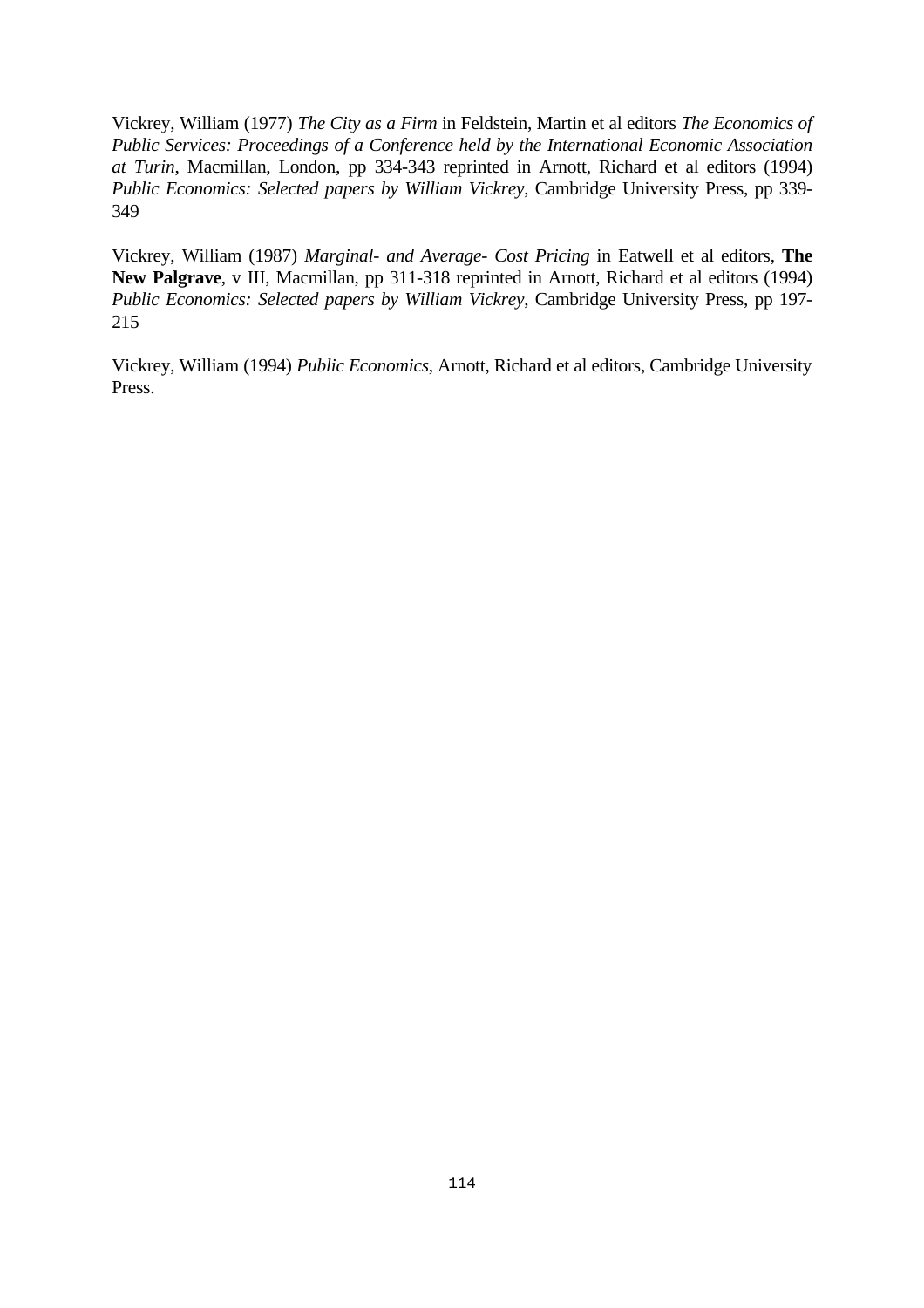Vickrey, William (1977) *The City as a Firm* in Feldstein, Martin et al editors *The Economics of Public Services: Proceedings of a Conference held by the International Economic Association at Turin*, Macmillan, London, pp 334-343 reprinted in Arnott, Richard et al editors (1994) *Public Economics: Selected papers by William Vickrey*, Cambridge University Press, pp 339-349

Vickrey, William (1987) *Marginal- and Average- Cost Pricing* in Eatwell et al editors, **The New Palgrave**, v III, Macmillan, pp 311-318 reprinted in Arnott, Richard et al editors (1994) *Public Economics: Selected papers by William Vickrey*, Cambridge University Press, pp 197-215

Vickrey, William (1994) *Public Economics*, Arnott, Richard et al editors, Cambridge University Press.